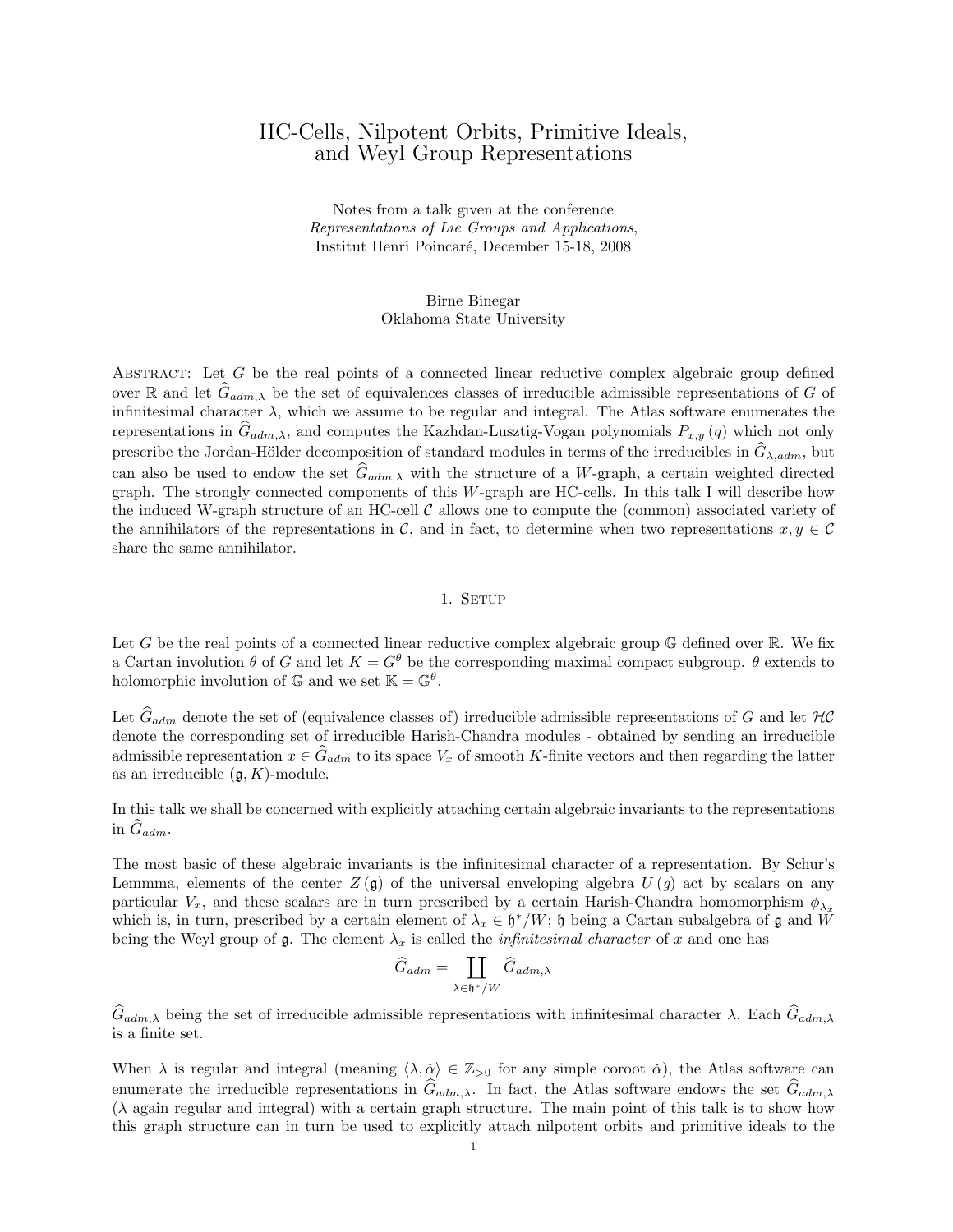# HC-Cells, Nilpotent Orbits, Primitive Ideals, and Weyl Group Representations

Notes from a talk given at the conference
*Representations of Lie Groups and Applications*,
Institut Henri Poincaré, December 15-18, 2008

Birne Binegar
Oklahoma State University

Abstract: Let $G$ be the real points of a connected linear reductive complex algebraic group defined over $\mathbb{R}$ and let $\widehat{G}_{adm,\lambda}$ be the set of equivalences classes of irreducible admissible representations of $G$ of infinitesimal character $\lambda$, which we assume to be regular and integral. The Atlas software enumerates the representations in $\widehat{G}_{adm,\lambda}$, and computes the Kazhdan-Lusztig-Vogan polynomials $P_{x,y}(q)$ which not only prescribe the Jordan-Hölder decomposition of standard modules in terms of the irreducibles in $\widehat{G}_{\lambda,adm}$, but can also be used to endow the set $\widehat{G}_{adm,\lambda}$ with the structure of a $W$-graph, a certain weighted directed graph. The strongly connected components of this $W$-graph are HC-cells. In this talk I will describe how the induced W-graph structure of an HC-cell $\mathcal{C}$ allows one to compute the (common) associated variety of the annihilators of the representations in $\mathcal{C}$, and in fact, to determine when two representations $x, y \in \mathcal{C}$ share the same annihilator.

## 1. Setup

Let $G$ be the real points of a connected linear reductive complex algebraic group $\mathbb{G}$ defined over $\mathbb{R}$. We fix a Cartan involution $\theta$ of $G$ and let $K = G^{\theta}$ be the corresponding maximal compact subgroup. $\theta$ extends to holomorphic involution of $\mathbb{G}$ and we set $\mathbb{K} = \mathbb{G}^{\theta}$.

Let $\widehat{G}_{adm}$ denote the set of (equivalence classes of) irreducible admissible representations of $G$ and let $\mathcal{HC}$ denote the corresponding set of irreducible Harish-Chandra modules - obtained by sending an irreducible admissible representation $x \in \widehat{G}_{adm}$ to its space $V_x$ of smooth $K$-finite vectors and then regarding the latter as an irreducible $(\mathfrak{g}, K)$-module.

In this talk we shall be concerned with explicitly attaching certain algebraic invariants to the representations in $\widehat{G}_{adm}$.

The most basic of these algebraic invariants is the infinitesimal character of a representation. By Schur's Lemmma, elements of the center $Z(\mathfrak{g})$ of the universal enveloping algebra $U(g)$ act by scalars on any particular $V_x$, and these scalars are in turn prescribed by a certain Harish-Chandra homomorphism $\phi_{\lambda_x}$ which is, in turn, prescribed by a certain element of $\lambda_x \in \mathfrak{h}^*/W$; $\mathfrak{h}$ being a Cartan subalgebra of $\mathfrak{g}$ and $W$ being the Weyl group of $\mathfrak{g}$. The element $\lambda_x$ is called the *infinitesimal character* of $x$ and one has

$$\widehat{G}_{adm} = \coprod_{\lambda \in \mathfrak{h}^*/W} \widehat{G}_{adm,\lambda}$$

$\widehat{G}_{adm,\lambda}$ being the set of irreducible admissible representations with infinitesimal character $\lambda$. Each $\widehat{G}_{adm,\lambda}$ is a finite set.

When $\lambda$ is regular and integral (meaning $\langle \lambda, \check{\alpha} \rangle \in \mathbb{Z}_{>0}$ for any simple coroot $\check{\alpha}$), the Atlas software can enumerate the irreducible representations in $\widehat{G}_{adm,\lambda}$. In fact, the Atlas software endows the set $\widehat{G}_{adm,\lambda}$ ($\lambda$ again regular and integral) with a certain graph structure. The main point of this talk is to show how this graph structure can in turn be used to explicitly attach nilpotent orbits and primitive ideals to the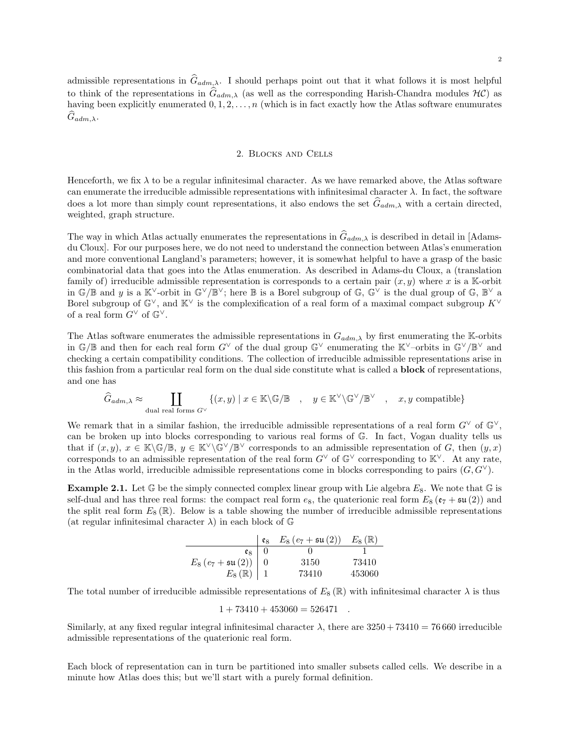admissible representations in $\widehat{G}_{adm,\lambda}$. I should perhaps point out that it what follows it is most helpful to think of the representations in $\widehat{G}_{adm,\lambda}$ (as well as the corresponding Harish-Chandra modules $\mathcal{HC}$) as having been explicitly enumerated $0, 1, 2, \ldots, n$ (which is in fact exactly how the Atlas software enumurates $\widehat{G}_{adm,\lambda}$.

## 2. Blocks and Cells

Henceforth, we fix $\lambda$ to be a regular infinitesimal character. As we have remarked above, the Atlas software can enumerate the irreducible admissible representations with infinitesimal character $\lambda$. In fact, the software does a lot more than simply count representations, it also endows the set $\widehat{G}_{adm,\lambda}$ with a certain directed, weighted, graph structure.

The way in which Atlas actually enumerates the representations in $\widehat{G}_{adm,\lambda}$ is described in detail in [Adams-du Cloux]. For our purposes here, we do not need to understand the connection between Atlas's enumeration and more conventional Langland's parameters; however, it is somewhat helpful to have a grasp of the basic combinatorial data that goes into the Atlas enumeration. As described in Adams-du Cloux, a (translation family of) irreducible admissible representation is corresponds to a certain pair $(x, y)$ where $x$ is a $\mathbb{K}$-orbit in $\mathbb{G}/\mathbb{B}$ and $y$ is a $\mathbb{K}^\vee$-orbit in $\mathbb{G}^\vee/\mathbb{B}^\vee$; here $\mathbb{B}$ is a Borel subgroup of $\mathbb{G}$, $\mathbb{G}^\vee$ is the dual group of $\mathbb{G}$, $\mathbb{B}^\vee$ a Borel subgroup of $\mathbb{G}^\vee$, and $\mathbb{K}^\vee$ is the complexification of a real form of a maximal compact subgroup $K^\vee$ of a real form $G^\vee$ of $\mathbb{G}^\vee$.

The Atlas software enumerates the admissible representations in $G_{adm,\lambda}$ by first enumerating the $\mathbb{K}$-orbits in $\mathbb{G}/\mathbb{B}$ and then for each real form $G^\vee$ of the dual group $\mathbb{G}^\vee$ enumerating the $\mathbb{K}^\vee$–orbits in $\mathbb{G}^\vee/\mathbb{B}^\vee$ and checking a certain compatibility conditions. The collection of irreducible admissible representations arise in this fashion from a particular real form on the dual side constitute what is called a **block** of representations, and one has

$$\widehat{G}_{adm,\lambda} \approx \coprod_{\text{dual real forms } G^\vee} \{(x, y) \mid x \in \mathbb{K}\backslash\mathbb{G}/\mathbb{B} \quad , \quad y \in \mathbb{K}^\vee\backslash\mathbb{G}^\vee/\mathbb{B}^\vee \quad , \quad x, y \text{ compatible}\}$$

We remark that in a similar fashion, the irreducible admissible representations of a real form $G^\vee$ of $\mathbb{G}^\vee$, can be broken up into blocks corresponding to various real forms of $\mathbb{G}$. In fact, Vogan duality tells us that if $(x, y)$, $x \in \mathbb{K}\backslash\mathbb{G}/\mathbb{B}$, $y \in \mathbb{K}^\vee\backslash\mathbb{G}^\vee/\mathbb{B}^\vee$ corresponds to an admissible representation of $G$, then $(y, x)$ corresponds to an admissible representation of the real form $G^\vee$ of $\mathbb{G}^\vee$ corresponding to $\mathbb{K}^\vee$. At any rate, in the Atlas world, irreducible admissible representations come in blocks corresponding to pairs $(G, G^\vee)$.

**Example 2.1.** Let $\mathbb{G}$ be the simply connected complex linear group with Lie algebra $E_8$. We note that $\mathbb{G}$ is self-dual and has three real forms: the compact real form $e_8$, the quaterionic real form $E_8\left(\mathfrak{e}_7 + \mathfrak{su}\left(2\right)\right)$ and the split real form $E_8\left(\mathbb{R}\right)$. Below is a table showing the number of irreducible admissible representations (at regular infinitesimal character $\lambda$) in each block of $\mathbb{G}$

| | $\mathfrak{e}_8$ | $E_8\left(e_7 + \mathfrak{su}\left(2\right)\right)$ | $E_8\left(\mathbb{R}\right)$ |
|---|---|---|---|
| $\mathfrak{e}_8$ | 0 | 0 | 1 |
| $E_8\left(e_7 + \mathfrak{su}\left(2\right)\right)$ | 0 | 3150 | 73410 |
| $E_8\left(\mathbb{R}\right)$ | 1 | 73410 | 453060 |

The total number of irreducible admissible representations of $E_8\left(\mathbb{R}\right)$ with infinitesimal character $\lambda$ is thus

$$1 + 73410 + 453060 = 526471 \quad .$$

Similarly, at any fixed regular integral infinitesimal character $\lambda$, there are $3250 + 73410 = 76\,660$ irreducible admissible representations of the quaterionic real form.

Each block of representation can in turn be partitioned into smaller subsets called cells. We describe in a minute how Atlas does this; but we'll start with a purely formal definition.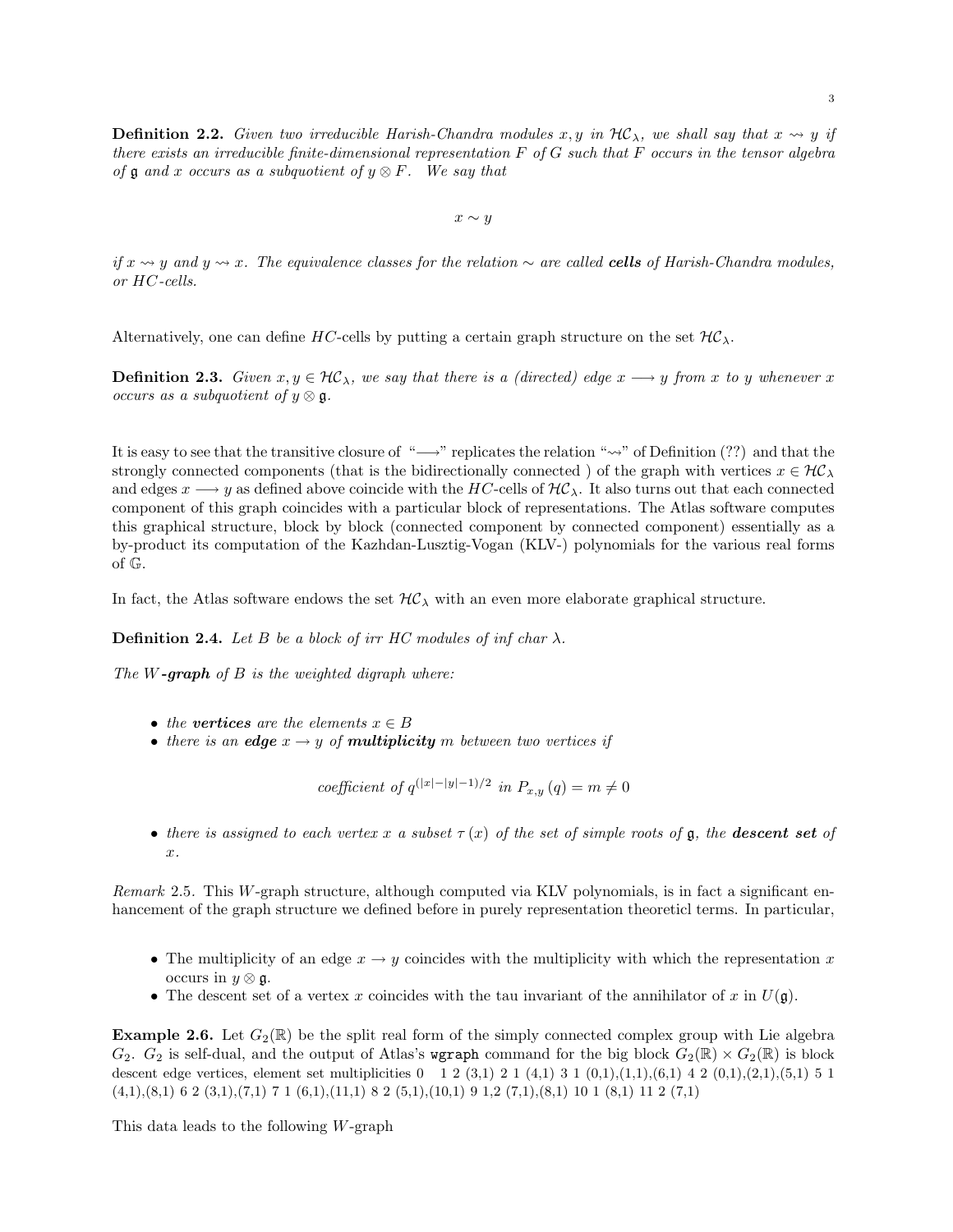**Definition 2.2.** *Given two irreducible Harish-Chandra modules $x, y$ in $\mathcal{HC}_\lambda$, we shall say that $x \rightsquigarrow y$ if there exists an irreducible finite-dimensional representation $F$ of $G$ such that $F$ occurs in the tensor algebra of $\mathfrak{g}$ and $x$ occurs as a subquotient of $y \otimes F$. We say that*

$$x \sim y$$

*if $x \rightsquigarrow y$ and $y \rightsquigarrow x$. The equivalence classes for the relation $\sim$ are called **cells** of Harish-Chandra modules, or HC-cells.*

Alternatively, one can define $HC$-cells by putting a certain graph structure on the set $\mathcal{HC}_\lambda$.

**Definition 2.3.** *Given $x, y \in \mathcal{HC}_\lambda$, we say that there is a (directed) edge $x \longrightarrow y$ from $x$ to $y$ whenever $x$ occurs as a subquotient of $y \otimes \mathfrak{g}$.*

It is easy to see that the transitive closure of "$\longrightarrow$" replicates the relation "$\rightsquigarrow$" of Definition (??) and that the strongly connected components (that is the bidirectionally connected ) of the graph with vertices $x \in \mathcal{HC}_\lambda$ and edges $x \longrightarrow y$ as defined above coincide with the $HC$-cells of $\mathcal{HC}_\lambda$. It also turns out that each connected component of this graph coincides with a particular block of representations. The Atlas software computes this graphical structure, block by block (connected component by connected component) essentially as a by-product its computation of the Kazhdan-Lusztig-Vogan (KLV-) polynomials for the various real forms of $\mathbb{G}$.

In fact, the Atlas software endows the set $\mathcal{HC}_\lambda$ with an even more elaborate graphical structure.

**Definition 2.4.** *Let $B$ be a block of irr HC modules of inf char $\lambda$.*

*The $W$-**graph** of $B$ is the weighted digraph where:*

- *the **vertices** are the elements $x \in B$*
- *there is an **edge** $x \to y$ of **multiplicity** $m$ between two vertices if*

$$\text{coefficient of } q^{(|x|-|y|-1)/2} \text{ in } P_{x,y}(q) = m \neq 0$$

- *there is assigned to each vertex $x$ a subset $\tau(x)$ of the set of simple roots of $\mathfrak{g}$, the **descent set** of $x$.*

*Remark* 2.5. This $W$-graph structure, although computed via KLV polynomials, is in fact a significant enhancement of the graph structure we defined before in purely representation theoreticl terms. In particular,

- The multiplicity of an edge $x \to y$ coincides with the multiplicity with which the representation $x$ occurs in $y \otimes \mathfrak{g}$.
- The descent set of a vertex $x$ coincides with the tau invariant of the annihilator of $x$ in $U(\mathfrak{g})$.

**Example 2.6.** Let $G_2(\mathbb{R})$ be the split real form of the simply connected complex group with Lie algebra $G_2$. $G_2$ is self-dual, and the output of Atlas's `wgraph` command for the big block $G_2(\mathbb{R}) \times G_2(\mathbb{R})$ is block descent edge vertices, element set multiplicities 0 1 2 (3,1) 2 1 (4,1) 3 1 (0,1),(1,1),(6,1) 4 2 (0,1),(2,1),(5,1) 5 1 (4,1),(8,1) 6 2 (3,1),(7,1) 7 1 (6,1),(11,1) 8 2 (5,1),(10,1) 9 1,2 (7,1),(8,1) 10 1 (8,1) 11 2 (7,1)

This data leads to the following $W$-graph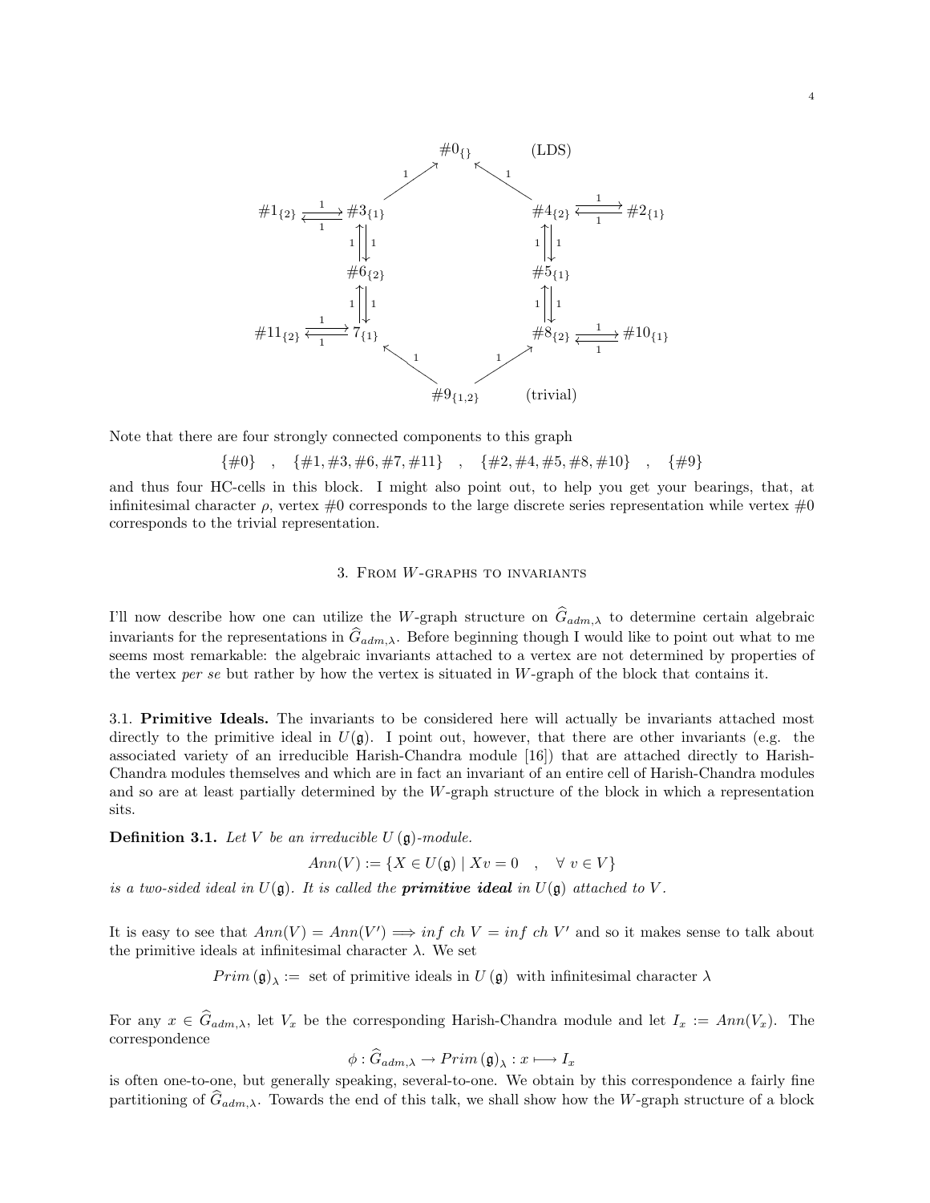$$
\begin{array}{ccccccc}
 & & & \#0_{\{\}} & & \text{(LDS)} & \\
 & & \nearrow^{1} & & \nwarrow^{1} & & \\
\#1_{\{2\}} & \overset{1}{\underset{1}{\rightleftarrows}} & \#3_{\{1\}} & & \#4_{\{2\}} & \overset{1}{\underset{1}{\rightleftarrows}} & \#2_{\{1\}} \\
 & & {\scriptstyle 1}\uparrow\downarrow{\scriptstyle 1} & & {\scriptstyle 1}\uparrow\downarrow{\scriptstyle 1} & & \\
 & & \#6_{\{2\}} & & \#5_{\{1\}} & & \\
 & & {\scriptstyle 1}\uparrow\downarrow{\scriptstyle 1} & & {\scriptstyle 1}\uparrow\downarrow{\scriptstyle 1} & & \\
\#11_{\{2\}} & \overset{1}{\underset{1}{\rightleftarrows}} & 7_{\{1\}} & & \#8_{\{2\}} & \overset{1}{\underset{1}{\rightleftarrows}} & \#10_{\{1\}} \\
 & & \nwarrow^{1} & & \nearrow^{1} & & \\
 & & & \#9_{\{1,2\}} & & \text{(trivial)} &
\end{array}
$$

Note that there are four strongly connected components to this graph

$$\{\#0\} \quad , \quad \{\#1, \#3, \#6, \#7, \#11\} \quad , \quad \{\#2, \#4, \#5, \#8, \#10\} \quad , \quad \{\#9\}$$

and thus four HC-cells in this block. I might also point out, to help you get your bearings, that, at infinitesimal character $\rho$, vertex #0 corresponds to the large discrete series representation while vertex #0 corresponds to the trivial representation.

## 3. From $W$-graphs to invariants

I'll now describe how one can utilize the $W$-graph structure on $\widehat{G}_{adm,\lambda}$ to determine certain algebraic invariants for the representations in $\widehat{G}_{adm,\lambda}$. Before beginning though I would like to point out what to me seems most remarkable: the algebraic invariants attached to a vertex are not determined by properties of the vertex *per se* but rather by how the vertex is situated in $W$-graph of the block that contains it.

**3.1. Primitive Ideals.** The invariants to be considered here will actually be invariants attached most directly to the primitive ideal in $U(\mathfrak{g})$. I point out, however, that there are other invariants (e.g. the associated variety of an irreducible Harish-Chandra module [16]) that are attached directly to Harish-Chandra modules themselves and which are in fact an invariant of an entire cell of Harish-Chandra modules and so are at least partially determined by the $W$-graph structure of the block in which a representation sits.

**Definition 3.1.** *Let $V$ be an irreducible $U(\mathfrak{g})$-module.*

$$Ann(V) := \{X \in U(\mathfrak{g}) \mid Xv = 0 \quad , \quad \forall\ v \in V\}$$

*is a two-sided ideal in $U(\mathfrak{g})$. It is called the* ***primitive ideal*** *in $U(\mathfrak{g})$ attached to $V$.*

It is easy to see that $Ann(V) = Ann(V') \Longrightarrow inf\ ch\ V = inf\ ch\ V'$ and so it makes sense to talk about the primitive ideals at infinitesimal character $\lambda$. We set

$$Prim\,(\mathfrak{g})_\lambda := \text{ set of primitive ideals in } U\,(\mathfrak{g}) \text{ with infinitesimal character } \lambda$$

For any $x \in \widehat{G}_{adm,\lambda}$, let $V_x$ be the corresponding Harish-Chandra module and let $I_x := Ann(V_x)$. The correspondence

$$\phi : \widehat{G}_{adm,\lambda} \to Prim\,(\mathfrak{g})_\lambda : x \longmapsto I_x$$

is often one-to-one, but generally speaking, several-to-one. We obtain by this correspondence a fairly fine partitioning of $\widehat{G}_{adm,\lambda}$. Towards the end of this talk, we shall show how the $W$-graph structure of a block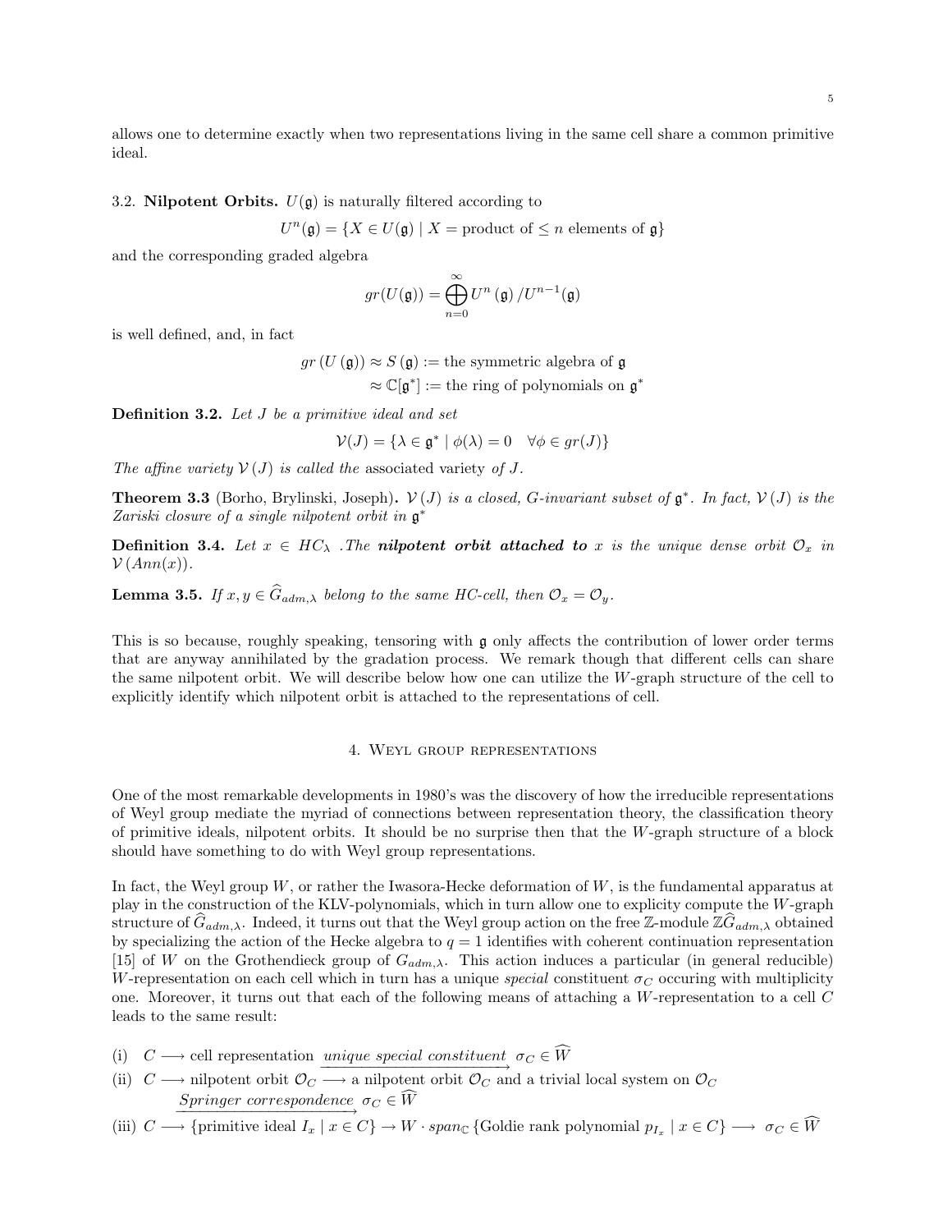allows one to determine exactly when two representations living in the same cell share a common primitive ideal.

### 3.2. Nilpotent Orbits.

$U(\mathfrak{g})$ is naturally filtered according to

$$U^n(\mathfrak{g}) = \{X \in U(\mathfrak{g}) \mid X = \text{product of} \leq n \text{ elements of } \mathfrak{g}\}$$

and the corresponding graded algebra

$$gr(U(\mathfrak{g})) = \bigoplus_{n=0}^{\infty} U^n(\mathfrak{g}) / U^{n-1}(\mathfrak{g})$$

is well defined, and, in fact

$$\begin{aligned} gr(U(\mathfrak{g})) &\approx S(\mathfrak{g}) := \text{the symmetric algebra of } \mathfrak{g} \\ &\approx \mathbb{C}[\mathfrak{g}^*] := \text{the ring of polynomials on } \mathfrak{g}^* \end{aligned}$$

**Definition 3.2.** *Let $J$ be a primitive ideal and set*

$$\mathcal{V}(J) = \{\lambda \in \mathfrak{g}^* \mid \phi(\lambda) = 0 \quad \forall \phi \in gr(J)\}$$

*The affine variety $\mathcal{V}(J)$ is called the* associated variety *of $J$.*

**Theorem 3.3** (Borho, Brylinski, Joseph)**.** *$\mathcal{V}(J)$ is a closed, $G$-invariant subset of $\mathfrak{g}^*$. In fact, $\mathcal{V}(J)$ is the Zariski closure of a single nilpotent orbit in $\mathfrak{g}^*$*

**Definition 3.4.** *Let $x \in HC_\lambda$ .The* ***nilpotent orbit attached to*** *$x$ is the unique dense orbit $\mathcal{O}_x$ in $\mathcal{V}(Ann(x))$.*

**Lemma 3.5.** *If $x, y \in \widehat{G}_{adm,\lambda}$ belong to the same HC-cell, then $\mathcal{O}_x = \mathcal{O}_y$.*

This is so because, roughly speaking, tensoring with $\mathfrak{g}$ only affects the contribution of lower order terms that are anyway annihilated by the gradation process. We remark though that different cells can share the same nilpotent orbit. We will describe below how one can utilize the $W$-graph structure of the cell to explicitly identify which nilpotent orbit is attached to the representations of cell.

## 4. Weyl group representations

One of the most remarkable developments in 1980's was the discovery of how the irreducible representations of Weyl group mediate the myriad of connections between representation theory, the classification theory of primitive ideals, nilpotent orbits. It should be no surprise then that the $W$-graph structure of a block should have something to do with Weyl group representations.

In fact, the Weyl group $W$, or rather the Iwasora-Hecke deformation of $W$, is the fundamental apparatus at play in the construction of the KLV-polynomials, which in turn allow one to explicity compute the $W$-graph structure of $\widehat{G}_{adm,\lambda}$. Indeed, it turns out that the Weyl group action on the free $\mathbb{Z}$-module $\mathbb{Z}\widehat{G}_{adm,\lambda}$ obtained by specializing the action of the Hecke algebra to $q = 1$ identifies with coherent continuation representation [15] of $W$ on the Grothendieck group of $G_{adm,\lambda}$. This action induces a particular (in general reducible) $W$-representation on each cell which in turn has a unique *special* constituent $\sigma_C$ occuring with multiplicity one. Moreover, it turns out that each of the following means of attaching a $W$-representation to a cell $C$ leads to the same result:

(i) $C \longrightarrow$ cell representation $\xrightarrow{\text{unique special constituent}} \sigma_C \in \widehat{W}$

(ii) $C \longrightarrow$ nilpotent orbit $\mathcal{O}_C \longrightarrow$ a nilpotent orbit $\mathcal{O}_C$ and a trivial local system on $\mathcal{O}_C$ $\xrightarrow{\text{Springer correspondence}} \sigma_C \in \widehat{W}$

(iii) $C \longrightarrow \{\text{primitive ideal } I_x \mid x \in C\} \to W \cdot span_{\mathbb{C}} \{\text{Goldie rank polynomial } p_{I_x} \mid x \in C\} \longrightarrow \sigma_C \in \widehat{W}$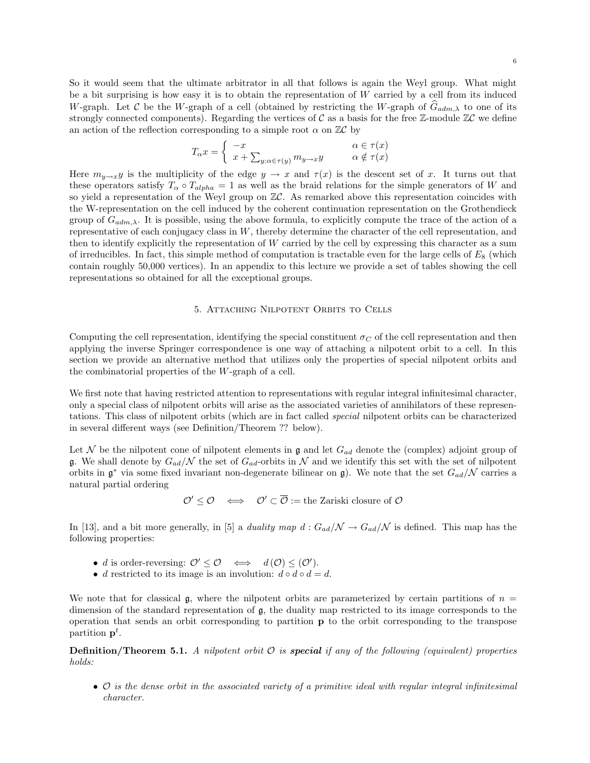So it would seem that the ultimate arbitrator in all that follows is again the Weyl group. What might be a bit surprising is how easy it is to obtain the representation of $W$ carried by a cell from its induced $W$-graph. Let $\mathcal{C}$ be the $W$-graph of a cell (obtained by restricting the $W$-graph of $\widehat{G}_{adm,\lambda}$ to one of its strongly connected components). Regarding the vertices of $\mathcal{C}$ as a basis for the free $\mathbb{Z}$-module $\mathbb{Z}\mathcal{C}$ we define an action of the reflection corresponding to a simple root $\alpha$ on $\mathbb{Z}\mathcal{C}$ by

$$T_\alpha x = \begin{cases} -x & \alpha \in \tau(x) \\ x + \sum_{y:\alpha\in\tau(y)} m_{y\to x} y & \alpha \notin \tau(x) \end{cases}$$

Here $m_{y\to x}y$ is the multiplicity of the edge $y \to x$ and $\tau(x)$ is the descent set of $x$. It turns out that these operators satisfy $T_\alpha \circ T_{alpha} = 1$ as well as the braid relations for the simple generators of $W$ and so yield a representation of the Weyl group on $\mathbb{Z}\mathcal{C}$. As remarked above this representation coincides with the W-representation on the cell induced by the coherent continuation representation on the Grothendieck group of $G_{adm,\lambda}$. It is possible, using the above formula, to explicitly compute the trace of the action of a representative of each conjugacy class in $W$, thereby determine the character of the cell representation, and then to identify explicitly the representation of $W$ carried by the cell by expressing this character as a sum of irreducibles. In fact, this simple method of computation is tractable even for the large cells of $E_8$ (which contain roughly 50,000 vertices). In an appendix to this lecture we provide a set of tables showing the cell representations so obtained for all the exceptional groups.

## 5. Attaching Nilpotent Orbits to Cells

Computing the cell representation, identifying the special constituent $\sigma_C$ of the cell representation and then applying the inverse Springer correspondence is one way of attaching a nilpotent orbit to a cell. In this section we provide an alternative method that utilizes only the properties of special nilpotent orbits and the combinatorial properties of the $W$-graph of a cell.

We first note that having restricted attention to representations with regular integral infinitesimal character, only a special class of nilpotent orbits will arise as the associated varieties of annihilators of these representations. This class of nilpotent orbits (which are in fact called *special* nilpotent orbits can be characterized in several different ways (see Definition/Theorem ?? below).

Let $\mathcal{N}$ be the nilpotent cone of nilpotent elements in $\mathfrak{g}$ and let $G_{ad}$ denote the (complex) adjoint group of $\mathfrak{g}$. We shall denote by $G_{ad}/\mathcal{N}$ the set of $G_{ad}$-orbits in $\mathcal{N}$ and we identify this set with the set of nilpotent orbits in $\mathfrak{g}^*$ via some fixed invariant non-degenerate bilinear on $\mathfrak{g}$). We note that the set $G_{ad}/\mathcal{N}$ carries a natural partial ordering

$$\mathcal{O}' \leq \mathcal{O} \quad \Longleftrightarrow \quad \mathcal{O}' \subset \overline{\mathcal{O}} := \text{the Zariski closure of } \mathcal{O}$$

In [13], and a bit more generally, in [5] a *duality map* $d : G_{ad}/\mathcal{N} \to G_{ad}/\mathcal{N}$ is defined. This map has the following properties:

- $d$ is order-reversing: $\mathcal{O}' \leq \mathcal{O} \quad \Longleftrightarrow \quad d(\mathcal{O}) \leq (\mathcal{O}')$.
- $d$ restricted to its image is an involution: $d \circ d \circ d = d$.

We note that for classical $\mathfrak{g}$, where the nilpotent orbits are parameterized by certain partitions of $n =$ dimension of the standard representation of $\mathfrak{g}$, the duality map restricted to its image corresponds to the operation that sends an orbit corresponding to partition $\mathbf{p}$ to the orbit corresponding to the transpose partition $\mathbf{p}^t$.

**Definition/Theorem 5.1.** *A nilpotent orbit $\mathcal{O}$ is* ***special*** *if any of the following (equivalent) properties holds:*

- *$\mathcal{O}$ is the dense orbit in the associated variety of a primitive ideal with regular integral infinitesimal character.*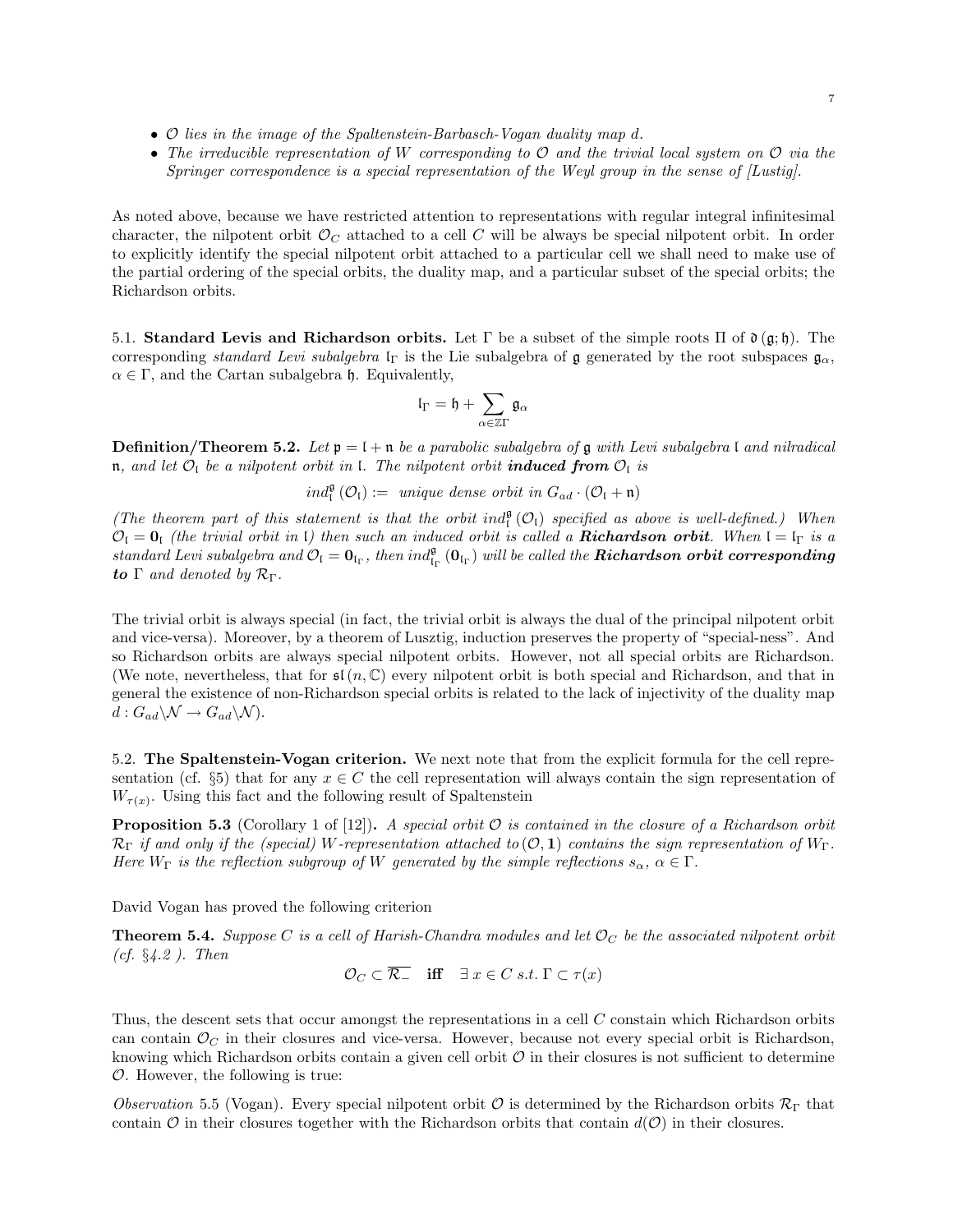- $\mathcal{O}$ *lies in the image of the Spaltenstein-Barbasch-Vogan duality map* $d$.
- *The irreducible representation of* $W$ *corresponding to* $\mathcal{O}$ *and the trivial local system on* $\mathcal{O}$ *via the Springer correspondence is a special representation of the Weyl group in the sense of [Lustig].*

As noted above, because we have restricted attention to representations with regular integral infinitesimal character, the nilpotent orbit $\mathcal{O}_C$ attached to a cell $C$ will be always be special nilpotent orbit. In order to explicitly identify the special nilpotent orbit attached to a particular cell we shall need to make use of the partial ordering of the special orbits, the duality map, and a particular subset of the special orbits; the Richardson orbits.

5.1. **Standard Levis and Richardson orbits.** Let $\Gamma$ be a subset of the simple roots $\Pi$ of $\mathfrak{d}(\mathfrak{g};\mathfrak{h})$. The corresponding *standard Levi subalgebra* $\mathfrak{l}_\Gamma$ is the Lie subalgebra of $\mathfrak{g}$ generated by the root subspaces $\mathfrak{g}_\alpha$, $\alpha \in \Gamma$, and the Cartan subalgebra $\mathfrak{h}$. Equivalently,

$$\mathfrak{l}_\Gamma = \mathfrak{h} + \sum_{\alpha \in \mathbb{Z}\Gamma} \mathfrak{g}_\alpha$$

**Definition/Theorem 5.2.** *Let* $\mathfrak{p} = \mathfrak{l} + \mathfrak{n}$ *be a parabolic subalgebra of* $\mathfrak{g}$ *with Levi subalgebra* $\mathfrak{l}$ *and nilradical* $\mathfrak{n}$*, and let* $\mathcal{O}_\mathfrak{l}$ *be a nilpotent orbit in* $\mathfrak{l}$*. The nilpotent orbit* ***induced from*** $\mathcal{O}_\mathfrak{l}$ *is*

$$ind_\mathfrak{l}^\mathfrak{g}(\mathcal{O}_\mathfrak{l}) := \text{ unique dense orbit in } G_{ad} \cdot (\mathcal{O}_\mathfrak{l} + \mathfrak{n})$$

*(The theorem part of this statement is that the orbit* $ind_\mathfrak{l}^\mathfrak{g}(\mathcal{O}_\mathfrak{l})$ *specified as above is well-defined.) When* $\mathcal{O}_\mathfrak{l} = \mathbf{0}_\mathfrak{l}$ *(the trivial orbit in* $\mathfrak{l}$*) then such an induced orbit is called a* ***Richardson orbit****. When* $\mathfrak{l} = \mathfrak{l}_\Gamma$ *is a standard Levi subalgebra and* $\mathcal{O}_\mathfrak{l} = \mathbf{0}_{\mathfrak{l}_\Gamma}$*, then* $ind_{\mathfrak{l}_\Gamma}^\mathfrak{g}(\mathbf{0}_{\mathfrak{l}_\Gamma})$ *will be called the* ***Richardson orbit corresponding to*** $\Gamma$ *and denoted by* $\mathcal{R}_\Gamma$*.*

The trivial orbit is always special (in fact, the trivial orbit is always the dual of the principal nilpotent orbit and vice-versa). Moreover, by a theorem of Lusztig, induction preserves the property of "special-ness". And so Richardson orbits are always special nilpotent orbits. However, not all special orbits are Richardson. (We note, nevertheless, that for $\mathfrak{sl}(n,\mathbb{C})$ every nilpotent orbit is both special and Richardson, and that in general the existence of non-Richardson special orbits is related to the lack of injectivity of the duality map $d : G_{ad}\backslash\mathcal{N} \to G_{ad}\backslash\mathcal{N}$).

5.2. **The Spaltenstein-Vogan criterion.** We next note that from the explicit formula for the cell representation (cf. §5) that for any $x \in C$ the cell representation will always contain the sign representation of $W_{\tau(x)}$. Using this fact and the following result of Spaltenstein

**Proposition 5.3** (Corollary 1 of [12])**.** *A special orbit* $\mathcal{O}$ *is contained in the closure of a Richardson orbit* $\mathcal{R}_\Gamma$ *if and only if the (special)* $W$*-representation attached to* $(\mathcal{O},\mathbf{1})$ *contains the sign representation of* $W_\Gamma$*. Here* $W_\Gamma$ *is the reflection subgroup of* $W$ *generated by the simple reflections* $s_\alpha$*,* $\alpha \in \Gamma$*.*

David Vogan has proved the following criterion

**Theorem 5.4.** *Suppose* $C$ *is a cell of Harish-Chandra modules and let* $\mathcal{O}_C$ *be the associated nilpotent orbit (cf. §4.2 ). Then*

$$\mathcal{O}_C \subset \overline{\mathcal{R}_-} \quad \textbf{iff} \quad \exists\, x \in C \ s.t.\ \Gamma \subset \tau(x)$$

Thus, the descent sets that occur amongst the representations in a cell $C$ constain which Richardson orbits can contain $\mathcal{O}_C$ in their closures and vice-versa. However, because not every special orbit is Richardson, knowing which Richardson orbits contain a given cell orbit $\mathcal{O}$ in their closures is not sufficient to determine $\mathcal{O}$. However, the following is true:

*Observation* 5.5 (Vogan). Every special nilpotent orbit $\mathcal{O}$ is determined by the Richardson orbits $\mathcal{R}_\Gamma$ that contain $\mathcal{O}$ in their closures together with the Richardson orbits that contain $d(\mathcal{O})$ in their closures.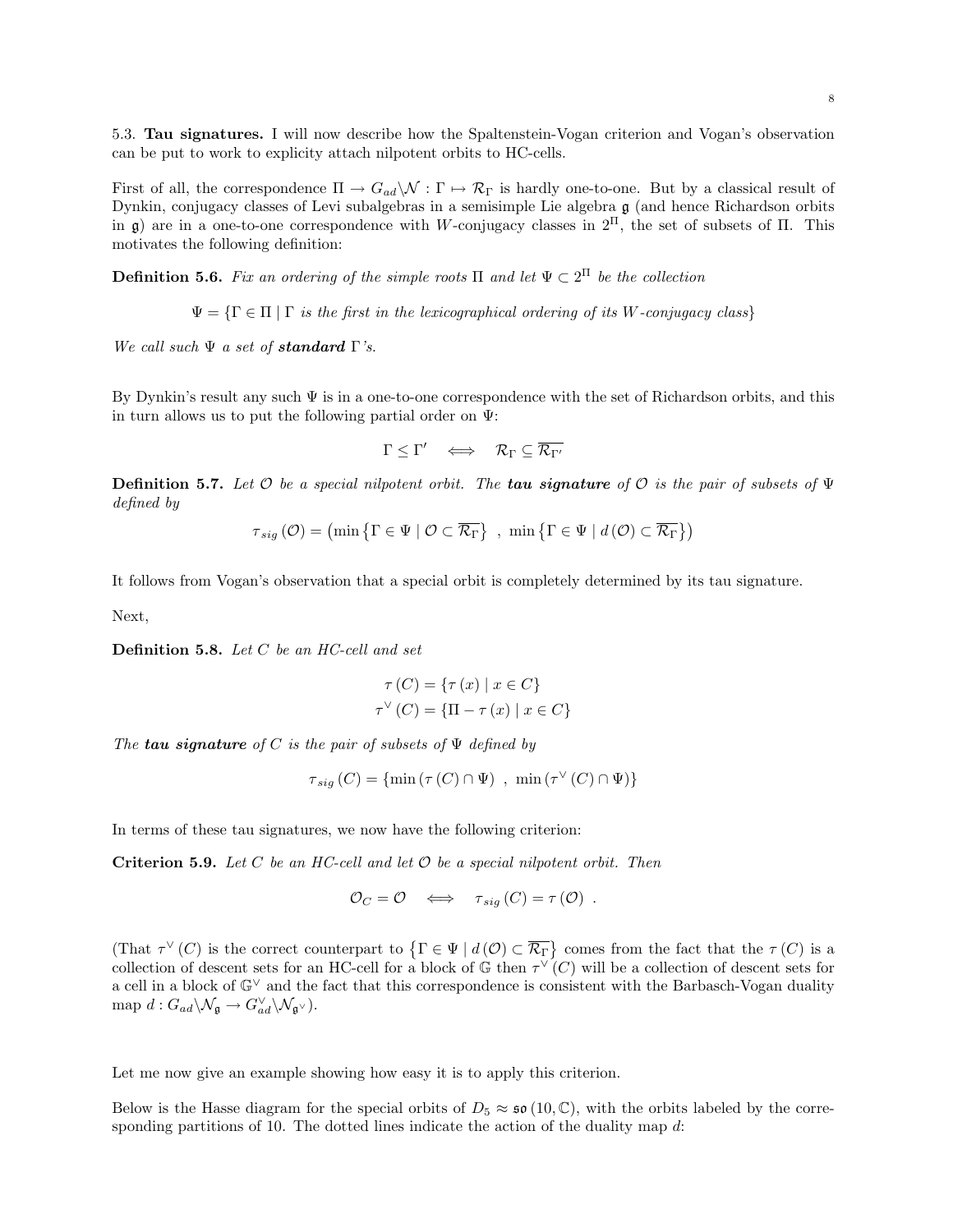5.3. **Tau signatures.** I will now describe how the Spaltenstein-Vogan criterion and Vogan's observation can be put to work to explicity attach nilpotent orbits to HC-cells.

First of all, the correspondence $\Pi \to G_{ad}\backslash\mathcal{N} : \Gamma \mapsto \mathcal{R}_\Gamma$ is hardly one-to-one. But by a classical result of Dynkin, conjugacy classes of Levi subalgebras in a semisimple Lie algebra $\mathfrak{g}$ (and hence Richardson orbits in $\mathfrak{g}$) are in a one-to-one correspondence with $W$-conjugacy classes in $2^\Pi$, the set of subsets of $\Pi$. This motivates the following definition:

**Definition 5.6.** *Fix an ordering of the simple roots $\Pi$ and let $\Psi \subset 2^\Pi$ be the collection*

$$\Psi = \{\Gamma \in \Pi \mid \Gamma \text{ is the first in the lexicographical ordering of its } W\text{-conjugacy class}\}$$

*We call such $\Psi$ a set of* ***standard*** *$\Gamma$'s.*

By Dynkin's result any such $\Psi$ is in a one-to-one correspondence with the set of Richardson orbits, and this in turn allows us to put the following partial order on $\Psi$:

$$\Gamma \leq \Gamma' \quad \Longleftrightarrow \quad \mathcal{R}_\Gamma \subseteq \overline{\mathcal{R}_{\Gamma'}}$$

**Definition 5.7.** *Let $\mathcal{O}$ be a special nilpotent orbit. The* ***tau signature*** *of $\mathcal{O}$ is the pair of subsets of $\Psi$ defined by*

$$\tau_{sig}(\mathcal{O}) = \left(\min\left\{\Gamma \in \Psi \mid \mathcal{O} \subset \overline{\mathcal{R}_\Gamma}\right\} \ , \ \min\left\{\Gamma \in \Psi \mid d(\mathcal{O}) \subset \overline{\mathcal{R}_\Gamma}\right\}\right)$$

It follows from Vogan's observation that a special orbit is completely determined by its tau signature.

Next,

**Definition 5.8.** *Let $C$ be an HC-cell and set*

$$\tau(C) = \{\tau(x) \mid x \in C\}$$
$$\tau^\vee(C) = \{\Pi - \tau(x) \mid x \in C\}$$

*The* ***tau signature*** *of $C$ is the pair of subsets of $\Psi$ defined by*

$$\tau_{sig}(C) = \{\min(\tau(C) \cap \Psi) \ , \ \min(\tau^\vee(C) \cap \Psi)\}$$

In terms of these tau signatures, we now have the following criterion:

**Criterion 5.9.** *Let $C$ be an HC-cell and let $\mathcal{O}$ be a special nilpotent orbit. Then*

$$\mathcal{O}_C = \mathcal{O} \quad \Longleftrightarrow \quad \tau_{sig}(C) = \tau(\mathcal{O}) \ .$$

(That $\tau^\vee(C)$ is the correct counterpart to $\left\{\Gamma \in \Psi \mid d(\mathcal{O}) \subset \overline{\mathcal{R}_\Gamma}\right\}$ comes from the fact that the $\tau(C)$ is a collection of descent sets for an HC-cell for a block of $\mathbb{G}$ then $\tau^\vee(C)$ will be a collection of descent sets for a cell in a block of $\mathbb{G}^\vee$ and the fact that this correspondence is consistent with the Barbasch-Vogan duality map $d : G_{ad}\backslash\mathcal{N}_\mathfrak{g} \to G_{ad}^\vee\backslash\mathcal{N}_{\mathfrak{g}^\vee}$).

Let me now give an example showing how easy it is to apply this criterion.

Below is the Hasse diagram for the special orbits of $D_5 \approx \mathfrak{so}(10,\mathbb{C})$, with the orbits labeled by the corresponding partitions of 10. The dotted lines indicate the action of the duality map $d$: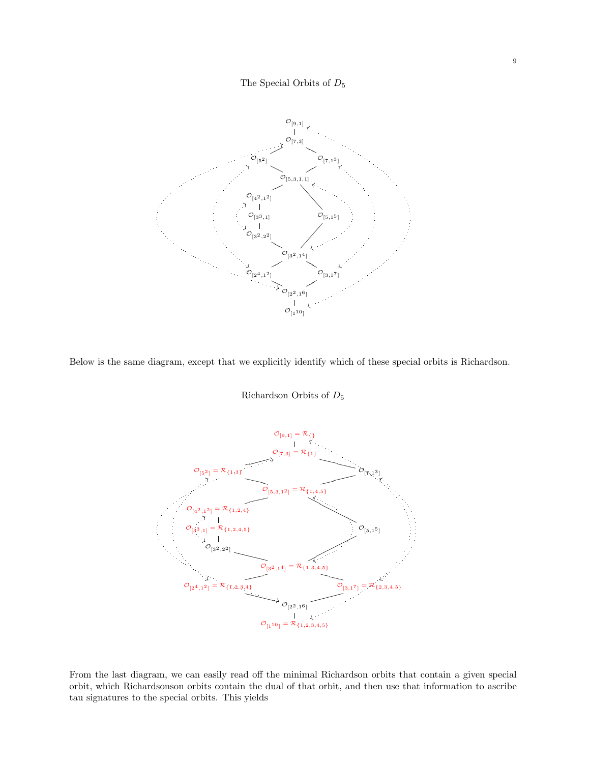The Special Orbits of $D_5$

$\mathcal{O}_{[9,1]}$

$\mathcal{O}_{[7,3]}$

$\mathcal{O}_{[5^2]}$ $\mathcal{O}_{[7,1^3]}$

$\mathcal{O}_{[5,3,1,1]}$

$\mathcal{O}_{[4^2,1^2]}$

$\mathcal{O}_{[3^3,1]}$ $\mathcal{O}_{[5,1^5]}$

$\mathcal{O}_{[3^2,2^2]}$

$\mathcal{O}_{[3^2,1^4]}$

$\mathcal{O}_{[2^4,1^2]}$ $\mathcal{O}_{[3,1^7]}$

$\mathcal{O}_{[2^2,1^6]}$

$\mathcal{O}_{[1^{10}]}$

Below is the same diagram, except that we explicitly identify which of these special orbits is Richardson.

Richardson Orbits of $D_5$

$\mathcal{O}_{[9,1]} = \mathcal{R}_{\{\}}$

$\mathcal{O}_{[7,3]} = \mathcal{R}_{\{1\}}$

$\mathcal{O}_{[5^2]} = \mathcal{R}_{\{1,3\}}$ $\mathcal{O}_{[7,1^3]}$

$\mathcal{O}_{[5,3,1^2]} = \mathcal{R}_{\{1,4,5\}}$

$\mathcal{O}_{[4^2,1^2]} = \mathcal{R}_{\{1,2,4\}}$

$\mathcal{O}_{[3^3,1]} = \mathcal{R}_{\{1,2,4,5\}}$ $\mathcal{O}_{[5,1^5]}$

$\mathcal{O}_{[3^2,2^2]}$

$\mathcal{O}_{[3^2,1^4]} = \mathcal{R}_{\{1,3,4,5\}}$

$\mathcal{O}_{[2^4,1^2]} = \mathcal{R}_{\{1,2,3,4\}}$ $\mathcal{O}_{[3,1^7]} = \mathcal{R}_{\{2,3,4,5\}}$

$\mathcal{O}_{[2^2,1^6]}$

$\mathcal{O}_{[1^{10}]} = \mathcal{R}_{\{1,2,3,4,5\}}$

From the last diagram, we can easily read off the minimal Richardson orbits that contain a given special orbit, which Richardsonson orbits contain the dual of that orbit, and then use that information to ascribe tau signatures to the special orbits. This yields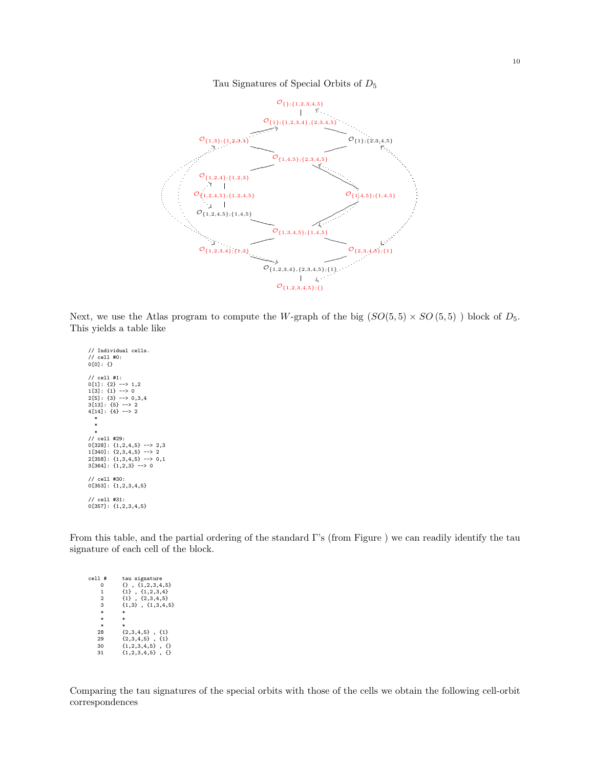Tau Signatures of Special Orbits of $D_5$

$\mathcal{O}_{\{\};\{1,2,3,4,5\}}$

$\mathcal{O}_{\{1\};\{1,2,3,4\},\{2,3,4,5\}}$

$\mathcal{O}_{\{1,3\};\{1,2,3,4\}}$ $\mathcal{O}_{\{1\};\{2,3,4,5\}}$

$\mathcal{O}_{\{1,4,5\};\{2,3,4,5\}}$

$\mathcal{O}_{\{1,2,4\};\{1,2,3\}}$

$\mathcal{O}_{\{1,2,4,5\};\{1,2,4,5\}}$ $\mathcal{O}_{\{1,4,5\};\{1,4,5\}}$

$\mathcal{O}_{\{1,2,4,5\};\{1,4,5\}}$

$\mathcal{O}_{\{1,3,4,5\};\{1,4,5\}}$

$\mathcal{O}_{\{1,2,3,4\};\{1,3\}}$ $\mathcal{O}_{\{2,3,4,5\};\{1\}}$

$\mathcal{O}_{\{1,2,3,4\},\{2,3,4,5\};\{1\}}$

$\mathcal{O}_{\{1,2,3,4,5\};\{\}}$

Next, we use the Atlas program to compute the $W$-graph of the big $(SO(5,5) \times SO(5,5))$ block of $D_5$. This yields a table like

```
// Individual cells.
// cell #0:
0[0]: {}

// cell #1:
0[1]: {2} --> 1,2
1[3]: {1} --> 0
2[5]: {3} --> 0,3,4
3[13]: {5} --> 2
4[14]: {4} --> 2
  *
  *
  *
// cell #29:
0[328]: {1,2,4,5} --> 2,3
1[340]: {2,3,4,5} --> 2
2[358]: {1,3,4,5} --> 0,1
3[364]: {1,2,3} --> 0

// cell #30:
0[353]: {1,2,3,4,5}

// cell #31:
0[357]: {1,2,3,4,5}
```

From this table, and the partial ordering of the standard Γ's (from Figure ) we can readily identify the tau signature of each cell of the block.

```
cell #     tau signature
   0       {} , {1,2,3,4,5}
   1       {1} , {1,2,3,4}
   2       {1} , {2,3,4,5}
   3       {1,3} , {1,3,4,5}
   *       *
   *       *
   *       *
  28       {2,3,4,5} , {1}
  29       {2,3,4,5} , {1}
  30       {1,2,3,4,5} , {}
  31       {1,2,3,4,5} , {}
```

Comparing the tau signatures of the special orbits with those of the cells we obtain the following cell-orbit correspondences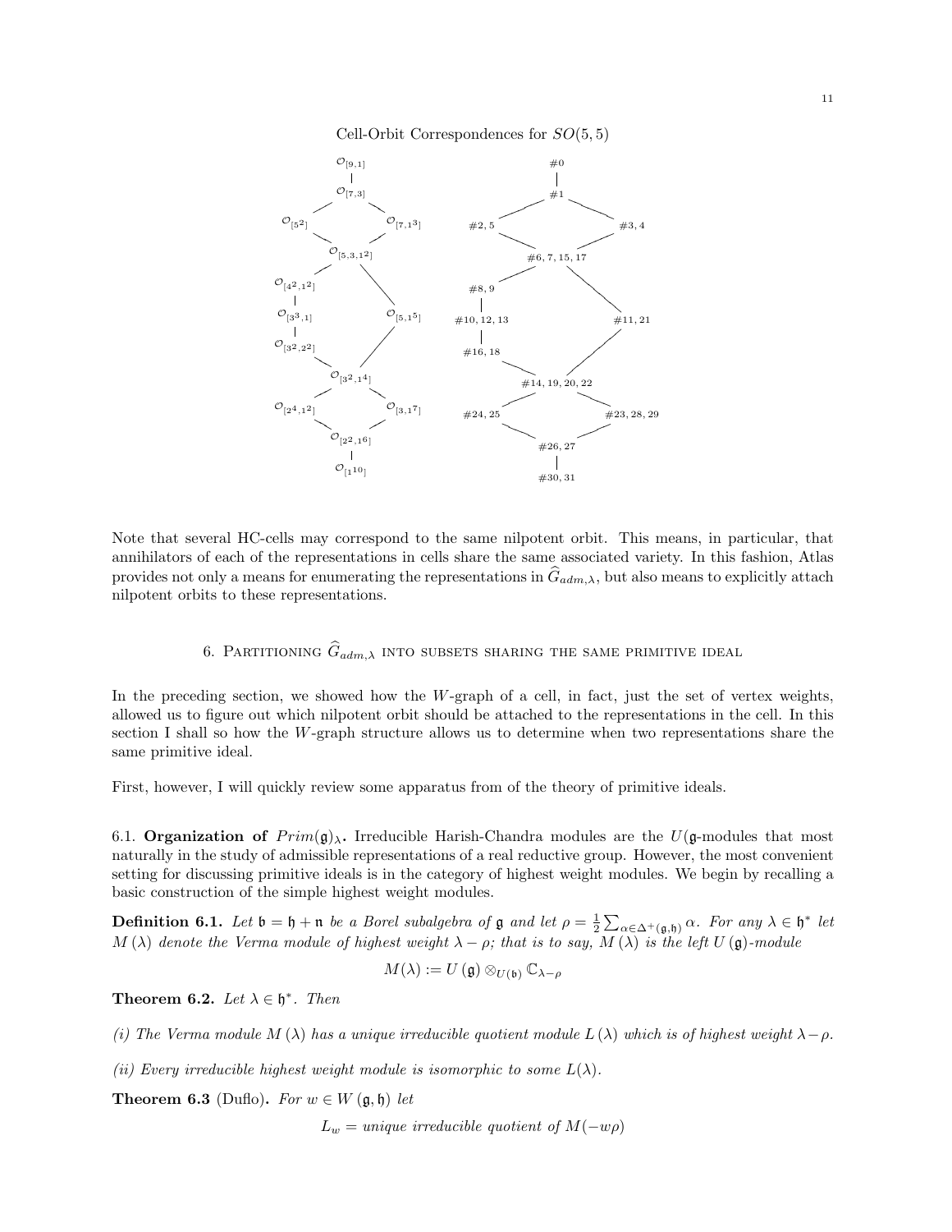Cell-Orbit Correspondences for $SO(5,5)$

$\mathcal{O}_{[9,1]}$ — #0

$\mathcal{O}_{[7,3]}$ — #1

$\mathcal{O}_{[5^2]}$ — #2, 5 $\qquad$ $\mathcal{O}_{[7,1^3]}$ — #3, 4

$\mathcal{O}_{[5,3,1^2]}$ — #6, 7, 15, 17

$\mathcal{O}_{[4^2,1^2]}$ — #8, 9

$\mathcal{O}_{[3^3,1]}$ — #10, 12, 13 $\qquad$ $\mathcal{O}_{[5,1^5]}$ — #11, 21

$\mathcal{O}_{[3^2,2^2]}$ — #16, 18

$\mathcal{O}_{[3^2,1^4]}$ — #14, 19, 20, 22

$\mathcal{O}_{[2^4,1^2]}$ — #24, 25 $\qquad$ $\mathcal{O}_{[3,1^7]}$ — #23, 28, 29

$\mathcal{O}_{[2^2,1^6]}$ — #26, 27

$\mathcal{O}_{[1^{10}]}$ — #30, 31

Note that several HC-cells may correspond to the same nilpotent orbit. This means, in particular, that annihilators of each of the representations in cells share the same associated variety. In this fashion, Atlas provides not only a means for enumerating the representations in $\widehat{G}_{adm,\lambda}$, but also means to explicitly attach nilpotent orbits to these representations.

## 6. Partitioning $\widehat{G}_{adm,\lambda}$ into subsets sharing the same primitive ideal

In the preceding section, we showed how the $W$-graph of a cell, in fact, just the set of vertex weights, allowed us to figure out which nilpotent orbit should be attached to the representations in the cell. In this section I shall so how the $W$-graph structure allows us to determine when two representations share the same primitive ideal.

First, however, I will quickly review some apparatus from of the theory of primitive ideals.

6.1. **Organization of** $Prim(\mathfrak{g})_\lambda$**.** Irreducible Harish-Chandra modules are the $U(\mathfrak{g}$-modules that most naturally in the study of admissible representations of a real reductive group. However, the most convenient setting for discussing primitive ideals is in the category of highest weight modules. We begin by recalling a basic construction of the simple highest weight modules.

**Definition 6.1.** *Let* $\mathfrak{b} = \mathfrak{h} + \mathfrak{n}$ *be a Borel subalgebra of* $\mathfrak{g}$ *and let* $\rho = \frac{1}{2}\sum_{\alpha\in\Delta^+(\mathfrak{g},\mathfrak{h})}\alpha$*. For any* $\lambda \in \mathfrak{h}^*$ *let* $M(\lambda)$ *denote the Verma module of highest weight* $\lambda - \rho$*; that is to say,* $M(\lambda)$ *is the left* $U(\mathfrak{g})$*-module*

$$M(\lambda) := U(\mathfrak{g}) \otimes_{U(\mathfrak{b})} \mathbb{C}_{\lambda-\rho}$$

**Theorem 6.2.** *Let* $\lambda \in \mathfrak{h}^*$*. Then*

*(i) The Verma module* $M(\lambda)$ *has a unique irreducible quotient module* $L(\lambda)$ *which is of highest weight* $\lambda - \rho$*.*

*(ii) Every irreducible highest weight module is isomorphic to some* $L(\lambda)$*.*

**Theorem 6.3** (Duflo)**.** *For* $w \in W(\mathfrak{g},\mathfrak{h})$ *let*

$$L_w = \textit{unique irreducible quotient of } M(-w\rho)$$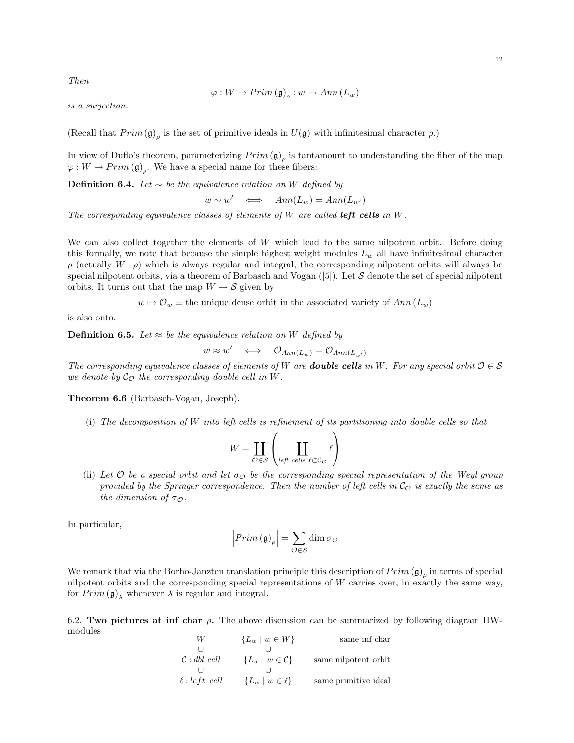*Then*

$$\varphi : W \to Prim\left(\mathfrak{g}\right)_\rho : w \to Ann\left(L_w\right)$$

*is a surjection.*

(Recall that $Prim\left(\mathfrak{g}\right)_\rho$ is the set of primitive ideals in $U(\mathfrak{g})$ with infinitesimal character $\rho$.)

In view of Duflo's theorem, parameterizing $Prim\left(\mathfrak{g}\right)_\rho$ is tantamount to understanding the fiber of the map $\varphi : W \to Prim\left(\mathfrak{g}\right)_\rho$. We have a special name for these fibers:

**Definition 6.4.** *Let $\sim$ be the equivalence relation on $W$ defined by*

$$w \sim w' \iff Ann(L_w) = Ann(L_{w'})$$

*The corresponding equivalence classes of elements of $W$ are called* ***left cells*** *in $W$.*

We can also collect together the elements of $W$ which lead to the same nilpotent orbit. Before doing this formally, we note that because the simple highest weight modules $L_w$ all have infinitesimal character $\rho$ (actually $W \cdot \rho$) which is always regular and integral, the corresponding nilpotent orbits will always be special nilpotent orbits, via a theorem of Barbasch and Vogan ([5]). Let $\mathcal{S}$ denote the set of special nilpotent orbits. It turns out that the map $W \to \mathcal{S}$ given by

$$w \mapsto \mathcal{O}_w \equiv \text{the unique dense orbit in the associated variety of } Ann\left(L_w\right)$$

is also onto.

**Definition 6.5.** *Let $\approx$ be the equivalence relation on $W$ defined by*

$$w \approx w' \iff \mathcal{O}_{Ann(L_w)} = \mathcal{O}_{Ann(L_{w'})}$$

*The corresponding equivalence classes of elements of $W$ are* ***double cells*** *in $W$. For any special orbit $\mathcal{O} \in \mathcal{S}$ we denote by $\mathcal{C}_\mathcal{O}$ the corresponding double cell in $W$.*

**Theorem 6.6** (Barbasch-Vogan, Joseph)**.**

(i) *The decomposition of $W$ into left cells is refinement of its partitioning into double cells so that*

$$W = \coprod_{\mathcal{O} \in \mathcal{S}} \left( \coprod_{\text{left cells } \ell \subset \mathcal{C}_\mathcal{O}} \ell \right)$$

(ii) *Let $\mathcal{O}$ be a special orbit and let $\sigma_\mathcal{O}$ be the corresponding special representation of the Weyl group provided by the Springer correspondence. Then the number of left cells in $\mathcal{C}_\mathcal{O}$ is exactly the same as the dimension of $\sigma_\mathcal{O}$.*

In particular,

$$\left|Prim\left(\mathfrak{g}\right)_\rho\right| = \sum_{\mathcal{O} \in \mathcal{S}} \dim \sigma_\mathcal{O}$$

We remark that via the Borho-Janzten translation principle this description of $Prim\left(\mathfrak{g}\right)_\rho$ in terms of special nilpotent orbits and the corresponding special representations of $W$ carries over, in exactly the same way, for $Prim\left(\mathfrak{g}\right)_\lambda$ whenever $\lambda$ is regular and integral.

6.2. **Two pictures at inf char $\rho$.** The above discussion can be summarized by following diagram HW-modules

$$\begin{array}{ccc}
W & \{L_w \mid w \in W\} & \text{same inf char} \\
\cup & \cup & \\
\mathcal{C} : \textit{dbl cell} & \{L_w \mid w \in \mathcal{C}\} & \text{same nilpotent orbit} \\
\cup & \cup & \\
\ell : \textit{left cell} & \{L_w \mid w \in \ell\} & \text{same primitive ideal}
\end{array}$$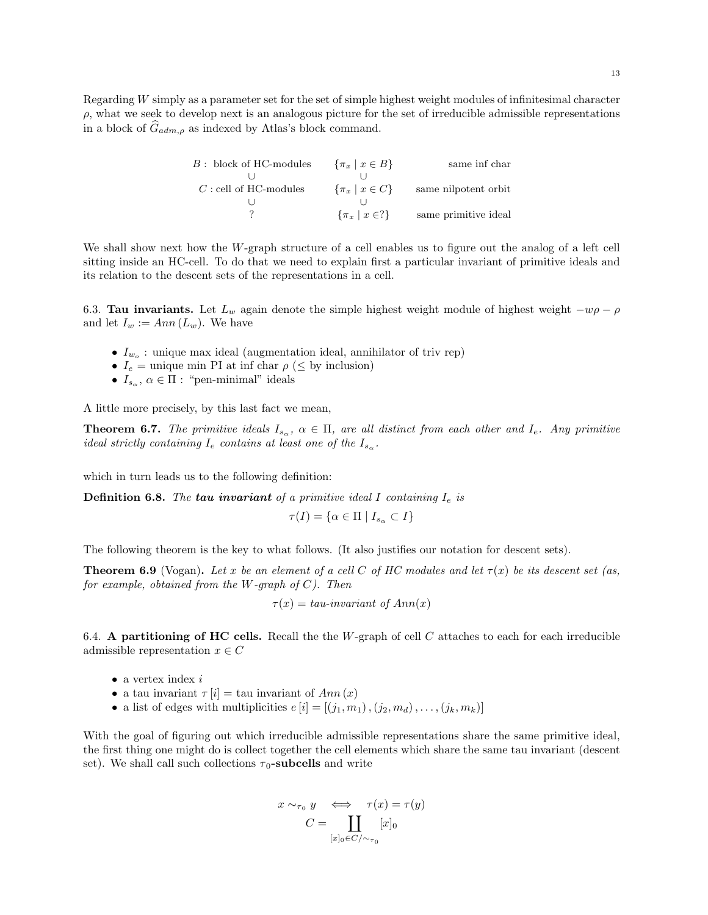Regarding $W$ simply as a parameter set for the set of simple highest weight modules of infinitesimal character $\rho$, what we seek to develop next is an analogous picture for the set of irreducible admissible representations in a block of $\widehat{G}_{adm,\rho}$ as indexed by Atlas's block command.

$$
\begin{array}{ccr}
B: \text{ block of HC-modules} & \{\pi_x \mid x \in B\} & \text{same inf char} \\
\cup & \cup & \\
C: \text{cell of HC-modules} & \{\pi_x \mid x \in C\} & \text{same nilpotent orbit} \\
\cup & \cup & \\
? & \{\pi_x \mid x \in ?\} & \text{same primitive ideal}
\end{array}
$$

We shall show next how the $W$-graph structure of a cell enables us to figure out the analog of a left cell sitting inside an HC-cell. To do that we need to explain first a particular invariant of primitive ideals and its relation to the descent sets of the representations in a cell.

6.3. **Tau invariants.** Let $L_w$ again denote the simple highest weight module of highest weight $-w\rho - \rho$ and let $I_w := Ann(L_w)$. We have

- $I_{w_o}$ : unique max ideal (augmentation ideal, annihilator of triv rep)
- $I_e$ = unique min PI at inf char $\rho$ ($\leq$ by inclusion)
- $I_{s_\alpha}$, $\alpha \in \Pi$ : "pen-minimal" ideals

A little more precisely, by this last fact we mean,

**Theorem 6.7.** *The primitive ideals $I_{s_\alpha}$, $\alpha \in \Pi$, are all distinct from each other and $I_e$. Any primitive ideal strictly containing $I_e$ contains at least one of the $I_{s_\alpha}$.*

which in turn leads us to the following definition:

**Definition 6.8.** *The **tau invariant** of a primitive ideal $I$ containing $I_e$ is*

$$\tau(I) = \{\alpha \in \Pi \mid I_{s_\alpha} \subset I\}$$

The following theorem is the key to what follows. (It also justifies our notation for descent sets).

**Theorem 6.9** (Vogan)**.** *Let $x$ be an element of a cell $C$ of HC modules and let $\tau(x)$ be its descent set (as, for example, obtained from the $W$-graph of $C$). Then*

$$\tau(x) = \textit{tau-invariant of } Ann(x)$$

6.4. **A partitioning of HC cells.** Recall the the $W$-graph of cell $C$ attaches to each for each irreducible admissible representation $x \in C$

- a vertex index $i$
- a tau invariant $\tau[i]$ = tau invariant of $Ann(x)$
- a list of edges with multiplicities $e[i] = [(j_1, m_1), (j_2, m_d), \dots, (j_k, m_k)]$

With the goal of figuring out which irreducible admissible representations share the same primitive ideal, the first thing one might do is collect together the cell elements which share the same tau invariant (descent set). We shall call such collections **$\tau_0$-subcells** and write

$$
\begin{gathered}
x \sim_{\tau_0} y \quad \Longleftrightarrow \quad \tau(x) = \tau(y) \\
C = \coprod_{[x]_0 \in C/\sim_{\tau_0}} [x]_0
\end{gathered}
$$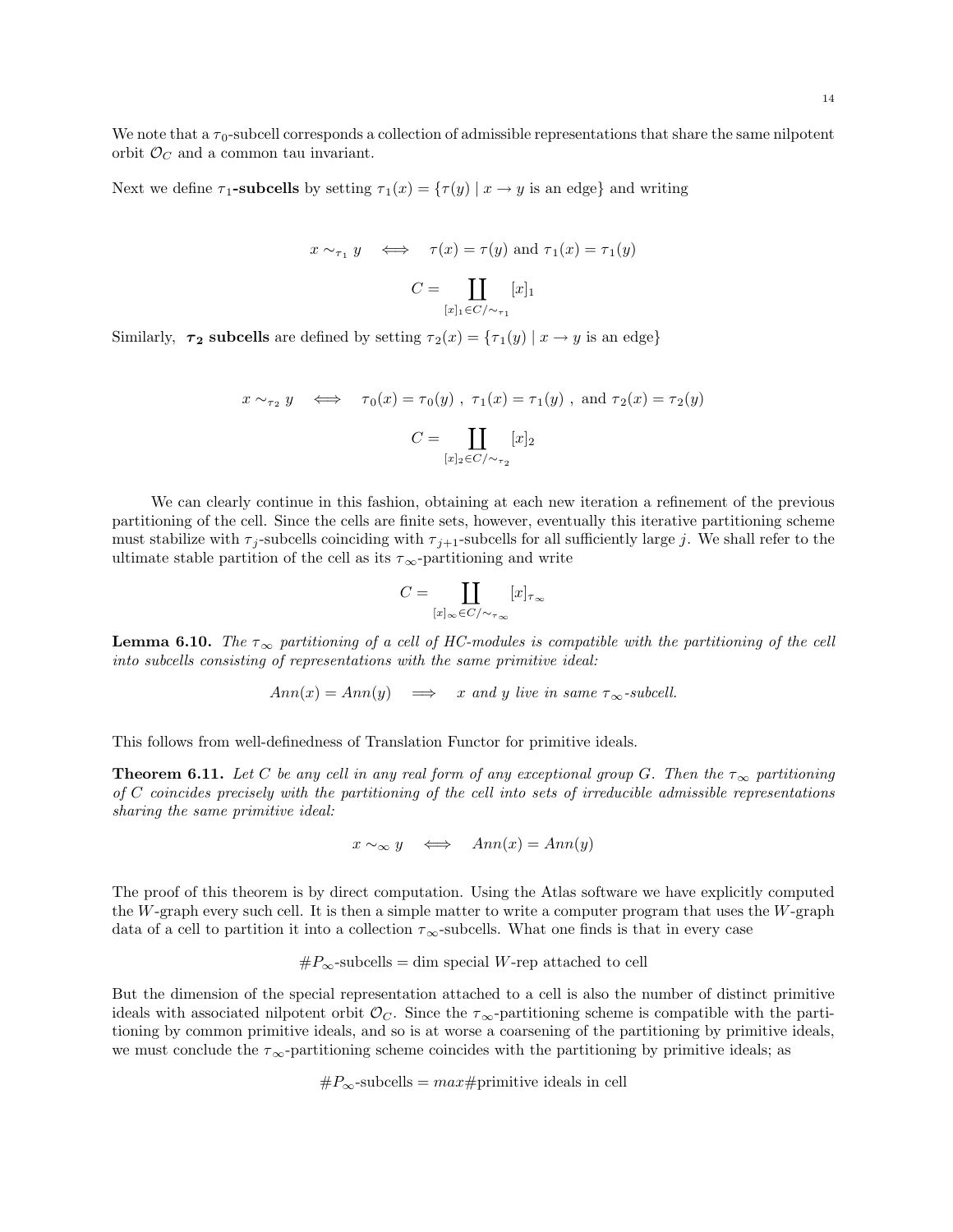We note that a $\tau_0$-subcell corresponds a collection of admissible representations that share the same nilpotent orbit $\mathcal{O}_C$ and a common tau invariant.

Next we define $\tau_1$**-subcells** by setting $\tau_1(x) = \{\tau(y) \mid x \to y \text{ is an edge}\}$ and writing

$$x \sim_{\tau_1} y \quad \Longleftrightarrow \quad \tau(x) = \tau(y) \text{ and } \tau_1(x) = \tau_1(y)$$

$$C = \coprod_{[x]_1 \in C/\sim_{\tau_1}} [x]_1$$

Similarly, $\boldsymbol{\tau_2}$ **subcells** are defined by setting $\tau_2(x) = \{\tau_1(y) \mid x \to y \text{ is an edge}\}$

$$x \sim_{\tau_2} y \quad \Longleftrightarrow \quad \tau_0(x) = \tau_0(y) \ , \ \tau_1(x) = \tau_1(y) \ , \text{ and } \tau_2(x) = \tau_2(y)$$

$$C = \coprod_{[x]_2 \in C/\sim_{\tau_2}} [x]_2$$

We can clearly continue in this fashion, obtaining at each new iteration a refinement of the previous partitioning of the cell. Since the cells are finite sets, however, eventually this iterative partitioning scheme must stabilize with $\tau_j$-subcells coinciding with $\tau_{j+1}$-subcells for all sufficiently large $j$. We shall refer to the ultimate stable partition of the cell as its $\tau_\infty$-partitioning and write

$$C = \coprod_{[x]_\infty \in C/\sim_{\tau_\infty}} [x]_{\tau_\infty}$$

**Lemma 6.10.** *The $\tau_\infty$ partitioning of a cell of HC-modules is compatible with the partitioning of the cell into subcells consisting of representations with the same primitive ideal:*

$$Ann(x) = Ann(y) \quad \Longrightarrow \quad x \text{ and } y \text{ live in same } \tau_\infty\text{-subcell.}$$

This follows from well-definedness of Translation Functor for primitive ideals.

**Theorem 6.11.** *Let $C$ be any cell in any real form of any exceptional group $G$. Then the $\tau_\infty$ partitioning of $C$ coincides precisely with the partitioning of the cell into sets of irreducible admissible representations sharing the same primitive ideal:*

$$x \sim_\infty y \quad \Longleftrightarrow \quad Ann(x) = Ann(y)$$

The proof of this theorem is by direct computation. Using the Atlas software we have explicitly computed the $W$-graph every such cell. It is then a simple matter to write a computer program that uses the $W$-graph data of a cell to partition it into a collection $\tau_\infty$-subcells. What one finds is that in every case

$$\#P_\infty\text{-subcells} = \dim \text{ special } W\text{-rep attached to cell}$$

But the dimension of the special representation attached to a cell is also the number of distinct primitive ideals with associated nilpotent orbit $\mathcal{O}_C$. Since the $\tau_\infty$-partitioning scheme is compatible with the partitioning by common primitive ideals, and so is at worse a coarsening of the partitioning by primitive ideals, we must conclude the $\tau_\infty$-partitioning scheme coincides with the partitioning by primitive ideals; as

$$\#P_\infty\text{-subcells} = max\#\text{primitive ideals in cell}$$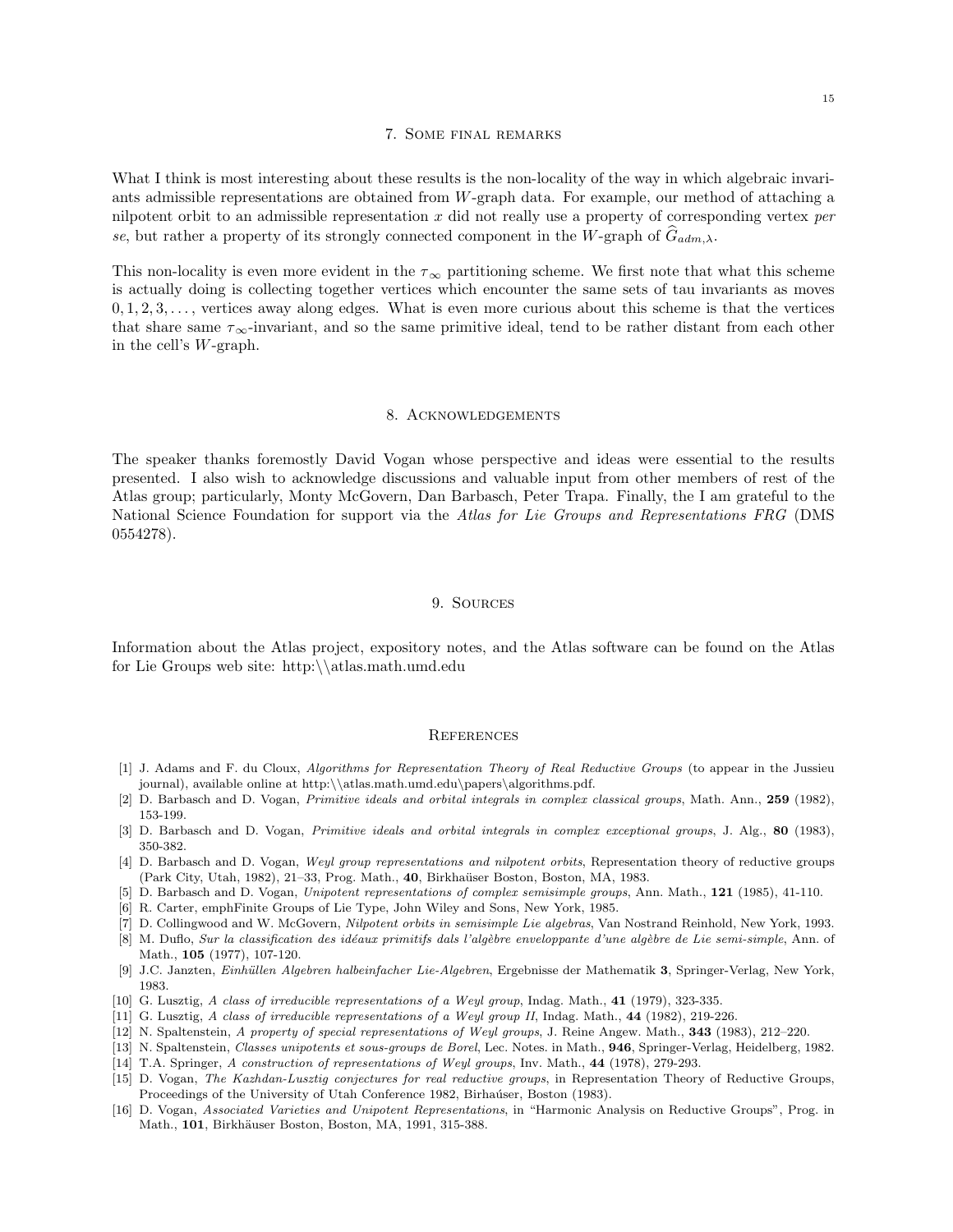## 7. Some final remarks

What I think is most interesting about these results is the non-locality of the way in which algebraic invariants admissible representations are obtained from $W$-graph data. For example, our method of attaching a nilpotent orbit to an admissible representation $x$ did not really use a property of corresponding vertex *per se*, but rather a property of its strongly connected component in the $W$-graph of $\widehat{G}_{adm,\lambda}$.

This non-locality is even more evident in the $\tau_\infty$ partitioning scheme. We first note that what this scheme is actually doing is collecting together vertices which encounter the same sets of tau invariants as moves $0, 1, 2, 3, \ldots$, vertices away along edges. What is even more curious about this scheme is that the vertices that share same $\tau_\infty$-invariant, and so the same primitive ideal, tend to be rather distant from each other in the cell's $W$-graph.

## 8. Acknowledgements

The speaker thanks foremostly David Vogan whose perspective and ideas were essential to the results presented. I also wish to acknowledge discussions and valuable input from other members of rest of the Atlas group; particularly, Monty McGovern, Dan Barbasch, Peter Trapa. Finally, the I am grateful to the National Science Foundation for support via the *Atlas for Lie Groups and Representations FRG* (DMS 0554278).

## 9. Sources

Information about the Atlas project, expository notes, and the Atlas software can be found on the Atlas for Lie Groups web site: http:\\atlas.math.umd.edu

## References

[1] J. Adams and F. du Cloux, *Algorithms for Representation Theory of Real Reductive Groups* (to appear in the Jussieu journal), available online at http:\\atlas.math.umd.edu\papers\algorithms.pdf.

[2] D. Barbasch and D. Vogan, *Primitive ideals and orbital integrals in complex classical groups*, Math. Ann., **259** (1982), 153-199.

[3] D. Barbasch and D. Vogan, *Primitive ideals and orbital integrals in complex exceptional groups*, J. Alg., **80** (1983), 350-382.

[4] D. Barbasch and D. Vogan, *Weyl group representations and nilpotent orbits*, Representation theory of reductive groups (Park City, Utah, 1982), 21–33, Prog. Math., **40**, Birkhaüser Boston, Boston, MA, 1983.

[5] D. Barbasch and D. Vogan, *Unipotent representations of complex semisimple groups*, Ann. Math., **121** (1985), 41-110.

[6] R. Carter, emphFinite Groups of Lie Type, John Wiley and Sons, New York, 1985.

[7] D. Collingwood and W. McGovern, *Nilpotent orbits in semisimple Lie algebras*, Van Nostrand Reinhold, New York, 1993.

[8] M. Duflo, *Sur la classification des idéaux primitifs dals l'algèbre enveloppante d'une algèbre de Lie semi-simple*, Ann. of Math., **105** (1977), 107-120.

[9] J.C. Janzten, *Einhüllen Algebren halbeinfacher Lie-Algebren*, Ergebnisse der Mathematik **3**, Springer-Verlag, New York, 1983.

[10] G. Lusztig, *A class of irreducible representations of a Weyl group*, Indag. Math., **41** (1979), 323-335.

[11] G. Lusztig, *A class of irreducible representations of a Weyl group II*, Indag. Math., **44** (1982), 219-226.

[12] N. Spaltenstein, *A property of special representations of Weyl groups*, J. Reine Angew. Math., **343** (1983), 212–220.

[13] N. Spaltenstein, *Classes unipotents et sous-groups de Borel*, Lec. Notes. in Math., **946**, Springer-Verlag, Heidelberg, 1982.

[14] T.A. Springer, *A construction of representations of Weyl groups*, Inv. Math., **44** (1978), 279-293.

[15] D. Vogan, *The Kazhdan-Lusztig conjectures for real reductive groups*, in Representation Theory of Reductive Groups, Proceedings of the University of Utah Conference 1982, Birhaúser, Boston (1983).

[16] D. Vogan, *Associated Varieties and Unipotent Representations*, in "Harmonic Analysis on Reductive Groups", Prog. in Math., **101**, Birkhäuser Boston, Boston, MA, 1991, 315-388.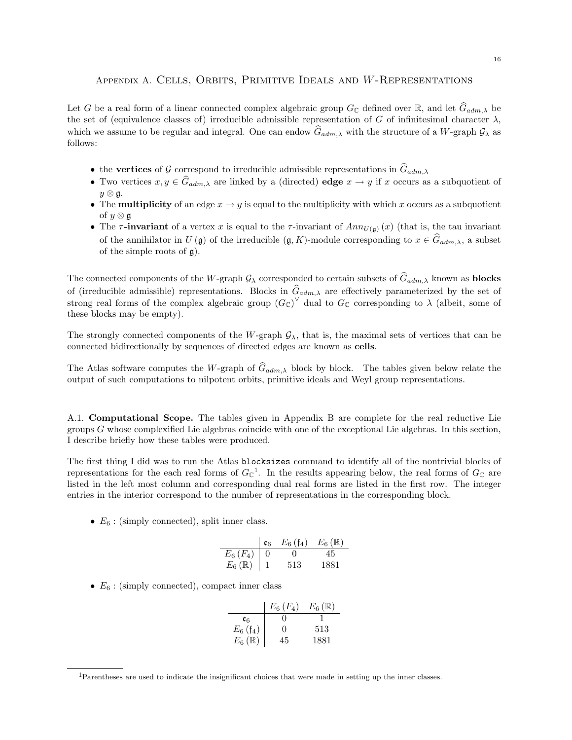## Appendix A. Cells, Orbits, Primitive Ideals and $W$-Representations

Let $G$ be a real form of a linear connected complex algebraic group $G_{\mathbb{C}}$ defined over $\mathbb{R}$, and let $\widehat{G}_{adm,\lambda}$ be the set of (equivalence classes of) irreducible admissible representation of $G$ of infinitesimal character $\lambda$, which we assume to be regular and integral. One can endow $\widehat{G}_{adm,\lambda}$ with the structure of a $W$-graph $\mathcal{G}_{\lambda}$ as follows:

- the **vertices** of $\mathcal{G}$ correspond to irreducible admissible representations in $\widehat{G}_{adm,\lambda}$
- Two vertices $x, y \in \widehat{G}_{adm,\lambda}$ are linked by a (directed) **edge** $x \to y$ if $x$ occurs as a subquotient of $y \otimes \mathfrak{g}$.
- The **multiplicity** of an edge $x \to y$ is equal to the multiplicity with which $x$ occurs as a subquotient of $y \otimes \mathfrak{g}$
- The **$\tau$-invariant** of a vertex $x$ is equal to the $\tau$-invariant of $Ann_{U(\mathfrak{g})}(x)$ (that is, the tau invariant of the annihilator in $U(\mathfrak{g})$ of the irreducible $(\mathfrak{g}, K)$-module corresponding to $x \in \widehat{G}_{adm,\lambda}$, a subset of the simple roots of $\mathfrak{g}$).

The connected components of the $W$-graph $\mathcal{G}_{\lambda}$ corresponded to certain subsets of $\widehat{G}_{adm,\lambda}$ known as **blocks** of (irreducible admissible) representations. Blocks in $\widehat{G}_{adm,\lambda}$ are effectively parameterized by the set of strong real forms of the complex algebraic group $(G_{\mathbb{C}})^{\vee}$ dual to $G_{\mathbb{C}}$ corresponding to $\lambda$ (albeit, some of these blocks may be empty).

The strongly connected components of the $W$-graph $\mathcal{G}_{\lambda}$, that is, the maximal sets of vertices that can be connected bidirectionally by sequences of directed edges are known as **cells**.

The Atlas software computes the $W$-graph of $\widehat{G}_{adm,\lambda}$ block by block. The tables given below relate the output of such computations to nilpotent orbits, primitive ideals and Weyl group representations.

A.1. **Computational Scope.** The tables given in Appendix B are complete for the real reductive Lie groups $G$ whose complexified Lie algebras coincide with one of the exceptional Lie algebras. In this section, I describe briefly how these tables were produced.

The first thing I did was to run the Atlas `blocksizes` command to identify all of the nontrivial blocks of representations for the each real forms of $G_{\mathbb{C}}$[1]. In the results appearing below, the real forms of $G_{\mathbb{C}}$ are listed in the left most column and corresponding dual real forms are listed in the first row. The integer entries in the interior correspond to the number of representations in the corresponding block.

- $E_6$ : (simply connected), split inner class.

| | $\mathfrak{e}_6$ | $E_6(\mathfrak{f}_4)$ | $E_6(\mathbb{R})$ |
|---|---|---|---|
| $E_6(F_4)$ | 0 | 0 | 45 |
| $E_6(\mathbb{R})$ | 1 | 513 | 1881 |

- $E_6$ : (simply connected), compact inner class

| | $E_6(F_4)$ | $E_6(\mathbb{R})$ |
|---|---|---|
| $\mathfrak{e}_6$ | 0 | 1 |
| $E_6(\mathfrak{f}_4)$ | 0 | 513 |
| $E_6(\mathbb{R})$ | 45 | 1881 |

[1] Parentheses are used to indicate the insignificant choices that were made in setting up the inner classes.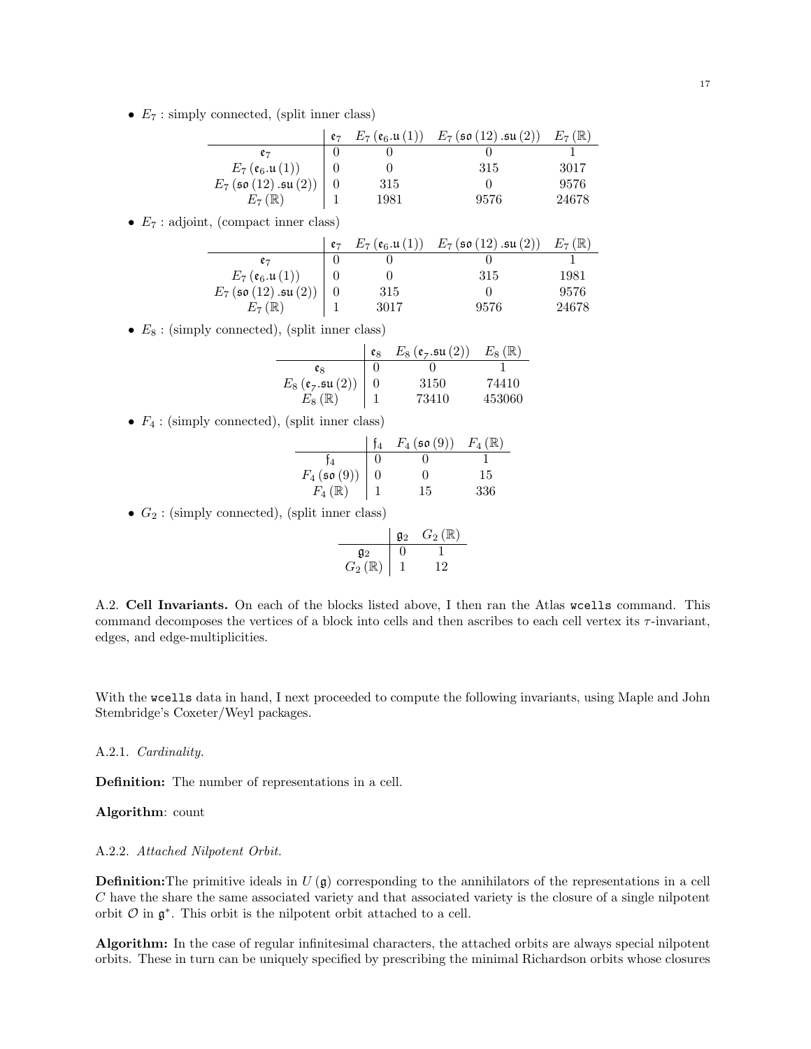- $E_7$ : simply connected, (split inner class)

| | $\mathfrak{e}_7$ | $E_7(\mathfrak{e}_6.\mathfrak{u}(1))$ | $E_7(\mathfrak{so}(12).\mathfrak{su}(2))$ | $E_7(\mathbb{R})$ |
|---|---|---|---|---|
| $\mathfrak{e}_7$ | 0 | 0 | 0 | 1 |
| $E_7(\mathfrak{e}_6.\mathfrak{u}(1))$ | 0 | 0 | 315 | 3017 |
| $E_7(\mathfrak{so}(12).\mathfrak{su}(2))$ | 0 | 315 | 0 | 9576 |
| $E_7(\mathbb{R})$ | 1 | 1981 | 9576 | 24678 |

- $E_7$ : adjoint, (compact inner class)

| | $\mathfrak{e}_7$ | $E_7(\mathfrak{e}_6.\mathfrak{u}(1))$ | $E_7(\mathfrak{so}(12).\mathfrak{su}(2))$ | $E_7(\mathbb{R})$ |
|---|---|---|---|---|
| $\mathfrak{e}_7$ | 0 | 0 | 0 | 1 |
| $E_7(\mathfrak{e}_6.\mathfrak{u}(1))$ | 0 | 0 | 315 | 1981 |
| $E_7(\mathfrak{so}(12).\mathfrak{su}(2))$ | 0 | 315 | 0 | 9576 |
| $E_7(\mathbb{R})$ | 1 | 3017 | 9576 | 24678 |

- $E_8$ : (simply connected), (split inner class)

| | $\mathfrak{e}_8$ | $E_8(\mathfrak{e}_7.\mathfrak{su}(2))$ | $E_8(\mathbb{R})$ |
|---|---|---|---|
| $\mathfrak{e}_8$ | 0 | 0 | 1 |
| $E_8(\mathfrak{e}_7.\mathfrak{su}(2))$ | 0 | 3150 | 74410 |
| $E_8(\mathbb{R})$ | 1 | 73410 | 453060 |

- $F_4$ : (simply connected), (split inner class)

| | $\mathfrak{f}_4$ | $F_4(\mathfrak{so}(9))$ | $F_4(\mathbb{R})$ |
|---|---|---|---|
| $\mathfrak{f}_4$ | 0 | 0 | 1 |
| $F_4(\mathfrak{so}(9))$ | 0 | 0 | 15 |
| $F_4(\mathbb{R})$ | 1 | 15 | 336 |

- $G_2$ : (simply connected), (split inner class)

| | $\mathfrak{g}_2$ | $G_2(\mathbb{R})$ |
|---|---|---|
| $\mathfrak{g}_2$ | 0 | 1 |
| $G_2(\mathbb{R})$ | 1 | 12 |

A.2. **Cell Invariants.** On each of the blocks listed above, I then ran the Atlas `wcells` command. This command decomposes the vertices of a block into cells and then ascribes to each cell vertex its $\tau$-invariant, edges, and edge-multiplicities.

With the `wcells` data in hand, I next proceeded to compute the following invariants, using Maple and John Stembridge's Coxeter/Weyl packages.

A.2.1. *Cardinality.*

**Definition:** The number of representations in a cell.

**Algorithm**: count

A.2.2. *Attached Nilpotent Orbit.*

**Definition:**The primitive ideals in $U(\mathfrak{g})$ corresponding to the annihilators of the representations in a cell $C$ have the share the same associated variety and that associated variety is the closure of a single nilpotent orbit $\mathcal{O}$ in $\mathfrak{g}^*$. This orbit is the nilpotent orbit attached to a cell.

**Algorithm:** In the case of regular infinitesimal characters, the attached orbits are always special nilpotent orbits. These in turn can be uniquely specified by prescribing the minimal Richardson orbits whose closures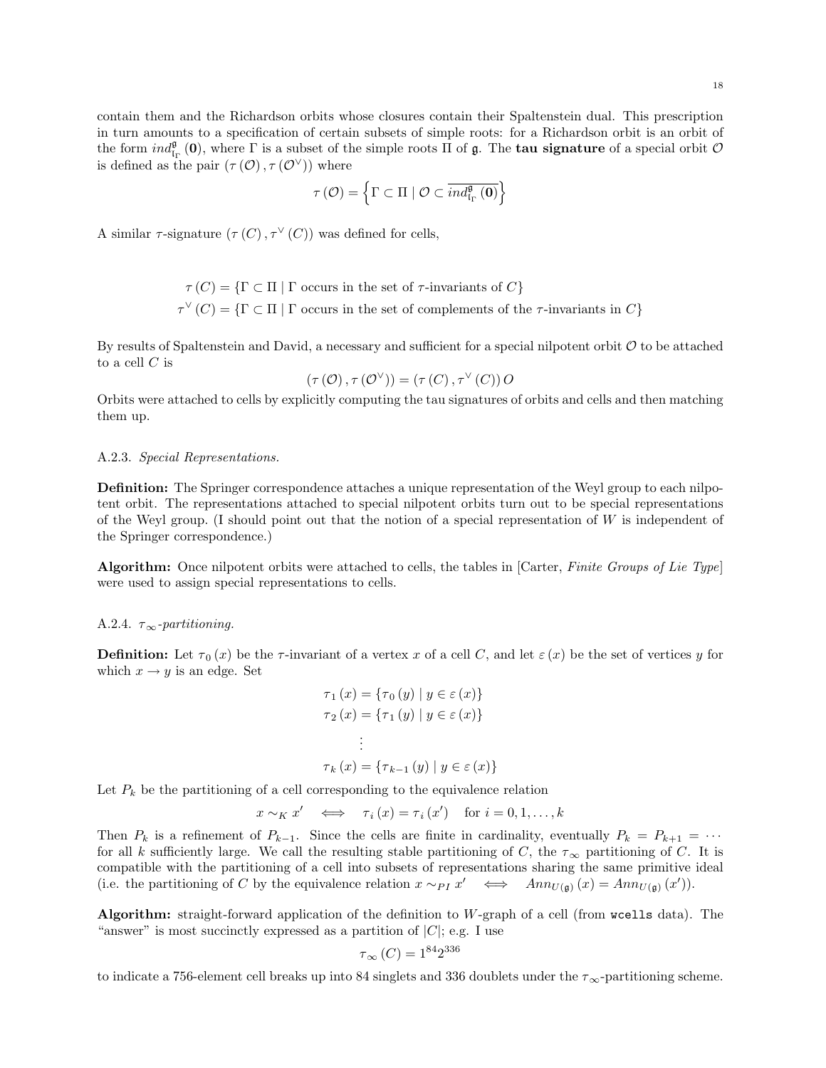contain them and the Richardson orbits whose closures contain their Spaltenstein dual. This prescription in turn amounts to a specification of certain subsets of simple roots: for a Richardson orbit is an orbit of the form $ind_{\mathfrak{l}_\Gamma}^{\mathfrak{g}}(\mathbf{0})$, where $\Gamma$ is a subset of the simple roots $\Pi$ of $\mathfrak{g}$. The **tau signature** of a special orbit $\mathcal{O}$ is defined as the pair $(\tau(\mathcal{O}), \tau(\mathcal{O}^\vee))$ where

$$\tau(\mathcal{O}) = \left\{\Gamma \subset \Pi \mid \mathcal{O} \subset \overline{ind_{\mathfrak{l}_\Gamma}^{\mathfrak{g}}(\mathbf{0})}\right\}$$

A similar $\tau$-signature $(\tau(C), \tau^\vee(C))$ was defined for cells,

$$\begin{aligned}
\tau(C) &= \{\Gamma \subset \Pi \mid \Gamma \text{ occurs in the set of } \tau\text{-invariants of } C\} \\
\tau^\vee(C) &= \{\Gamma \subset \Pi \mid \Gamma \text{ occurs in the set of complements of the } \tau\text{-invariants in } C\}
\end{aligned}$$

By results of Spaltenstein and David, a necessary and sufficient for a special nilpotent orbit $\mathcal{O}$ to be attached to a cell $C$ is

$$(\tau(\mathcal{O}), \tau(\mathcal{O}^\vee)) = (\tau(C), \tau^\vee(C))\, O$$

Orbits were attached to cells by explicitly computing the tau signatures of orbits and cells and then matching them up.

A.2.3. *Special Representations.*

**Definition:** The Springer correspondence attaches a unique representation of the Weyl group to each nilpotent orbit. The representations attached to special nilpotent orbits turn out to be special representations of the Weyl group. (I should point out that the notion of a special representation of $W$ is independent of the Springer correspondence.)

**Algorithm:** Once nilpotent orbits were attached to cells, the tables in [Carter, *Finite Groups of Lie Type*] were used to assign special representations to cells.

A.2.4. $\tau_\infty$*-partitioning.*

**Definition:** Let $\tau_0(x)$ be the $\tau$-invariant of a vertex $x$ of a cell $C$, and let $\varepsilon(x)$ be the set of vertices $y$ for which $x \to y$ is an edge. Set

$$\begin{aligned}
\tau_1(x) &= \{\tau_0(y) \mid y \in \varepsilon(x)\} \\
\tau_2(x) &= \{\tau_1(y) \mid y \in \varepsilon(x)\} \\
&\vdots \\
\tau_k(x) &= \{\tau_{k-1}(y) \mid y \in \varepsilon(x)\}
\end{aligned}$$

Let $P_k$ be the partitioning of a cell corresponding to the equivalence relation

$$x \sim_K x' \iff \tau_i(x) = \tau_i(x') \quad \text{for } i = 0, 1, \ldots, k$$

Then $P_k$ is a refinement of $P_{k-1}$. Since the cells are finite in cardinality, eventually $P_k = P_{k+1} = \cdots$ for all $k$ sufficiently large. We call the resulting stable partitioning of $C$, the $\tau_\infty$ partitioning of $C$. It is compatible with the partitioning of a cell into subsets of representations sharing the same primitive ideal (i.e. the partitioning of $C$ by the equivalence relation $x \sim_{PI} x' \iff Ann_{U(\mathfrak{g})}(x) = Ann_{U(\mathfrak{g})}(x')$).

**Algorithm:** straight-forward application of the definition to $W$-graph of a cell (from `wcells` data). The "answer" is most succinctly expressed as a partition of $|C|$; e.g. I use

$$\tau_\infty(C) = 1^{84} 2^{336}$$

to indicate a 756-element cell breaks up into 84 singlets and 336 doublets under the $\tau_\infty$-partitioning scheme.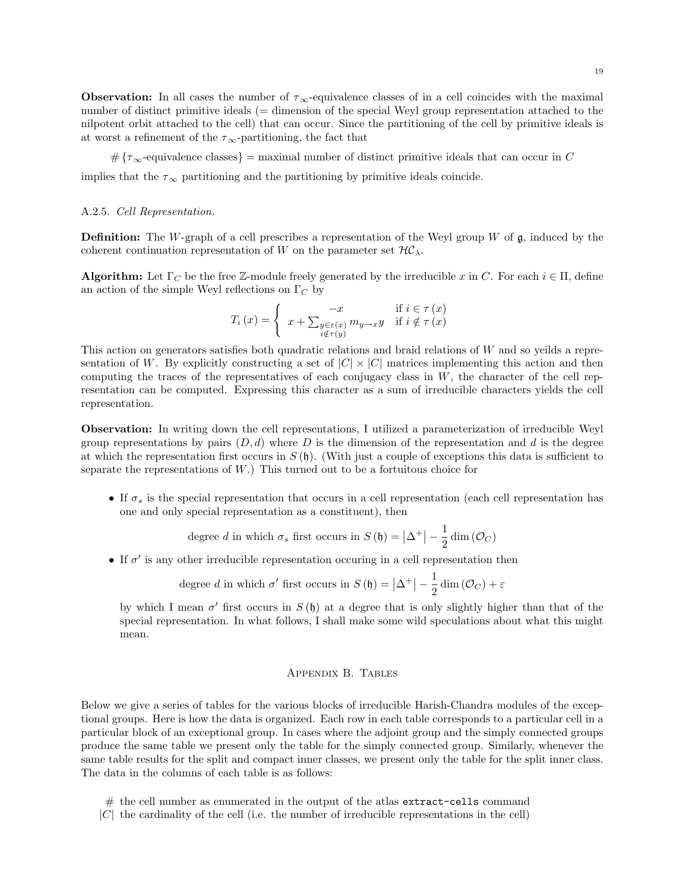**Observation:** In all cases the number of $\tau_\infty$-equivalence classes of in a cell coincides with the maximal number of distinct primitive ideals (= dimension of the special Weyl group representation attached to the nilpotent orbit attached to the cell) that can occur. Since the partitioning of the cell by primitive ideals is at worst a refinement of the $\tau_\infty$-partitioning, the fact that

$$\#\{\tau_\infty\text{-equivalence classes}\} = \text{maximal number of distinct primitive ideals that can occur in } C$$

implies that the $\tau_\infty$ partitioning and the partitioning by primitive ideals coincide.

A.2.5. *Cell Representation.*

**Definition:** The $W$-graph of a cell prescribes a representation of the Weyl group $W$ of $\mathfrak{g}$, induced by the coherent continuation representation of $W$ on the parameter set $\mathcal{HC}_\lambda$.

**Algorithm:** Let $\Gamma_C$ be the free $\mathbb{Z}$-module freely generated by the irreducible $x$ in $C$. For each $i \in \Pi$, define an action of the simple Weyl reflections on $\Gamma_C$ by

$$T_i(x) = \begin{cases} -x & \text{if } i \in \tau(x) \\ x + \sum_{\substack{y \in \varepsilon(x) \\ i \notin \tau(y)}} m_{y \to x} y & \text{if } i \notin \tau(x) \end{cases}$$

This action on generators satisfies both quadratic relations and braid relations of $W$ and so yeilds a representation of $W$. By explicitly constructing a set of $|C| \times |C|$ matrices implementing this action and then computing the traces of the representatives of each conjugacy class in $W$, the character of the cell representation can be computed. Expressing this character as a sum of irreducible characters yields the cell representation.

**Observation:** In writing down the cell representations, I utilized a parameterization of irreducible Weyl group representations by pairs $(D, d)$ where $D$ is the dimension of the representation and $d$ is the degree at which the representation first occurs in $S(\mathfrak{h})$. (With just a couple of exceptions this data is sufficient to separate the representations of $W$.) This turned out to be a fortuitous choice for

- If $\sigma_s$ is the special representation that occurs in a cell representation (each cell representation has one and only special representation as a constituent), then

  $$\text{degree } d \text{ in which } \sigma_s \text{ first occurs in } S(\mathfrak{h}) = \left|\Delta^+\right| - \frac{1}{2}\dim(\mathcal{O}_C)$$

- If $\sigma'$ is any other irreducible representation occuring in a cell representation then

  $$\text{degree } d \text{ in which } \sigma' \text{ first occurs in } S(\mathfrak{h}) = \left|\Delta^+\right| - \frac{1}{2}\dim(\mathcal{O}_C) + \varepsilon$$

  by which I mean $\sigma'$ first occurs in $S(\mathfrak{h})$ at a degree that is only slightly higher than that of the special representation. In what follows, I shall make some wild speculations about what this might mean.

## Appendix B. Tables

Below we give a series of tables for the various blocks of irreducible Harish-Chandra modules of the exceptional groups. Here is how the data is organized. Each row in each table corresponds to a particular cell in a particular block of an exceptional group. In cases where the adjoint group and the simply connected groups produce the same table we present only the table for the simply connected group. Similarly, whenever the same table results for the split and compact inner classes, we present only the table for the split inner class. The data in the columns of each table is as follows:

$\#$ the cell number as enumerated in the output of the atlas `extract-cells` command
$|C|$ the cardinality of the cell (i.e. the number of irreducible representations in the cell)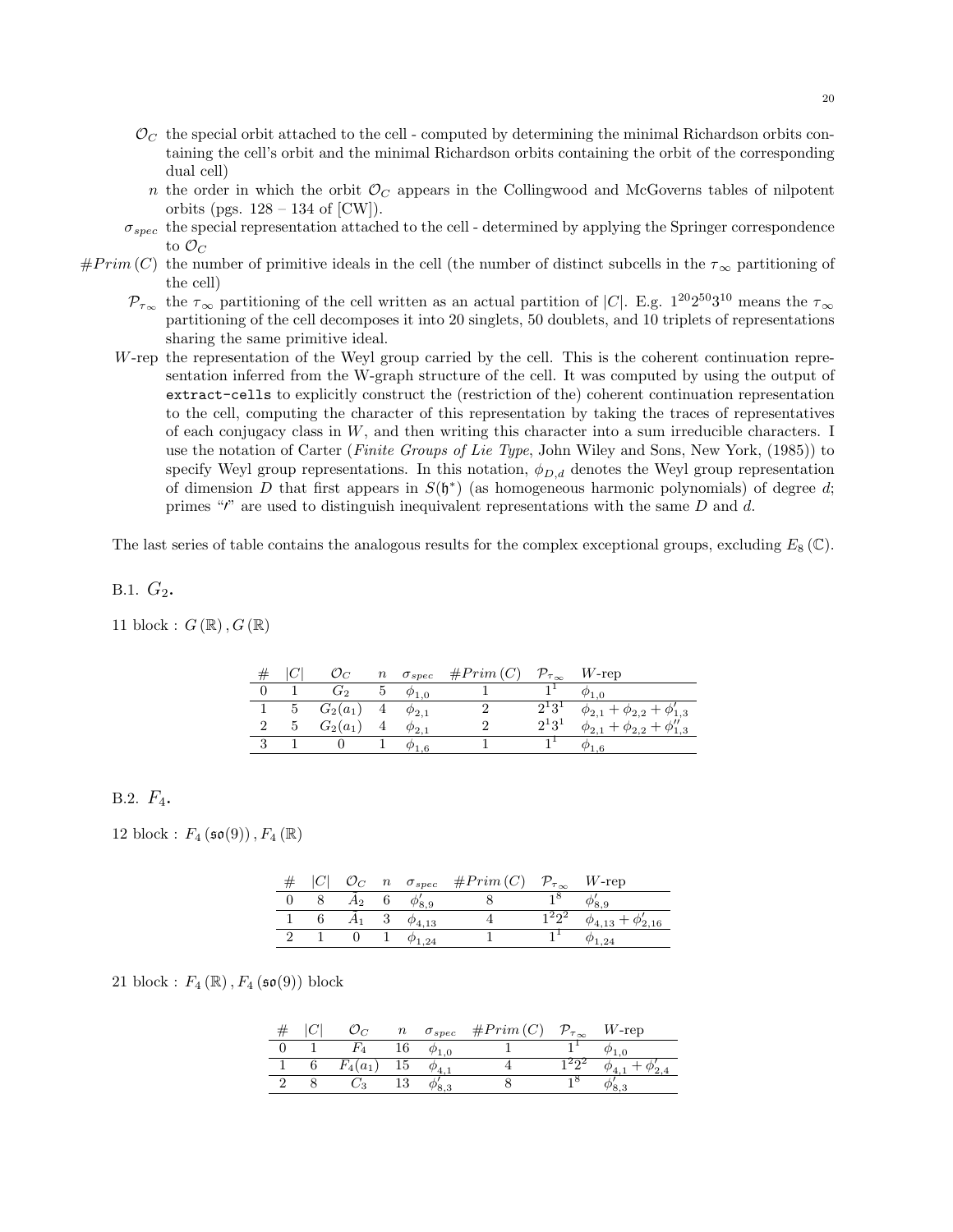$\mathcal{O}_C$ the special orbit attached to the cell - computed by determining the minimal Richardson orbits containing the cell's orbit and the minimal Richardson orbits containing the orbit of the corresponding dual cell)

$n$ the order in which the orbit $\mathcal{O}_C$ appears in the Collingwood and McGoverns tables of nilpotent orbits (pgs. 128 – 134 of [CW]).

$\sigma_{spec}$ the special representation attached to the cell - determined by applying the Springer correspondence to $\mathcal{O}_C$

$\#Prim\,(C)$ the number of primitive ideals in the cell (the number of distinct subcells in the $\tau_\infty$ partitioning of the cell)

$\mathcal{P}_{\tau_\infty}$ the $\tau_\infty$ partitioning of the cell written as an actual partition of $|C|$. E.g. $1^{20}2^{50}3^{10}$ means the $\tau_\infty$ partitioning of the cell decomposes it into 20 singlets, 50 doublets, and 10 triplets of representations sharing the same primitive ideal.

$W$-rep the representation of the Weyl group carried by the cell. This is the coherent continuation representation inferred from the W-graph structure of the cell. It was computed by using the output of `extract-cells` to explicitly construct the (restriction of the) coherent continuation representation to the cell, computing the character of this representation by taking the traces of representatives of each conjugacy class in $W$, and then writing this character into a sum irreducible characters. I use the notation of Carter (*Finite Groups of Lie Type*, John Wiley and Sons, New York, (1985)) to specify Weyl group representations. In this notation, $\phi_{D,d}$ denotes the Weyl group representation of dimension $D$ that first appears in $S(\mathfrak{h}^*)$ (as homogeneous harmonic polynomials) of degree $d$; primes "$\prime$" are used to distinguish inequivalent representations with the same $D$ and $d$.

The last series of table contains the analogous results for the complex exceptional groups, excluding $E_8\,(\mathbb{C})$.

## B.1. $G_2$.

11 block : $G\,(\mathbb{R})\,, G\,(\mathbb{R})$

| # | $\|C\|$ | $\mathcal{O}_C$ | $n$ | $\sigma_{spec}$ | $\#Prim\,(C)$ | $\mathcal{P}_{\tau_\infty}$ | $W$-rep |
|---|---|---|---|---|---|---|---|
| 0 | 1 | $G_2$ | 5 | $\phi_{1,0}$ | 1 | $1^1$ | $\phi_{1,0}$ |
| 1 | 5 | $G_2(a_1)$ | 4 | $\phi_{2,1}$ | 2 | $2^1 3^1$ | $\phi_{2,1} + \phi_{2,2} + \phi'_{1,3}$ |
| 2 | 5 | $G_2(a_1)$ | 4 | $\phi_{2,1}$ | 2 | $2^1 3^1$ | $\phi_{2,1} + \phi_{2,2} + \phi''_{1,3}$ |
| 3 | 1 | 0 | 1 | $\phi_{1,6}$ | 1 | $1^1$ | $\phi_{1,6}$ |

## B.2. $F_4$.

12 block : $F_4\,(\mathfrak{so}(9))\,, F_4\,(\mathbb{R})$

| # | $\|C\|$ | $\mathcal{O}_C$ | $n$ | $\sigma_{spec}$ | $\#Prim\,(C)$ | $\mathcal{P}_{\tau_\infty}$ | $W$-rep |
|---|---|---|---|---|---|---|---|
| 0 | 8 | $\tilde{A}_2$ | 6 | $\phi'_{8,9}$ | 8 | $1^8$ | $\phi'_{8,9}$ |
| 1 | 6 | $\tilde{A}_1$ | 3 | $\phi_{4,13}$ | 4 | $1^2 2^2$ | $\phi_{4,13} + \phi'_{2,16}$ |
| 2 | 1 | 0 | 1 | $\phi_{1,24}$ | 1 | $1^1$ | $\phi_{1,24}$ |

21 block : $F_4\,(\mathbb{R})\,, F_4\,(\mathfrak{so}(9))$ block

| # | $\|C\|$ | $\mathcal{O}_C$ | $n$ | $\sigma_{spec}$ | $\#Prim\,(C)$ | $\mathcal{P}_{\tau_\infty}$ | $W$-rep |
|---|---|---|---|---|---|---|---|
| 0 | 1 | $F_4$ | 16 | $\phi_{1,0}$ | 1 | $1^1$ | $\phi_{1,0}$ |
| 1 | 6 | $F_4(a_1)$ | 15 | $\phi_{4,1}$ | 4 | $1^2 2^2$ | $\phi_{4,1} + \phi'_{2,4}$ |
| 2 | 8 | $C_3$ | 13 | $\phi'_{8,3}$ | 8 | $1^8$ | $\phi'_{8,3}$ |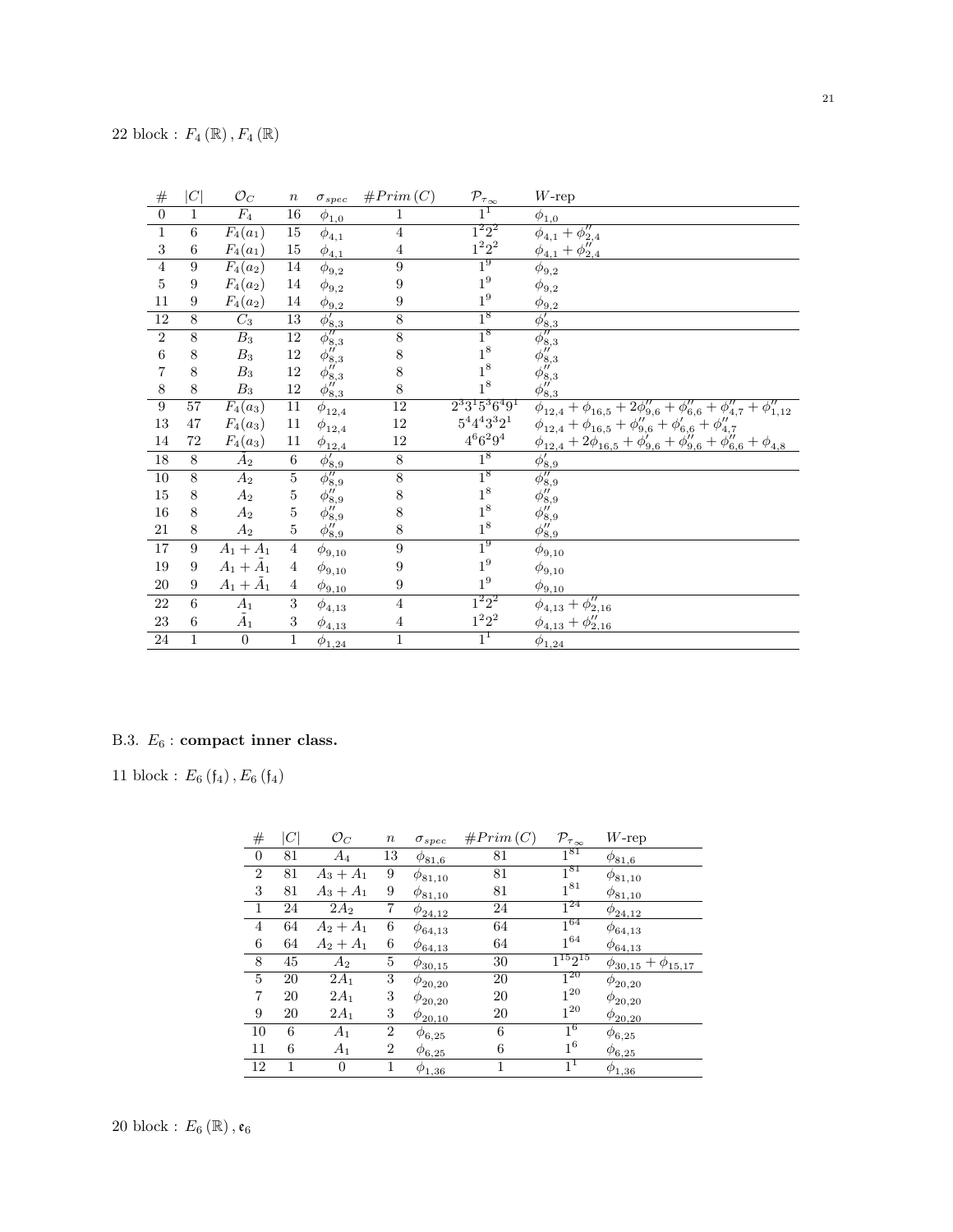22 block : $F_4(\mathbb{R}), F_4(\mathbb{R})$

| # | $\|C\|$ | $\mathcal{O}_C$ | $n$ | $\sigma_{spec}$ | $\#Prim(C)$ | $\mathcal{P}_{\tau_\infty}$ | $W$-rep |
|---|---|---|---|---|---|---|---|
| 0 | 1 | $F_4$ | 16 | $\phi_{1,0}$ | 1 | $1^1$ | $\phi_{1,0}$ |
| 1 | 6 | $F_4(a_1)$ | 15 | $\phi_{4,1}$ | 4 | $1^2 2^2$ | $\phi_{4,1} + \phi''_{2,4}$ |
| 3 | 6 | $F_4(a_1)$ | 15 | $\phi_{4,1}$ | 4 | $1^2 2^2$ | $\phi_{4,1} + \phi''_{2,4}$ |
| 4 | 9 | $F_4(a_2)$ | 14 | $\phi_{9,2}$ | 9 | $1^9$ | $\phi_{9,2}$ |
| 5 | 9 | $F_4(a_2)$ | 14 | $\phi_{9,2}$ | 9 | $1^9$ | $\phi_{9,2}$ |
| 11 | 9 | $F_4(a_2)$ | 14 | $\phi_{9,2}$ | 9 | $1^9$ | $\phi_{9,2}$ |
| 12 | 8 | $C_3$ | 13 | $\phi'_{8,3}$ | 8 | $1^8$ | $\phi'_{8,3}$ |
| 2 | 8 | $B_3$ | 12 | $\phi''_{8,3}$ | 8 | $1^8$ | $\phi''_{8,3}$ |
| 6 | 8 | $B_3$ | 12 | $\phi''_{8,3}$ | 8 | $1^8$ | $\phi''_{8,3}$ |
| 7 | 8 | $B_3$ | 12 | $\phi''_{8,3}$ | 8 | $1^8$ | $\phi''_{8,3}$ |
| 8 | 8 | $B_3$ | 12 | $\phi''_{8,3}$ | 8 | $1^8$ | $\phi''_{8,3}$ |
| 9 | 57 | $F_4(a_3)$ | 11 | $\phi_{12,4}$ | 12 | $2^3 3^1 5^3 6^4 9^1$ | $\phi_{12,4} + \phi_{16,5} + 2\phi''_{9,6} + \phi''_{6,6} + \phi''_{4,7} + \phi''_{1,12}$ |
| 13 | 47 | $F_4(a_3)$ | 11 | $\phi_{12,4}$ | 12 | $5^4 4^4 3^3 2^1$ | $\phi_{12,4} + \phi_{16,5} + \phi''_{9,6} + \phi'_{6,6} + \phi''_{4,7}$ |
| 14 | 72 | $F_4(a_3)$ | 11 | $\phi_{12,4}$ | 12 | $4^6 6^2 9^4$ | $\phi_{12,4} + 2\phi_{16,5} + \phi'_{9,6} + \phi''_{9,6} + \phi''_{6,6} + \phi_{4,8}$ |
| 18 | 8 | $\tilde{A}_2$ | 6 | $\phi'_{8,9}$ | 8 | $1^8$ | $\phi'_{8,9}$ |
| 10 | 8 | $A_2$ | 5 | $\phi''_{8,9}$ | 8 | $1^8$ | $\phi''_{8,9}$ |
| 15 | 8 | $A_2$ | 5 | $\phi''_{8,9}$ | 8 | $1^8$ | $\phi''_{8,9}$ |
| 16 | 8 | $A_2$ | 5 | $\phi''_{8,9}$ | 8 | $1^8$ | $\phi''_{8,9}$ |
| 21 | 8 | $A_2$ | 5 | $\phi''_{8,9}$ | 8 | $1^8$ | $\phi''_{8,9}$ |
| 17 | 9 | $A_1 + \tilde{A}_1$ | 4 | $\phi_{9,10}$ | 9 | $1^9$ | $\phi_{9,10}$ |
| 19 | 9 | $A_1 + \tilde{A}_1$ | 4 | $\phi_{9,10}$ | 9 | $1^9$ | $\phi_{9,10}$ |
| 20 | 9 | $A_1 + \tilde{A}_1$ | 4 | $\phi_{9,10}$ | 9 | $1^9$ | $\phi_{9,10}$ |
| 22 | 6 | $A_1$ | 3 | $\phi_{4,13}$ | 4 | $1^2 2^2$ | $\phi_{4,13} + \phi''_{2,16}$ |
| 23 | 6 | $\tilde{A}_1$ | 3 | $\phi_{4,13}$ | 4 | $1^2 2^2$ | $\phi_{4,13} + \phi''_{2,16}$ |
| 24 | 1 | 0 | 1 | $\phi_{1,24}$ | 1 | $1^1$ | $\phi_{1,24}$ |

B.3. $E_6$ : **compact inner class.**

11 block : $E_6(\mathfrak{f}_4), E_6(\mathfrak{f}_4)$

| # | $\|C\|$ | $\mathcal{O}_C$ | $n$ | $\sigma_{spec}$ | $\#Prim(C)$ | $\mathcal{P}_{\tau_\infty}$ | $W$-rep |
|---|---|---|---|---|---|---|---|
| 0 | 81 | $A_4$ | 13 | $\phi_{81,6}$ | 81 | $1^{81}$ | $\phi_{81,6}$ |
| 2 | 81 | $A_3 + A_1$ | 9 | $\phi_{81,10}$ | 81 | $1^{81}$ | $\phi_{81,10}$ |
| 3 | 81 | $A_3 + A_1$ | 9 | $\phi_{81,10}$ | 81 | $1^{81}$ | $\phi_{81,10}$ |
| 1 | 24 | $2A_2$ | 7 | $\phi_{24,12}$ | 24 | $1^{24}$ | $\phi_{24,12}$ |
| 4 | 64 | $A_2 + A_1$ | 6 | $\phi_{64,13}$ | 64 | $1^{64}$ | $\phi_{64,13}$ |
| 6 | 64 | $A_2 + A_1$ | 6 | $\phi_{64,13}$ | 64 | $1^{64}$ | $\phi_{64,13}$ |
| 8 | 45 | $A_2$ | 5 | $\phi_{30,15}$ | 30 | $1^{15} 2^{15}$ | $\phi_{30,15} + \phi_{15,17}$ |
| 5 | 20 | $2A_1$ | 3 | $\phi_{20,20}$ | 20 | $1^{20}$ | $\phi_{20,20}$ |
| 7 | 20 | $2A_1$ | 3 | $\phi_{20,20}$ | 20 | $1^{20}$ | $\phi_{20,20}$ |
| 9 | 20 | $2A_1$ | 3 | $\phi_{20,10}$ | 20 | $1^{20}$ | $\phi_{20,20}$ |
| 10 | 6 | $A_1$ | 2 | $\phi_{6,25}$ | 6 | $1^6$ | $\phi_{6,25}$ |
| 11 | 6 | $A_1$ | 2 | $\phi_{6,25}$ | 6 | $1^6$ | $\phi_{6,25}$ |
| 12 | 1 | 0 | 1 | $\phi_{1,36}$ | 1 | $1^1$ | $\phi_{1,36}$ |

20 block : $E_6(\mathbb{R}), \mathfrak{e}_6$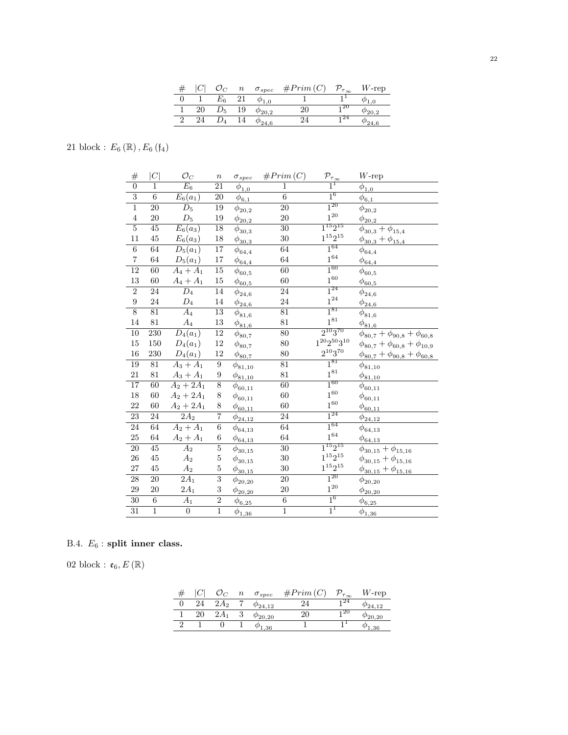| # | $\lvert C\rvert$ | $\mathcal{O}_C$ | $n$ | $\sigma_{spec}$ | $\#Prim\,(C)$ | $\mathcal{P}_{\tau_\infty}$ | $W$-rep |
|---|---|---|---|---|---|---|---|
| 0 | 1 | $E_6$ | 21 | $\phi_{1,0}$ | 1 | $1^1$ | $\phi_{1,0}$ |
| 1 | 20 | $D_5$ | 19 | $\phi_{20,2}$ | 20 | $1^{20}$ | $\phi_{20,2}$ |
| 2 | 24 | $D_4$ | 14 | $\phi_{24,6}$ | 24 | $1^{24}$ | $\phi_{24,6}$ |

21 block : $E_6\,(\mathbb{R})\,, E_6\,(\mathfrak{f}_4)$

| # | $\lvert C\rvert$ | $\mathcal{O}_C$ | $n$ | $\sigma_{spec}$ | $\#Prim\,(C)$ | $\mathcal{P}_{\tau_\infty}$ | $W$-rep |
|---|---|---|---|---|---|---|---|
| 0 | 1 | $E_6$ | 21 | $\phi_{1,0}$ | 1 | $1^1$ | $\phi_{1,0}$ |
| 3 | 6 | $E_6(a_1)$ | 20 | $\phi_{6,1}$ | 6 | $1^6$ | $\phi_{6,1}$ |
| 1 | 20 | $D_5$ | 19 | $\phi_{20,2}$ | 20 | $1^{20}$ | $\phi_{20,2}$ |
| 4 | 20 | $D_5$ | 19 | $\phi_{20,2}$ | 20 | $1^{20}$ | $\phi_{20,2}$ |
| 5 | 45 | $E_6(a_3)$ | 18 | $\phi_{30,3}$ | 30 | $1^{15}2^{15}$ | $\phi_{30,3}+\phi_{15,4}$ |
| 11 | 45 | $E_6(a_3)$ | 18 | $\phi_{30,3}$ | 30 | $1^{15}2^{15}$ | $\phi_{30,3}+\phi_{15,4}$ |
| 6 | 64 | $D_5(a_1)$ | 17 | $\phi_{64,4}$ | 64 | $1^{64}$ | $\phi_{64,4}$ |
| 7 | 64 | $D_5(a_1)$ | 17 | $\phi_{64,4}$ | 64 | $1^{64}$ | $\phi_{64,4}$ |
| 12 | 60 | $A_4+A_1$ | 15 | $\phi_{60,5}$ | 60 | $1^{60}$ | $\phi_{60,5}$ |
| 13 | 60 | $A_4+A_1$ | 15 | $\phi_{60,5}$ | 60 | $1^{60}$ | $\phi_{60,5}$ |
| 2 | 24 | $D_4$ | 14 | $\phi_{24,6}$ | 24 | $1^{24}$ | $\phi_{24,6}$ |
| 9 | 24 | $D_4$ | 14 | $\phi_{24,6}$ | 24 | $1^{24}$ | $\phi_{24,6}$ |
| 8 | 81 | $A_4$ | 13 | $\phi_{81,6}$ | 81 | $1^{81}$ | $\phi_{81,6}$ |
| 14 | 81 | $A_4$ | 13 | $\phi_{81,6}$ | 81 | $1^{81}$ | $\phi_{81,6}$ |
| 10 | 230 | $D_4(a_1)$ | 12 | $\phi_{80,7}$ | 80 | $2^{10}3^{70}$ | $\phi_{80,7}+\phi_{90,8}+\phi_{60,8}$ |
| 15 | 150 | $D_4(a_1)$ | 12 | $\phi_{80,7}$ | 80 | $1^{20}2^{50}3^{10}$ | $\phi_{80,7}+\phi_{60,8}+\phi_{10,9}$ |
| 16 | 230 | $D_4(a_1)$ | 12 | $\phi_{80,7}$ | 80 | $2^{10}3^{70}$ | $\phi_{80,7}+\phi_{90,8}+\phi_{60,8}$ |
| 19 | 81 | $A_3+A_1$ | 9 | $\phi_{81,10}$ | 81 | $1^{81}$ | $\phi_{81,10}$ |
| 21 | 81 | $A_3+A_1$ | 9 | $\phi_{81,10}$ | 81 | $1^{81}$ | $\phi_{81,10}$ |
| 17 | 60 | $A_2+2A_1$ | 8 | $\phi_{60,11}$ | 60 | $1^{60}$ | $\phi_{60,11}$ |
| 18 | 60 | $A_2+2A_1$ | 8 | $\phi_{60,11}$ | 60 | $1^{60}$ | $\phi_{60,11}$ |
| 22 | 60 | $A_2+2A_1$ | 8 | $\phi_{60,11}$ | 60 | $1^{60}$ | $\phi_{60,11}$ |
| 23 | 24 | $2A_2$ | 7 | $\phi_{24,12}$ | 24 | $1^{24}$ | $\phi_{24,12}$ |
| 24 | 64 | $A_2+A_1$ | 6 | $\phi_{64,13}$ | 64 | $1^{64}$ | $\phi_{64,13}$ |
| 25 | 64 | $A_2+A_1$ | 6 | $\phi_{64,13}$ | 64 | $1^{64}$ | $\phi_{64,13}$ |
| 20 | 45 | $A_2$ | 5 | $\phi_{30,15}$ | 30 | $1^{15}2^{15}$ | $\phi_{30,15}+\phi_{15,16}$ |
| 26 | 45 | $A_2$ | 5 | $\phi_{30,15}$ | 30 | $1^{15}2^{15}$ | $\phi_{30,15}+\phi_{15,16}$ |
| 27 | 45 | $A_2$ | 5 | $\phi_{30,15}$ | 30 | $1^{15}2^{15}$ | $\phi_{30,15}+\phi_{15,16}$ |
| 28 | 20 | $2A_1$ | 3 | $\phi_{20,20}$ | 20 | $1^{20}$ | $\phi_{20,20}$ |
| 29 | 20 | $2A_1$ | 3 | $\phi_{20,20}$ | 20 | $1^{20}$ | $\phi_{20,20}$ |
| 30 | 6 | $A_1$ | 2 | $\phi_{6,25}$ | 6 | $1^6$ | $\phi_{6,25}$ |
| 31 | 1 | 0 | 1 | $\phi_{1,36}$ | 1 | $1^1$ | $\phi_{1,36}$ |

B.4. $E_6$ : **split inner class.**

02 block : $\mathfrak{e}_6, E\,(\mathbb{R})$

| # | $\lvert C\rvert$ | $\mathcal{O}_C$ | $n$ | $\sigma_{spec}$ | $\#Prim\,(C)$ | $\mathcal{P}_{\tau_\infty}$ | $W$-rep |
|---|---|---|---|---|---|---|---|
| 0 | 24 | $2A_2$ | 7 | $\phi_{24,12}$ | 24 | $1^{24}$ | $\phi_{24,12}$ |
| 1 | 20 | $2A_1$ | 3 | $\phi_{20,20}$ | 20 | $1^{20}$ | $\phi_{20,20}$ |
| 2 | 1 | 0 | 1 | $\phi_{1,36}$ | 1 | $1^1$ | $\phi_{1,36}$ |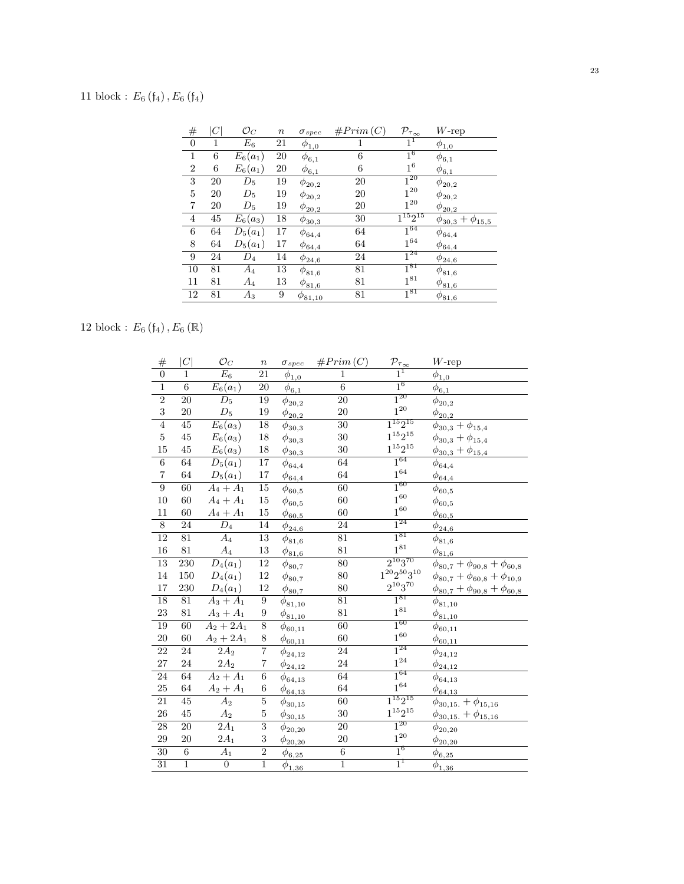11 block : $E_6(\mathfrak{f}_4), E_6(\mathfrak{f}_4)$

| $\#$ | $\lvert C\rvert$ | $\mathcal{O}_C$ | $n$ | $\sigma_{spec}$ | $\#Prim(C)$ | $\mathcal{P}_{\tau_\infty}$ | $W$-rep |
|---|---|---|---|---|---|---|---|
| 0 | 1 | $E_6$ | 21 | $\phi_{1,0}$ | 1 | $1^1$ | $\phi_{1,0}$ |
| 1 | 6 | $E_6(a_1)$ | 20 | $\phi_{6,1}$ | 6 | $1^6$ | $\phi_{6,1}$ |
| 2 | 6 | $E_6(a_1)$ | 20 | $\phi_{6,1}$ | 6 | $1^6$ | $\phi_{6,1}$ |
| 3 | 20 | $D_5$ | 19 | $\phi_{20,2}$ | 20 | $1^{20}$ | $\phi_{20,2}$ |
| 5 | 20 | $D_5$ | 19 | $\phi_{20,2}$ | 20 | $1^{20}$ | $\phi_{20,2}$ |
| 7 | 20 | $D_5$ | 19 | $\phi_{20,2}$ | 20 | $1^{20}$ | $\phi_{20,2}$ |
| 4 | 45 | $E_6(a_3)$ | 18 | $\phi_{30,3}$ | 30 | $1^{15}2^{15}$ | $\phi_{30,3}+\phi_{15,5}$ |
| 6 | 64 | $D_5(a_1)$ | 17 | $\phi_{64,4}$ | 64 | $1^{64}$ | $\phi_{64,4}$ |
| 8 | 64 | $D_5(a_1)$ | 17 | $\phi_{64,4}$ | 64 | $1^{64}$ | $\phi_{64,4}$ |
| 9 | 24 | $D_4$ | 14 | $\phi_{24,6}$ | 24 | $1^{24}$ | $\phi_{24,6}$ |
| 10 | 81 | $A_4$ | 13 | $\phi_{81,6}$ | 81 | $1^{81}$ | $\phi_{81,6}$ |
| 11 | 81 | $A_4$ | 13 | $\phi_{81,6}$ | 81 | $1^{81}$ | $\phi_{81,6}$ |
| 12 | 81 | $A_3$ | 9 | $\phi_{81,10}$ | 81 | $1^{81}$ | $\phi_{81,6}$ |

12 block : $E_6(\mathfrak{f}_4), E_6(\mathbb{R})$

| $\#$ | $\lvert C\rvert$ | $\mathcal{O}_C$ | $n$ | $\sigma_{spec}$ | $\#Prim(C)$ | $\mathcal{P}_{\tau_\infty}$ | $W$-rep |
|---|---|---|---|---|---|---|---|
| 0 | 1 | $E_6$ | 21 | $\phi_{1,0}$ | 1 | $1^1$ | $\phi_{1,0}$ |
| 1 | 6 | $E_6(a_1)$ | 20 | $\phi_{6,1}$ | 6 | $1^6$ | $\phi_{6,1}$ |
| 2 | 20 | $D_5$ | 19 | $\phi_{20,2}$ | 20 | $1^{20}$ | $\phi_{20,2}$ |
| 3 | 20 | $D_5$ | 19 | $\phi_{20,2}$ | 20 | $1^{20}$ | $\phi_{20,2}$ |
| 4 | 45 | $E_6(a_3)$ | 18 | $\phi_{30,3}$ | 30 | $1^{15}2^{15}$ | $\phi_{30,3}+\phi_{15,4}$ |
| 5 | 45 | $E_6(a_3)$ | 18 | $\phi_{30,3}$ | 30 | $1^{15}2^{15}$ | $\phi_{30,3}+\phi_{15,4}$ |
| 15 | 45 | $E_6(a_3)$ | 18 | $\phi_{30,3}$ | 30 | $1^{15}2^{15}$ | $\phi_{30,3}+\phi_{15,4}$ |
| 6 | 64 | $D_5(a_1)$ | 17 | $\phi_{64,4}$ | 64 | $1^{64}$ | $\phi_{64,4}$ |
| 7 | 64 | $D_5(a_1)$ | 17 | $\phi_{64,4}$ | 64 | $1^{64}$ | $\phi_{64,4}$ |
| 9 | 60 | $A_4+A_1$ | 15 | $\phi_{60,5}$ | 60 | $1^{60}$ | $\phi_{60,5}$ |
| 10 | 60 | $A_4+A_1$ | 15 | $\phi_{60,5}$ | 60 | $1^{60}$ | $\phi_{60,5}$ |
| 11 | 60 | $A_4+A_1$ | 15 | $\phi_{60,5}$ | 60 | $1^{60}$ | $\phi_{60,5}$ |
| 8 | 24 | $D_4$ | 14 | $\phi_{24,6}$ | 24 | $1^{24}$ | $\phi_{24,6}$ |
| 12 | 81 | $A_4$ | 13 | $\phi_{81,6}$ | 81 | $1^{81}$ | $\phi_{81,6}$ |
| 16 | 81 | $A_4$ | 13 | $\phi_{81,6}$ | 81 | $1^{81}$ | $\phi_{81,6}$ |
| 13 | 230 | $D_4(a_1)$ | 12 | $\phi_{80,7}$ | 80 | $2^{10}3^{70}$ | $\phi_{80,7}+\phi_{90,8}+\phi_{60,8}$ |
| 14 | 150 | $D_4(a_1)$ | 12 | $\phi_{80,7}$ | 80 | $1^{20}2^{50}3^{10}$ | $\phi_{80,7}+\phi_{60,8}+\phi_{10,9}$ |
| 17 | 230 | $D_4(a_1)$ | 12 | $\phi_{80,7}$ | 80 | $2^{10}3^{70}$ | $\phi_{80,7}+\phi_{90,8}+\phi_{60,8}$ |
| 18 | 81 | $A_3+A_1$ | 9 | $\phi_{81,10}$ | 81 | $1^{81}$ | $\phi_{81,10}$ |
| 23 | 81 | $A_3+A_1$ | 9 | $\phi_{81,10}$ | 81 | $1^{81}$ | $\phi_{81,10}$ |
| 19 | 60 | $A_2+2A_1$ | 8 | $\phi_{60,11}$ | 60 | $1^{60}$ | $\phi_{60,11}$ |
| 20 | 60 | $A_2+2A_1$ | 8 | $\phi_{60,11}$ | 60 | $1^{60}$ | $\phi_{60,11}$ |
| 22 | 24 | $2A_2$ | 7 | $\phi_{24,12}$ | 24 | $1^{24}$ | $\phi_{24,12}$ |
| 27 | 24 | $2A_2$ | 7 | $\phi_{24,12}$ | 24 | $1^{24}$ | $\phi_{24,12}$ |
| 24 | 64 | $A_2+A_1$ | 6 | $\phi_{64,13}$ | 64 | $1^{64}$ | $\phi_{64,13}$ |
| 25 | 64 | $A_2+A_1$ | 6 | $\phi_{64,13}$ | 64 | $1^{64}$ | $\phi_{64,13}$ |
| 21 | 45 | $A_2$ | 5 | $\phi_{30,15}$ | 60 | $1^{15}2^{15}$ | $\phi_{30,15.}+\phi_{15,16}$ |
| 26 | 45 | $A_2$ | 5 | $\phi_{30,15}$ | 30 | $1^{15}2^{15}$ | $\phi_{30,15.}+\phi_{15,16}$ |
| 28 | 20 | $2A_1$ | 3 | $\phi_{20,20}$ | 20 | $1^{20}$ | $\phi_{20,20}$ |
| 29 | 20 | $2A_1$ | 3 | $\phi_{20,20}$ | 20 | $1^{20}$ | $\phi_{20,20}$ |
| 30 | 6 | $A_1$ | 2 | $\phi_{6,25}$ | 6 | $1^6$ | $\phi_{6,25}$ |
| 31 | 1 | 0 | 1 | $\phi_{1,36}$ | 1 | $1^1$ | $\phi_{1,36}$ |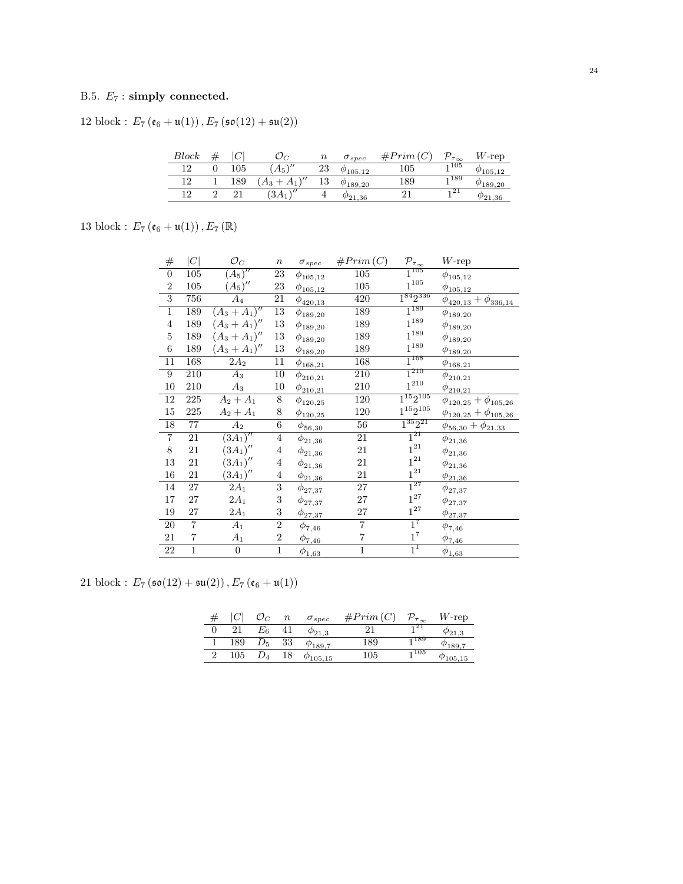### B.5. $E_7$ : **simply connected.**

12 block : $E_7\left(\mathfrak{e}_6+\mathfrak{u}(1)\right), E_7\left(\mathfrak{so}(12)+\mathfrak{su}(2)\right)$

| *Block* | # | $\lvert C\rvert$ | $\mathcal{O}_C$ | $n$ | $\sigma_{spec}$ | $\#Prim\,(C)$ | $\mathcal{P}_{\tau_\infty}$ | $W$-rep |
|---|---|---|---|---|---|---|---|---|
| 12 | 0 | 105 | $(A_5)''$ | 23 | $\phi_{105,12}$ | 105 | $1^{105}$ | $\phi_{105,12}$ |
| 12 | 1 | 189 | $(A_3+A_1)''$ | 13 | $\phi_{189,20}$ | 189 | $1^{189}$ | $\phi_{189,20}$ |
| 12 | 2 | 21 | $(3A_1)''$ | 4 | $\phi_{21,36}$ | 21 | $1^{21}$ | $\phi_{21,36}$ |

13 block : $E_7\left(\mathfrak{e}_6+\mathfrak{u}(1)\right), E_7\left(\mathbb{R}\right)$

| # | $\lvert C\rvert$ | $\mathcal{O}_C$ | $n$ | $\sigma_{spec}$ | $\#Prim\,(C)$ | $\mathcal{P}_{\tau_\infty}$ | $W$-rep |
|---|---|---|---|---|---|---|---|
| 0 | 105 | $(A_5)''$ | 23 | $\phi_{105,12}$ | 105 | $1^{105}$ | $\phi_{105,12}$ |
| 2 | 105 | $(A_5)''$ | 23 | $\phi_{105,12}$ | 105 | $1^{105}$ | $\phi_{105,12}$ |
| 3 | 756 | $A_4$ | 21 | $\phi_{420,13}$ | 420 | $1^{84}2^{336}$ | $\phi_{420,13}+\phi_{336,14}$ |
| 1 | 189 | $(A_3+A_1)''$ | 13 | $\phi_{189,20}$ | 189 | $1^{189}$ | $\phi_{189,20}$ |
| 4 | 189 | $(A_3+A_1)''$ | 13 | $\phi_{189,20}$ | 189 | $1^{189}$ | $\phi_{189,20}$ |
| 5 | 189 | $(A_3+A_1)''$ | 13 | $\phi_{189,20}$ | 189 | $1^{189}$ | $\phi_{189,20}$ |
| 6 | 189 | $(A_3+A_1)''$ | 13 | $\phi_{189,20}$ | 189 | $1^{189}$ | $\phi_{189,20}$ |
| 11 | 168 | $2A_2$ | 11 | $\phi_{168,21}$ | 168 | $1^{168}$ | $\phi_{168,21}$ |
| 9 | 210 | $A_3$ | 10 | $\phi_{210,21}$ | 210 | $1^{210}$ | $\phi_{210,21}$ |
| 10 | 210 | $A_3$ | 10 | $\phi_{210,21}$ | 210 | $1^{210}$ | $\phi_{210,21}$ |
| 12 | 225 | $A_2+A_1$ | 8 | $\phi_{120,25}$ | 120 | $1^{15}2^{105}$ | $\phi_{120,25}+\phi_{105,26}$ |
| 15 | 225 | $A_2+A_1$ | 8 | $\phi_{120,25}$ | 120 | $1^{15}2^{105}$ | $\phi_{120,25}+\phi_{105,26}$ |
| 18 | 77 | $A_2$ | 6 | $\phi_{56,30}$ | 56 | $1^{35}2^{21}$ | $\phi_{56,30}+\phi_{21,33}$ |
| 7 | 21 | $(3A_1)''$ | 4 | $\phi_{21,36}$ | 21 | $1^{21}$ | $\phi_{21,36}$ |
| 8 | 21 | $(3A_1)''$ | 4 | $\phi_{21,36}$ | 21 | $1^{21}$ | $\phi_{21,36}$ |
| 13 | 21 | $(3A_1)''$ | 4 | $\phi_{21,36}$ | 21 | $1^{21}$ | $\phi_{21,36}$ |
| 16 | 21 | $(3A_1)''$ | 4 | $\phi_{21,36}$ | 21 | $1^{21}$ | $\phi_{21,36}$ |
| 14 | 27 | $2A_1$ | 3 | $\phi_{27,37}$ | 27 | $1^{27}$ | $\phi_{27,37}$ |
| 17 | 27 | $2A_1$ | 3 | $\phi_{27,37}$ | 27 | $1^{27}$ | $\phi_{27,37}$ |
| 19 | 27 | $2A_1$ | 3 | $\phi_{27,37}$ | 27 | $1^{27}$ | $\phi_{27,37}$ |
| 20 | 7 | $A_1$ | 2 | $\phi_{7,46}$ | 7 | $1^{7}$ | $\phi_{7,46}$ |
| 21 | 7 | $A_1$ | 2 | $\phi_{7,46}$ | 7 | $1^{7}$ | $\phi_{7,46}$ |
| 22 | 1 | 0 | 1 | $\phi_{1,63}$ | 1 | $1^{1}$ | $\phi_{1,63}$ |

21 block : $E_7\left(\mathfrak{so}(12)+\mathfrak{su}(2)\right), E_7\left(\mathfrak{e}_6+\mathfrak{u}(1)\right)$

| # | $\lvert C\rvert$ | $\mathcal{O}_C$ | $n$ | $\sigma_{spec}$ | $\#Prim\,(C)$ | $\mathcal{P}_{\tau_\infty}$ | $W$-rep |
|---|---|---|---|---|---|---|---|
| 0 | 21 | $E_6$ | 41 | $\phi_{21,3}$ | 21 | $1^{21}$ | $\phi_{21,3}$ |
| 1 | 189 | $D_5$ | 33 | $\phi_{189,7}$ | 189 | $1^{189}$ | $\phi_{189,7}$ |
| 2 | 105 | $D_4$ | 18 | $\phi_{105,15}$ | 105 | $1^{105}$ | $\phi_{105,15}$ |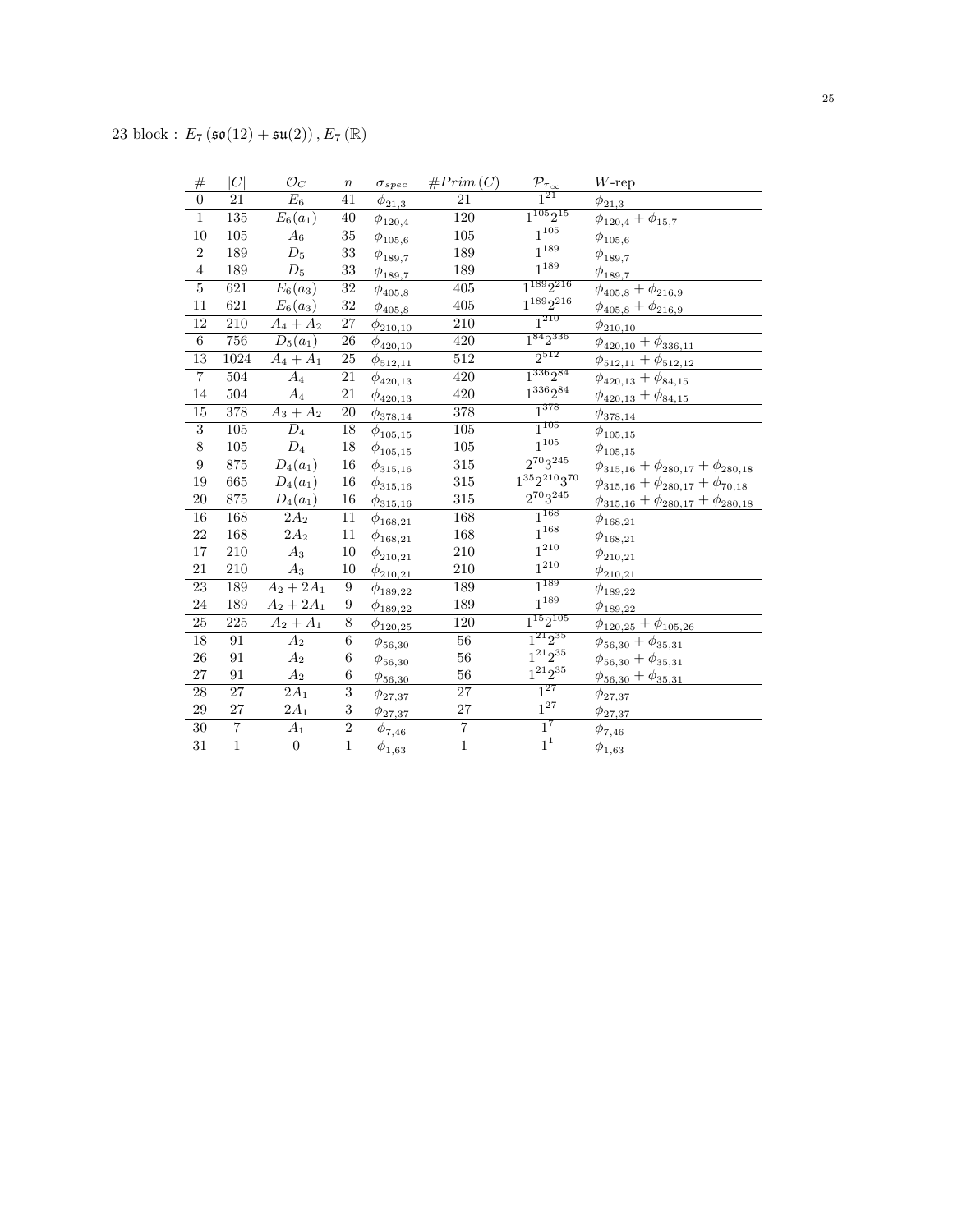23 block : $E_7\left(\mathfrak{so}(12)+\mathfrak{su}(2)\right), E_7\left(\mathbb{R}\right)$

| # | $\|C\|$ | $\mathcal{O}_C$ | $n$ | $\sigma_{spec}$ | $\#Prim\left(C\right)$ | $\mathcal{P}_{\tau_\infty}$ | $W$-rep |
|---|---|---|---|---|---|---|---|
| 0 | 21 | $E_6$ | 41 | $\phi_{21,3}$ | 21 | $1^{21}$ | $\phi_{21,3}$ |
| 1 | 135 | $E_6(a_1)$ | 40 | $\phi_{120,4}$ | 120 | $1^{105}2^{15}$ | $\phi_{120,4}+\phi_{15,7}$ |
| 10 | 105 | $A_6$ | 35 | $\phi_{105,6}$ | 105 | $1^{105}$ | $\phi_{105,6}$ |
| 2 | 189 | $D_5$ | 33 | $\phi_{189,7}$ | 189 | $1^{189}$ | $\phi_{189,7}$ |
| 4 | 189 | $D_5$ | 33 | $\phi_{189,7}$ | 189 | $1^{189}$ | $\phi_{189,7}$ |
| 5 | 621 | $E_6(a_3)$ | 32 | $\phi_{405,8}$ | 405 | $1^{189}2^{216}$ | $\phi_{405,8}+\phi_{216,9}$ |
| 11 | 621 | $E_6(a_3)$ | 32 | $\phi_{405,8}$ | 405 | $1^{189}2^{216}$ | $\phi_{405,8}+\phi_{216,9}$ |
| 12 | 210 | $A_4+A_2$ | 27 | $\phi_{210,10}$ | 210 | $1^{210}$ | $\phi_{210,10}$ |
| 6 | 756 | $D_5(a_1)$ | 26 | $\phi_{420,10}$ | 420 | $1^{84}2^{336}$ | $\phi_{420,10}+\phi_{336,11}$ |
| 13 | 1024 | $A_4+A_1$ | 25 | $\phi_{512,11}$ | 512 | $2^{512}$ | $\phi_{512,11}+\phi_{512,12}$ |
| 7 | 504 | $A_4$ | 21 | $\phi_{420,13}$ | 420 | $1^{336}2^{84}$ | $\phi_{420,13}+\phi_{84,15}$ |
| 14 | 504 | $A_4$ | 21 | $\phi_{420,13}$ | 420 | $1^{336}2^{84}$ | $\phi_{420,13}+\phi_{84,15}$ |
| 15 | 378 | $A_3+A_2$ | 20 | $\phi_{378,14}$ | 378 | $1^{378}$ | $\phi_{378,14}$ |
| 3 | 105 | $D_4$ | 18 | $\phi_{105,15}$ | 105 | $1^{105}$ | $\phi_{105,15}$ |
| 8 | 105 | $D_4$ | 18 | $\phi_{105,15}$ | 105 | $1^{105}$ | $\phi_{105,15}$ |
| 9 | 875 | $D_4(a_1)$ | 16 | $\phi_{315,16}$ | 315 | $2^{70}3^{245}$ | $\phi_{315,16}+\phi_{280,17}+\phi_{280,18}$ |
| 19 | 665 | $D_4(a_1)$ | 16 | $\phi_{315,16}$ | 315 | $1^{35}2^{210}3^{70}$ | $\phi_{315,16}+\phi_{280,17}+\phi_{70,18}$ |
| 20 | 875 | $D_4(a_1)$ | 16 | $\phi_{315,16}$ | 315 | $2^{70}3^{245}$ | $\phi_{315,16}+\phi_{280,17}+\phi_{280,18}$ |
| 16 | 168 | $2A_2$ | 11 | $\phi_{168,21}$ | 168 | $1^{168}$ | $\phi_{168,21}$ |
| 22 | 168 | $2A_2$ | 11 | $\phi_{168,21}$ | 168 | $1^{168}$ | $\phi_{168,21}$ |
| 17 | 210 | $A_3$ | 10 | $\phi_{210,21}$ | 210 | $1^{210}$ | $\phi_{210,21}$ |
| 21 | 210 | $A_3$ | 10 | $\phi_{210,21}$ | 210 | $1^{210}$ | $\phi_{210,21}$ |
| 23 | 189 | $A_2+2A_1$ | 9 | $\phi_{189,22}$ | 189 | $1^{189}$ | $\phi_{189,22}$ |
| 24 | 189 | $A_2+2A_1$ | 9 | $\phi_{189,22}$ | 189 | $1^{189}$ | $\phi_{189,22}$ |
| 25 | 225 | $A_2+A_1$ | 8 | $\phi_{120,25}$ | 120 | $1^{15}2^{105}$ | $\phi_{120,25}+\phi_{105,26}$ |
| 18 | 91 | $A_2$ | 6 | $\phi_{56,30}$ | 56 | $1^{21}2^{35}$ | $\phi_{56,30}+\phi_{35,31}$ |
| 26 | 91 | $A_2$ | 6 | $\phi_{56,30}$ | 56 | $1^{21}2^{35}$ | $\phi_{56,30}+\phi_{35,31}$ |
| 27 | 91 | $A_2$ | 6 | $\phi_{56,30}$ | 56 | $1^{21}2^{35}$ | $\phi_{56,30}+\phi_{35,31}$ |
| 28 | 27 | $2A_1$ | 3 | $\phi_{27,37}$ | 27 | $1^{27}$ | $\phi_{27,37}$ |
| 29 | 27 | $2A_1$ | 3 | $\phi_{27,37}$ | 27 | $1^{27}$ | $\phi_{27,37}$ |
| 30 | 7 | $A_1$ | 2 | $\phi_{7,46}$ | 7 | $1^{7}$ | $\phi_{7,46}$ |
| 31 | 1 | 0 | 1 | $\phi_{1,63}$ | 1 | $1^{1}$ | $\phi_{1,63}$ |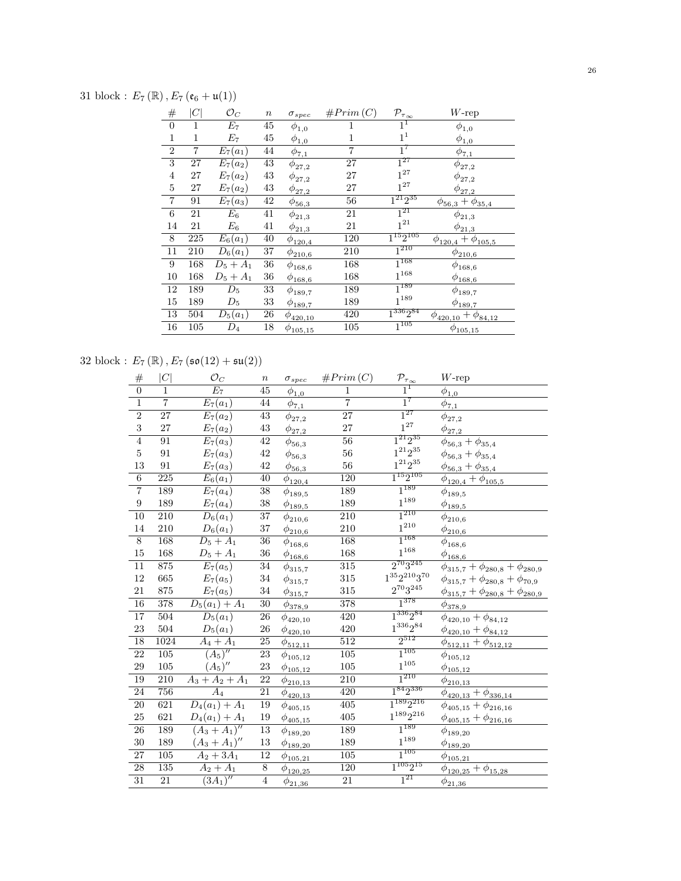31 block : $E_7(\mathbb{R}), E_7(\mathfrak{e}_6 + \mathfrak{u}(1))$

| # | $\lvert C\rvert$ | $\mathcal{O}_C$ | $n$ | $\sigma_{spec}$ | $\#Prim(C)$ | $\mathcal{P}_{\tau_\infty}$ | $W$-rep |
|---|---|---|---|---|---|---|---|
| 0 | 1 | $E_7$ | 45 | $\phi_{1,0}$ | 1 | $1^1$ | $\phi_{1,0}$ |
| 1 | 1 | $E_7$ | 45 | $\phi_{1,0}$ | 1 | $1^1$ | $\phi_{1,0}$ |
| 2 | 7 | $E_7(a_1)$ | 44 | $\phi_{7,1}$ | 7 | $1^7$ | $\phi_{7,1}$ |
| 3 | 27 | $E_7(a_2)$ | 43 | $\phi_{27,2}$ | 27 | $1^{27}$ | $\phi_{27,2}$ |
| 4 | 27 | $E_7(a_2)$ | 43 | $\phi_{27,2}$ | 27 | $1^{27}$ | $\phi_{27,2}$ |
| 5 | 27 | $E_7(a_2)$ | 43 | $\phi_{27,2}$ | 27 | $1^{27}$ | $\phi_{27,2}$ |
| 7 | 91 | $E_7(a_3)$ | 42 | $\phi_{56,3}$ | 56 | $1^{21}2^{35}$ | $\phi_{56,3}+\phi_{35,4}$ |
| 6 | 21 | $E_6$ | 41 | $\phi_{21,3}$ | 21 | $1^{21}$ | $\phi_{21,3}$ |
| 14 | 21 | $E_6$ | 41 | $\phi_{21,3}$ | 21 | $1^{21}$ | $\phi_{21,3}$ |
| 8 | 225 | $E_6(a_1)$ | 40 | $\phi_{120,4}$ | 120 | $1^{15}2^{105}$ | $\phi_{120,4}+\phi_{105,5}$ |
| 11 | 210 | $D_6(a_1)$ | 37 | $\phi_{210,6}$ | 210 | $1^{210}$ | $\phi_{210,6}$ |
| 9 | 168 | $D_5+A_1$ | 36 | $\phi_{168,6}$ | 168 | $1^{168}$ | $\phi_{168,6}$ |
| 10 | 168 | $D_5+A_1$ | 36 | $\phi_{168,6}$ | 168 | $1^{168}$ | $\phi_{168,6}$ |
| 12 | 189 | $D_5$ | 33 | $\phi_{189,7}$ | 189 | $1^{189}$ | $\phi_{189,7}$ |
| 15 | 189 | $D_5$ | 33 | $\phi_{189,7}$ | 189 | $1^{189}$ | $\phi_{189,7}$ |
| 13 | 504 | $D_5(a_1)$ | 26 | $\phi_{420,10}$ | 420 | $1^{336}2^{84}$ | $\phi_{420,10}+\phi_{84,12}$ |
| 16 | 105 | $D_4$ | 18 | $\phi_{105,15}$ | 105 | $1^{105}$ | $\phi_{105,15}$ |

32 block : $E_7(\mathbb{R}), E_7(\mathfrak{so}(12) + \mathfrak{su}(2))$

| # | $\lvert C\rvert$ | $\mathcal{O}_C$ | $n$ | $\sigma_{spec}$ | $\#Prim(C)$ | $\mathcal{P}_{\tau_\infty}$ | $W$-rep |
|---|---|---|---|---|---|---|---|
| 0 | 1 | $E_7$ | 45 | $\phi_{1,0}$ | 1 | $1^1$ | $\phi_{1,0}$ |
| 1 | 7 | $E_7(a_1)$ | 44 | $\phi_{7,1}$ | 7 | $1^7$ | $\phi_{7,1}$ |
| 2 | 27 | $E_7(a_2)$ | 43 | $\phi_{27,2}$ | 27 | $1^{27}$ | $\phi_{27,2}$ |
| 3 | 27 | $E_7(a_2)$ | 43 | $\phi_{27,2}$ | 27 | $1^{27}$ | $\phi_{27,2}$ |
| 4 | 91 | $E_7(a_3)$ | 42 | $\phi_{56,3}$ | 56 | $1^{21}2^{35}$ | $\phi_{56,3}+\phi_{35,4}$ |
| 5 | 91 | $E_7(a_3)$ | 42 | $\phi_{56,3}$ | 56 | $1^{21}2^{35}$ | $\phi_{56,3}+\phi_{35,4}$ |
| 13 | 91 | $E_7(a_3)$ | 42 | $\phi_{56,3}$ | 56 | $1^{21}2^{35}$ | $\phi_{56,3}+\phi_{35,4}$ |
| 6 | 225 | $E_6(a_1)$ | 40 | $\phi_{120,4}$ | 120 | $1^{15}2^{105}$ | $\phi_{120,4}+\phi_{105,5}$ |
| 7 | 189 | $E_7(a_4)$ | 38 | $\phi_{189,5}$ | 189 | $1^{189}$ | $\phi_{189,5}$ |
| 9 | 189 | $E_7(a_4)$ | 38 | $\phi_{189,5}$ | 189 | $1^{189}$ | $\phi_{189,5}$ |
| 10 | 210 | $D_6(a_1)$ | 37 | $\phi_{210,6}$ | 210 | $1^{210}$ | $\phi_{210,6}$ |
| 14 | 210 | $D_6(a_1)$ | 37 | $\phi_{210,6}$ | 210 | $1^{210}$ | $\phi_{210,6}$ |
| 8 | 168 | $D_5+A_1$ | 36 | $\phi_{168,6}$ | 168 | $1^{168}$ | $\phi_{168,6}$ |
| 15 | 168 | $D_5+A_1$ | 36 | $\phi_{168,6}$ | 168 | $1^{168}$ | $\phi_{168,6}$ |
| 11 | 875 | $E_7(a_5)$ | 34 | $\phi_{315,7}$ | 315 | $2^{70}3^{245}$ | $\phi_{315,7}+\phi_{280,8}+\phi_{280,9}$ |
| 12 | 665 | $E_7(a_5)$ | 34 | $\phi_{315,7}$ | 315 | $1^{35}2^{210}3^{70}$ | $\phi_{315,7}+\phi_{280,8}+\phi_{70,9}$ |
| 21 | 875 | $E_7(a_5)$ | 34 | $\phi_{315,7}$ | 315 | $2^{70}3^{245}$ | $\phi_{315,7}+\phi_{280,8}+\phi_{280,9}$ |
| 16 | 378 | $D_5(a_1)+A_1$ | 30 | $\phi_{378,9}$ | 378 | $1^{378}$ | $\phi_{378,9}$ |
| 17 | 504 | $D_5(a_1)$ | 26 | $\phi_{420,10}$ | 420 | $1^{336}2^{84}$ | $\phi_{420,10}+\phi_{84,12}$ |
| 23 | 504 | $D_5(a_1)$ | 26 | $\phi_{420,10}$ | 420 | $1^{336}2^{84}$ | $\phi_{420,10}+\phi_{84,12}$ |
| 18 | 1024 | $A_4+A_1$ | 25 | $\phi_{512,11}$ | 512 | $2^{512}$ | $\phi_{512,11}+\phi_{512,12}$ |
| 22 | 105 | $(A_5)''$ | 23 | $\phi_{105,12}$ | 105 | $1^{105}$ | $\phi_{105,12}$ |
| 29 | 105 | $(A_5)''$ | 23 | $\phi_{105,12}$ | 105 | $1^{105}$ | $\phi_{105,12}$ |
| 19 | 210 | $A_3+A_2+A_1$ | 22 | $\phi_{210,13}$ | 210 | $1^{210}$ | $\phi_{210,13}$ |
| 24 | 756 | $A_4$ | 21 | $\phi_{420,13}$ | 420 | $1^{84}2^{336}$ | $\phi_{420,13}+\phi_{336,14}$ |
| 20 | 621 | $D_4(a_1)+A_1$ | 19 | $\phi_{405,15}$ | 405 | $1^{189}2^{216}$ | $\phi_{405,15}+\phi_{216,16}$ |
| 25 | 621 | $D_4(a_1)+A_1$ | 19 | $\phi_{405,15}$ | 405 | $1^{189}2^{216}$ | $\phi_{405,15}+\phi_{216,16}$ |
| 26 | 189 | $(A_3+A_1)''$ | 13 | $\phi_{189,20}$ | 189 | $1^{189}$ | $\phi_{189,20}$ |
| 30 | 189 | $(A_3+A_1)''$ | 13 | $\phi_{189,20}$ | 189 | $1^{189}$ | $\phi_{189,20}$ |
| 27 | 105 | $A_2+3A_1$ | 12 | $\phi_{105,21}$ | 105 | $1^{105}$ | $\phi_{105,21}$ |
| 28 | 135 | $A_2+A_1$ | 8 | $\phi_{120,25}$ | 120 | $1^{105}2^{15}$ | $\phi_{120,25}+\phi_{15,28}$ |
| 31 | 21 | $(3A_1)''$ | 4 | $\phi_{21,36}$ | 21 | $1^{21}$ | $\phi_{21,36}$ |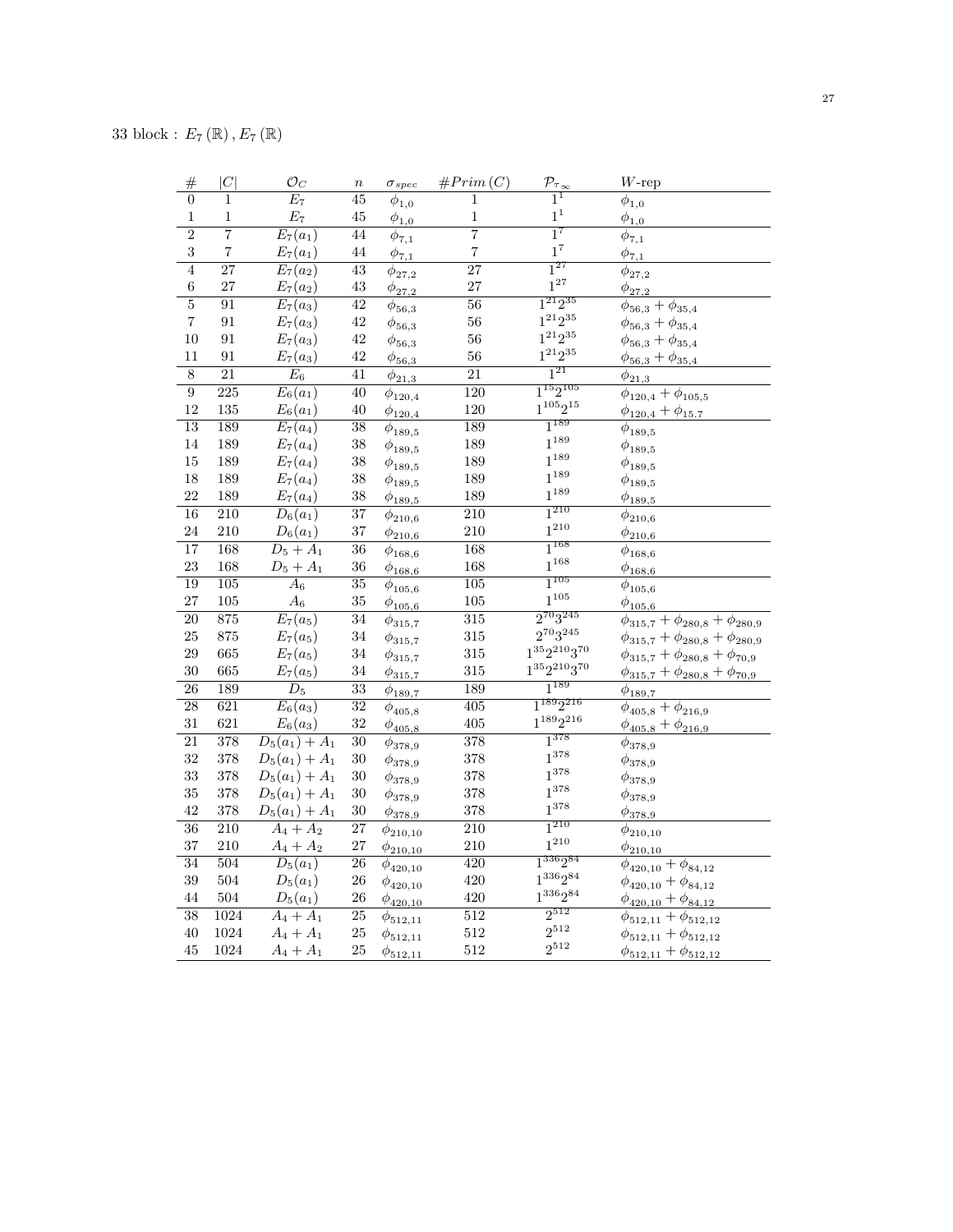33 block : $E_7(\mathbb{R}), E_7(\mathbb{R})$

| $\#$ | $\|C\|$ | $\mathcal{O}_C$ | $n$ | $\sigma_{spec}$ | $\#Prim(C)$ | $\mathcal{P}_{\tau_\infty}$ | $W$-rep |
|---|---|---|---|---|---|---|---|
| 0 | 1 | $E_7$ | 45 | $\phi_{1,0}$ | 1 | $1^1$ | $\phi_{1,0}$ |
| 1 | 1 | $E_7$ | 45 | $\phi_{1,0}$ | 1 | $1^1$ | $\phi_{1,0}$ |
| 2 | 7 | $E_7(a_1)$ | 44 | $\phi_{7,1}$ | 7 | $1^7$ | $\phi_{7,1}$ |
| 3 | 7 | $E_7(a_1)$ | 44 | $\phi_{7,1}$ | 7 | $1^7$ | $\phi_{7,1}$ |
| 4 | 27 | $E_7(a_2)$ | 43 | $\phi_{27,2}$ | 27 | $1^{27}$ | $\phi_{27,2}$ |
| 6 | 27 | $E_7(a_2)$ | 43 | $\phi_{27,2}$ | 27 | $1^{27}$ | $\phi_{27,2}$ |
| 5 | 91 | $E_7(a_3)$ | 42 | $\phi_{56,3}$ | 56 | $1^{21}2^{35}$ | $\phi_{56,3} + \phi_{35,4}$ |
| 7 | 91 | $E_7(a_3)$ | 42 | $\phi_{56,3}$ | 56 | $1^{21}2^{35}$ | $\phi_{56,3} + \phi_{35,4}$ |
| 10 | 91 | $E_7(a_3)$ | 42 | $\phi_{56,3}$ | 56 | $1^{21}2^{35}$ | $\phi_{56,3} + \phi_{35,4}$ |
| 11 | 91 | $E_7(a_3)$ | 42 | $\phi_{56,3}$ | 56 | $1^{21}2^{35}$ | $\phi_{56,3} + \phi_{35,4}$ |
| 8 | 21 | $E_6$ | 41 | $\phi_{21,3}$ | 21 | $1^{21}$ | $\phi_{21,3}$ |
| 9 | 225 | $E_6(a_1)$ | 40 | $\phi_{120,4}$ | 120 | $1^{15}2^{105}$ | $\phi_{120,4} + \phi_{105,5}$ |
| 12 | 135 | $E_6(a_1)$ | 40 | $\phi_{120,4}$ | 120 | $1^{105}2^{15}$ | $\phi_{120,4} + \phi_{15,7}$ |
| 13 | 189 | $E_7(a_4)$ | 38 | $\phi_{189,5}$ | 189 | $1^{189}$ | $\phi_{189,5}$ |
| 14 | 189 | $E_7(a_4)$ | 38 | $\phi_{189,5}$ | 189 | $1^{189}$ | $\phi_{189,5}$ |
| 15 | 189 | $E_7(a_4)$ | 38 | $\phi_{189,5}$ | 189 | $1^{189}$ | $\phi_{189,5}$ |
| 18 | 189 | $E_7(a_4)$ | 38 | $\phi_{189,5}$ | 189 | $1^{189}$ | $\phi_{189,5}$ |
| 22 | 189 | $E_7(a_4)$ | 38 | $\phi_{189,5}$ | 189 | $1^{189}$ | $\phi_{189,5}$ |
| 16 | 210 | $D_6(a_1)$ | 37 | $\phi_{210,6}$ | 210 | $1^{210}$ | $\phi_{210,6}$ |
| 24 | 210 | $D_6(a_1)$ | 37 | $\phi_{210,6}$ | 210 | $1^{210}$ | $\phi_{210,6}$ |
| 17 | 168 | $D_5 + A_1$ | 36 | $\phi_{168,6}$ | 168 | $1^{168}$ | $\phi_{168,6}$ |
| 23 | 168 | $D_5 + A_1$ | 36 | $\phi_{168,6}$ | 168 | $1^{168}$ | $\phi_{168,6}$ |
| 19 | 105 | $A_6$ | 35 | $\phi_{105,6}$ | 105 | $1^{105}$ | $\phi_{105,6}$ |
| 27 | 105 | $A_6$ | 35 | $\phi_{105,6}$ | 105 | $1^{105}$ | $\phi_{105,6}$ |
| 20 | 875 | $E_7(a_5)$ | 34 | $\phi_{315,7}$ | 315 | $2^{70}3^{245}$ | $\phi_{315,7} + \phi_{280,8} + \phi_{280,9}$ |
| 25 | 875 | $E_7(a_5)$ | 34 | $\phi_{315,7}$ | 315 | $2^{70}3^{245}$ | $\phi_{315,7} + \phi_{280,8} + \phi_{280,9}$ |
| 29 | 665 | $E_7(a_5)$ | 34 | $\phi_{315,7}$ | 315 | $1^{35}2^{210}3^{70}$ | $\phi_{315,7} + \phi_{280,8} + \phi_{70,9}$ |
| 30 | 665 | $E_7(a_5)$ | 34 | $\phi_{315,7}$ | 315 | $1^{35}2^{210}3^{70}$ | $\phi_{315,7} + \phi_{280,8} + \phi_{70,9}$ |
| 26 | 189 | $D_5$ | 33 | $\phi_{189,7}$ | 189 | $1^{189}$ | $\phi_{189,7}$ |
| 28 | 621 | $E_6(a_3)$ | 32 | $\phi_{405,8}$ | 405 | $1^{189}2^{216}$ | $\phi_{405,8} + \phi_{216,9}$ |
| 31 | 621 | $E_6(a_3)$ | 32 | $\phi_{405,8}$ | 405 | $1^{189}2^{216}$ | $\phi_{405,8} + \phi_{216,9}$ |
| 21 | 378 | $D_5(a_1) + A_1$ | 30 | $\phi_{378,9}$ | 378 | $1^{378}$ | $\phi_{378,9}$ |
| 32 | 378 | $D_5(a_1) + A_1$ | 30 | $\phi_{378,9}$ | 378 | $1^{378}$ | $\phi_{378,9}$ |
| 33 | 378 | $D_5(a_1) + A_1$ | 30 | $\phi_{378,9}$ | 378 | $1^{378}$ | $\phi_{378,9}$ |
| 35 | 378 | $D_5(a_1) + A_1$ | 30 | $\phi_{378,9}$ | 378 | $1^{378}$ | $\phi_{378,9}$ |
| 42 | 378 | $D_5(a_1) + A_1$ | 30 | $\phi_{378,9}$ | 378 | $1^{378}$ | $\phi_{378,9}$ |
| 36 | 210 | $A_4 + A_2$ | 27 | $\phi_{210,10}$ | 210 | $1^{210}$ | $\phi_{210,10}$ |
| 37 | 210 | $A_4 + A_2$ | 27 | $\phi_{210,10}$ | 210 | $1^{210}$ | $\phi_{210,10}$ |
| 34 | 504 | $D_5(a_1)$ | 26 | $\phi_{420,10}$ | 420 | $1^{336}2^{84}$ | $\phi_{420,10} + \phi_{84,12}$ |
| 39 | 504 | $D_5(a_1)$ | 26 | $\phi_{420,10}$ | 420 | $1^{336}2^{84}$ | $\phi_{420,10} + \phi_{84,12}$ |
| 44 | 504 | $D_5(a_1)$ | 26 | $\phi_{420,10}$ | 420 | $1^{336}2^{84}$ | $\phi_{420,10} + \phi_{84,12}$ |
| 38 | 1024 | $A_4 + A_1$ | 25 | $\phi_{512,11}$ | 512 | $2^{512}$ | $\phi_{512,11} + \phi_{512,12}$ |
| 40 | 1024 | $A_4 + A_1$ | 25 | $\phi_{512,11}$ | 512 | $2^{512}$ | $\phi_{512,11} + \phi_{512,12}$ |
| 45 | 1024 | $A_4 + A_1$ | 25 | $\phi_{512,11}$ | 512 | $2^{512}$ | $\phi_{512,11} + \phi_{512,12}$ |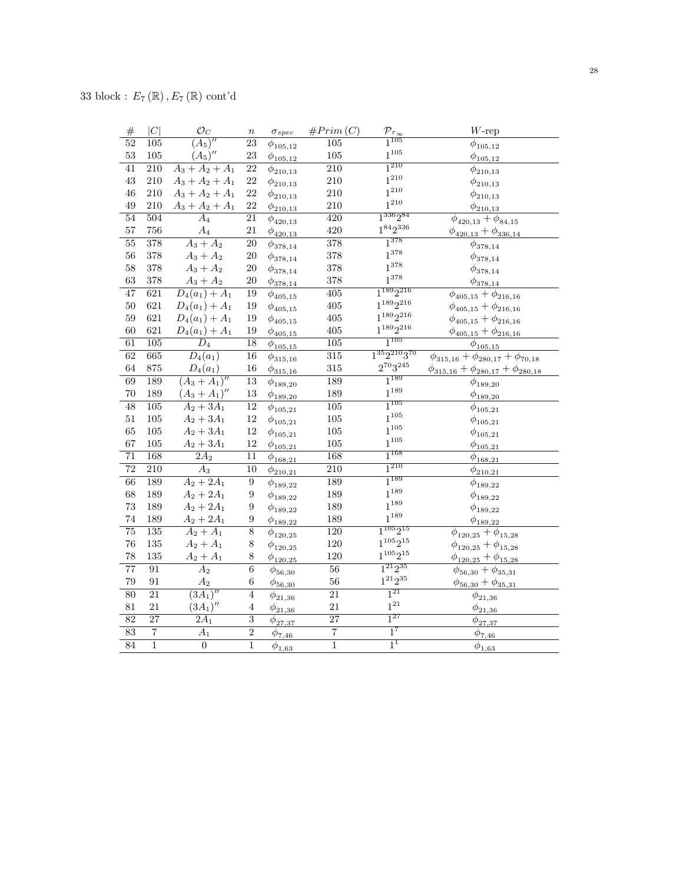33 block : $E_7(\mathbb{R}), E_7(\mathbb{R})$ cont'd

| # | $\|C\|$ | $\mathcal{O}_C$ | $n$ | $\sigma_{spec}$ | $\#Prim(C)$ | $\mathcal{P}_{\tau_\infty}$ | $W$-rep |
|---|---|---|---|---|---|---|---|
| 52 | 105 | $(A_5)''$ | 23 | $\phi_{105,12}$ | 105 | $1^{105}$ | $\phi_{105,12}$ |
| 53 | 105 | $(A_5)''$ | 23 | $\phi_{105,12}$ | 105 | $1^{105}$ | $\phi_{105,12}$ |
| 41 | 210 | $A_3+A_2+A_1$ | 22 | $\phi_{210,13}$ | 210 | $1^{210}$ | $\phi_{210,13}$ |
| 43 | 210 | $A_3+A_2+A_1$ | 22 | $\phi_{210,13}$ | 210 | $1^{210}$ | $\phi_{210,13}$ |
| 46 | 210 | $A_3+A_2+A_1$ | 22 | $\phi_{210,13}$ | 210 | $1^{210}$ | $\phi_{210,13}$ |
| 49 | 210 | $A_3+A_2+A_1$ | 22 | $\phi_{210,13}$ | 210 | $1^{210}$ | $\phi_{210,13}$ |
| 54 | 504 | $A_4$ | 21 | $\phi_{420,13}$ | 420 | $1^{336}2^{84}$ | $\phi_{420,13}+\phi_{84,15}$ |
| 57 | 756 | $A_4$ | 21 | $\phi_{420,13}$ | 420 | $1^{84}2^{336}$ | $\phi_{420,13}+\phi_{336,14}$ |
| 55 | 378 | $A_3+A_2$ | 20 | $\phi_{378,14}$ | 378 | $1^{378}$ | $\phi_{378,14}$ |
| 56 | 378 | $A_3+A_2$ | 20 | $\phi_{378,14}$ | 378 | $1^{378}$ | $\phi_{378,14}$ |
| 58 | 378 | $A_3+A_2$ | 20 | $\phi_{378,14}$ | 378 | $1^{378}$ | $\phi_{378,14}$ |
| 63 | 378 | $A_3+A_2$ | 20 | $\phi_{378,14}$ | 378 | $1^{378}$ | $\phi_{378,14}$ |
| 47 | 621 | $D_4(a_1)+A_1$ | 19 | $\phi_{405,15}$ | 405 | $1^{189}2^{216}$ | $\phi_{405,15}+\phi_{216,16}$ |
| 50 | 621 | $D_4(a_1)+A_1$ | 19 | $\phi_{405,15}$ | 405 | $1^{189}2^{216}$ | $\phi_{405,15}+\phi_{216,16}$ |
| 59 | 621 | $D_4(a_1)+A_1$ | 19 | $\phi_{405,15}$ | 405 | $1^{189}2^{216}$ | $\phi_{405,15}+\phi_{216,16}$ |
| 60 | 621 | $D_4(a_1)+A_1$ | 19 | $\phi_{405,15}$ | 405 | $1^{189}2^{216}$ | $\phi_{405,15}+\phi_{216,16}$ |
| 61 | 105 | $D_4$ | 18 | $\phi_{105,15}$ | 105 | $1^{105}$ | $\phi_{105,15}$ |
| 62 | 665 | $D_4(a_1)$ | 16 | $\phi_{315,16}$ | 315 | $1^{35}2^{210}3^{70}$ | $\phi_{315,16}+\phi_{280,17}+\phi_{70,18}$ |
| 64 | 875 | $D_4(a_1)$ | 16 | $\phi_{315,16}$ | 315 | $2^{70}3^{245}$ | $\phi_{315,16}+\phi_{280,17}+\phi_{280,18}$ |
| 69 | 189 | $(A_3+A_1)''$ | 13 | $\phi_{189,20}$ | 189 | $1^{189}$ | $\phi_{189,20}$ |
| 70 | 189 | $(A_3+A_1)''$ | 13 | $\phi_{189,20}$ | 189 | $1^{189}$ | $\phi_{189,20}$ |
| 48 | 105 | $A_2+3A_1$ | 12 | $\phi_{105,21}$ | 105 | $1^{105}$ | $\phi_{105,21}$ |
| 51 | 105 | $A_2+3A_1$ | 12 | $\phi_{105,21}$ | 105 | $1^{105}$ | $\phi_{105,21}$ |
| 65 | 105 | $A_2+3A_1$ | 12 | $\phi_{105,21}$ | 105 | $1^{105}$ | $\phi_{105,21}$ |
| 67 | 105 | $A_2+3A_1$ | 12 | $\phi_{105,21}$ | 105 | $1^{105}$ | $\phi_{105,21}$ |
| 71 | 168 | $2A_2$ | 11 | $\phi_{168,21}$ | 168 | $1^{168}$ | $\phi_{168,21}$ |
| 72 | 210 | $A_3$ | 10 | $\phi_{210,21}$ | 210 | $1^{210}$ | $\phi_{210,21}$ |
| 66 | 189 | $A_2+2A_1$ | 9 | $\phi_{189,22}$ | 189 | $1^{189}$ | $\phi_{189,22}$ |
| 68 | 189 | $A_2+2A_1$ | 9 | $\phi_{189,22}$ | 189 | $1^{189}$ | $\phi_{189,22}$ |
| 73 | 189 | $A_2+2A_1$ | 9 | $\phi_{189,22}$ | 189 | $1^{189}$ | $\phi_{189,22}$ |
| 74 | 189 | $A_2+2A_1$ | 9 | $\phi_{189,22}$ | 189 | $1^{189}$ | $\phi_{189,22}$ |
| 75 | 135 | $A_2+A_1$ | 8 | $\phi_{120,25}$ | 120 | $1^{105}2^{15}$ | $\phi_{120,25}+\phi_{15,28}$ |
| 76 | 135 | $A_2+A_1$ | 8 | $\phi_{120,25}$ | 120 | $1^{105}2^{15}$ | $\phi_{120,25}+\phi_{15,28}$ |
| 78 | 135 | $A_2+A_1$ | 8 | $\phi_{120,25}$ | 120 | $1^{105}2^{15}$ | $\phi_{120,25}+\phi_{15,28}$ |
| 77 | 91 | $A_2$ | 6 | $\phi_{56,30}$ | 56 | $1^{21}2^{35}$ | $\phi_{56,30}+\phi_{35,31}$ |
| 79 | 91 | $A_2$ | 6 | $\phi_{56,30}$ | 56 | $1^{21}2^{35}$ | $\phi_{56,30}+\phi_{35,31}$ |
| 80 | 21 | $(3A_1)''$ | 4 | $\phi_{21,36}$ | 21 | $1^{21}$ | $\phi_{21,36}$ |
| 81 | 21 | $(3A_1)''$ | 4 | $\phi_{21,36}$ | 21 | $1^{21}$ | $\phi_{21,36}$ |
| 82 | 27 | $2A_1$ | 3 | $\phi_{27,37}$ | 27 | $1^{27}$ | $\phi_{27,37}$ |
| 83 | 7 | $A_1$ | 2 | $\phi_{7,46}$ | 7 | $1^{7}$ | $\phi_{7,46}$ |
| 84 | 1 | 0 | 1 | $\phi_{1,63}$ | 1 | $1^{1}$ | $\phi_{1,63}$ |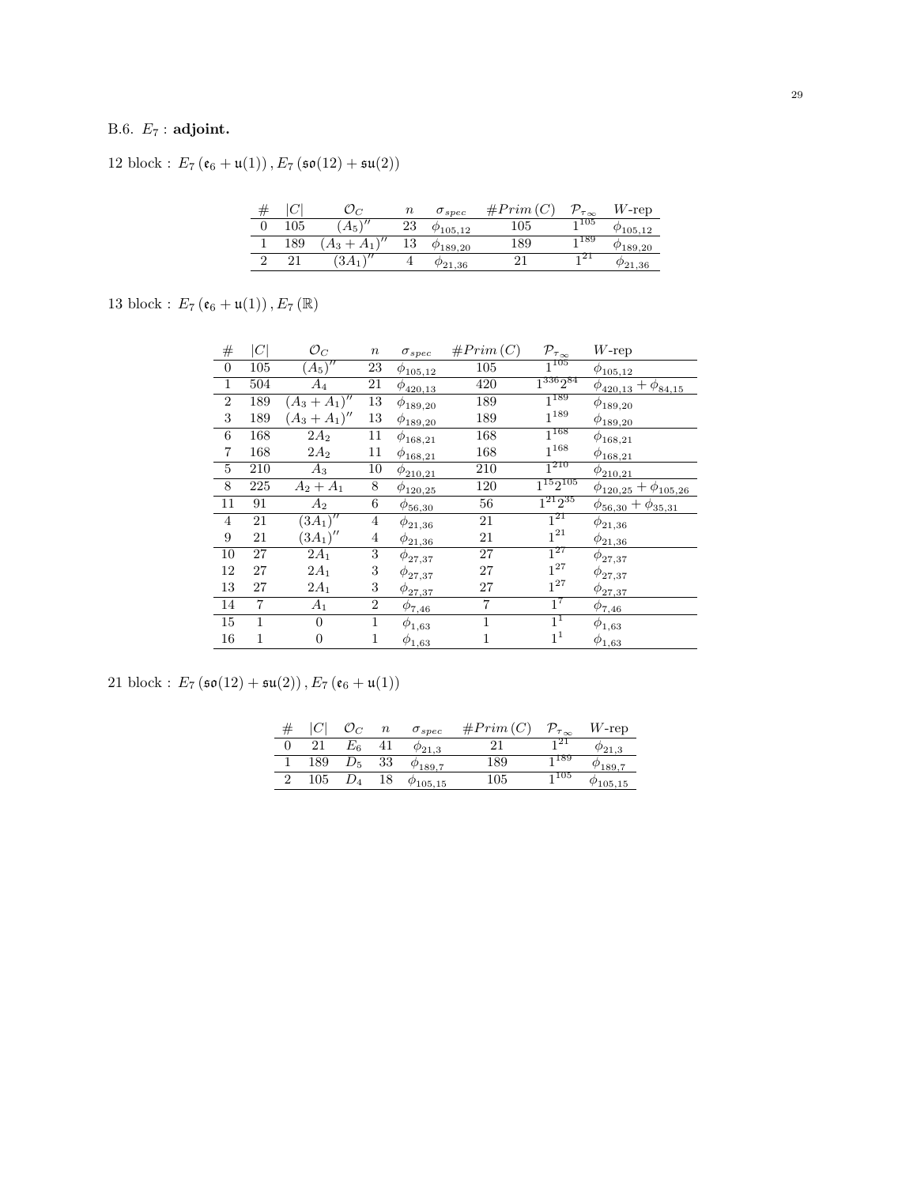## B.6. $E_7$ : **adjoint.**

12 block : $E_7\left(\mathfrak{e}_6 + \mathfrak{u}(1)\right), E_7\left(\mathfrak{so}(12) + \mathfrak{su}(2)\right)$

| # | $\|C\|$ | $\mathcal{O}_C$ | $n$ | $\sigma_{spec}$ | $\#Prim\,(C)$ | $\mathcal{P}_{\tau_\infty}$ | $W$-rep |
|---|---|---|---|---|---|---|---|
| 0 | 105 | $(A_5)''$ | 23 | $\phi_{105,12}$ | 105 | $1^{105}$ | $\phi_{105,12}$ |
| 1 | 189 | $(A_3 + A_1)''$ | 13 | $\phi_{189,20}$ | 189 | $1^{189}$ | $\phi_{189,20}$ |
| 2 | 21 | $(3A_1)''$ | 4 | $\phi_{21,36}$ | 21 | $1^{21}$ | $\phi_{21,36}$ |

13 block : $E_7\left(\mathfrak{e}_6 + \mathfrak{u}(1)\right), E_7\left(\mathbb{R}\right)$

| # | $\|C\|$ | $\mathcal{O}_C$ | $n$ | $\sigma_{spec}$ | $\#Prim\,(C)$ | $\mathcal{P}_{\tau_\infty}$ | $W$-rep |
|---|---|---|---|---|---|---|---|
| 0 | 105 | $(A_5)''$ | 23 | $\phi_{105,12}$ | 105 | $1^{105}$ | $\phi_{105,12}$ |
| 1 | 504 | $A_4$ | 21 | $\phi_{420,13}$ | 420 | $1^{336}2^{84}$ | $\phi_{420,13} + \phi_{84,15}$ |
| 2 | 189 | $(A_3 + A_1)''$ | 13 | $\phi_{189,20}$ | 189 | $1^{189}$ | $\phi_{189,20}$ |
| 3 | 189 | $(A_3 + A_1)''$ | 13 | $\phi_{189,20}$ | 189 | $1^{189}$ | $\phi_{189,20}$ |
| 6 | 168 | $2A_2$ | 11 | $\phi_{168,21}$ | 168 | $1^{168}$ | $\phi_{168,21}$ |
| 7 | 168 | $2A_2$ | 11 | $\phi_{168,21}$ | 168 | $1^{168}$ | $\phi_{168,21}$ |
| 5 | 210 | $A_3$ | 10 | $\phi_{210,21}$ | 210 | $1^{210}$ | $\phi_{210,21}$ |
| 8 | 225 | $A_2 + A_1$ | 8 | $\phi_{120,25}$ | 120 | $1^{15}2^{105}$ | $\phi_{120,25} + \phi_{105,26}$ |
| 11 | 91 | $A_2$ | 6 | $\phi_{56,30}$ | 56 | $1^{21}2^{35}$ | $\phi_{56,30} + \phi_{35,31}$ |
| 4 | 21 | $(3A_1)''$ | 4 | $\phi_{21,36}$ | 21 | $1^{21}$ | $\phi_{21,36}$ |
| 9 | 21 | $(3A_1)''$ | 4 | $\phi_{21,36}$ | 21 | $1^{21}$ | $\phi_{21,36}$ |
| 10 | 27 | $2A_1$ | 3 | $\phi_{27,37}$ | 27 | $1^{27}$ | $\phi_{27,37}$ |
| 12 | 27 | $2A_1$ | 3 | $\phi_{27,37}$ | 27 | $1^{27}$ | $\phi_{27,37}$ |
| 13 | 27 | $2A_1$ | 3 | $\phi_{27,37}$ | 27 | $1^{27}$ | $\phi_{27,37}$ |
| 14 | 7 | $A_1$ | 2 | $\phi_{7,46}$ | 7 | $1^{7}$ | $\phi_{7,46}$ |
| 15 | 1 | 0 | 1 | $\phi_{1,63}$ | 1 | $1^{1}$ | $\phi_{1,63}$ |
| 16 | 1 | 0 | 1 | $\phi_{1,63}$ | 1 | $1^{1}$ | $\phi_{1,63}$ |

21 block : $E_7\left(\mathfrak{so}(12) + \mathfrak{su}(2)\right), E_7\left(\mathfrak{e}_6 + \mathfrak{u}(1)\right)$

| # | $\|C\|$ | $\mathcal{O}_C$ | $n$ | $\sigma_{spec}$ | $\#Prim\,(C)$ | $\mathcal{P}_{\tau_\infty}$ | $W$-rep |
|---|---|---|---|---|---|---|---|
| 0 | 21 | $E_6$ | 41 | $\phi_{21,3}$ | 21 | $1^{21}$ | $\phi_{21,3}$ |
| 1 | 189 | $D_5$ | 33 | $\phi_{189,7}$ | 189 | $1^{189}$ | $\phi_{189,7}$ |
| 2 | 105 | $D_4$ | 18 | $\phi_{105,15}$ | 105 | $1^{105}$ | $\phi_{105,15}$ |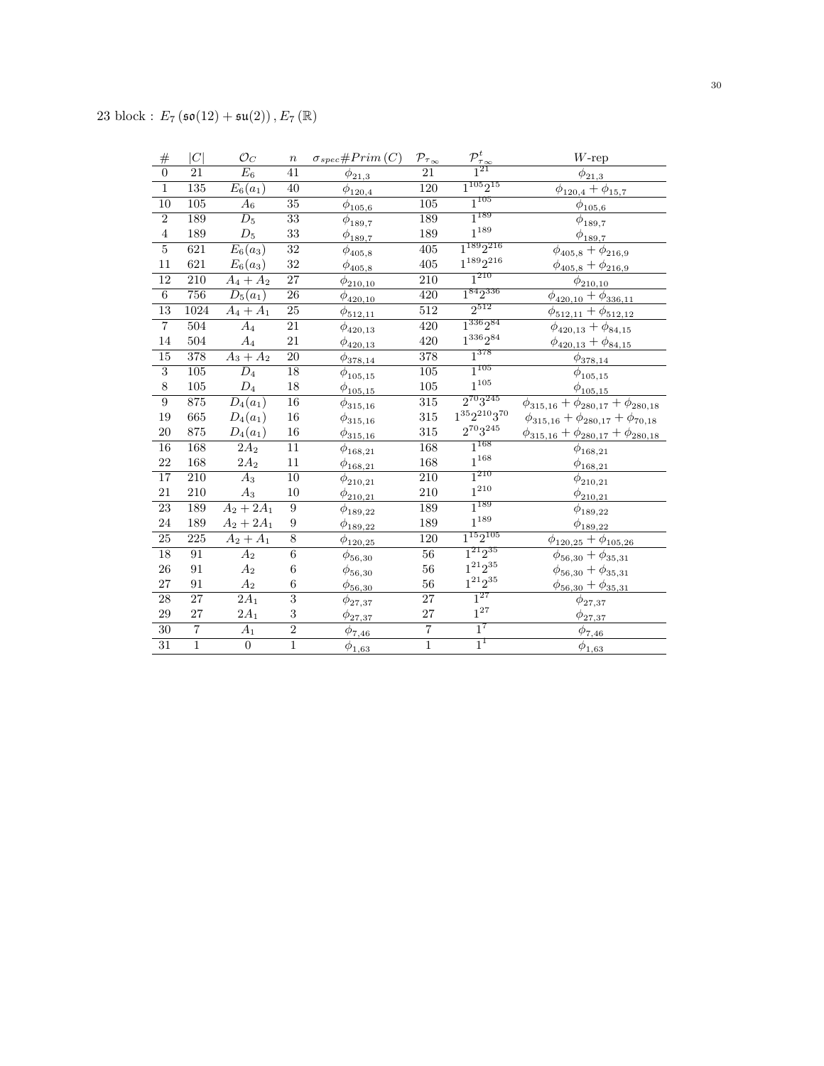23 block : $E_7\left(\mathfrak{so}(12)+\mathfrak{su}(2)\right), E_7\left(\mathbb{R}\right)$

| # | $\lvert C\rvert$ | $\mathcal{O}_C$ | $n$ | $\sigma_{spec}\#Prim\left(C\right)$ | $\mathcal{P}_{\tau_\infty}$ | $\mathcal{P}^t_{\tau_\infty}$ | $W$-rep |
|---|---|---|---|---|---|---|---|
| 0 | 21 | $E_6$ | 41 | $\phi_{21,3}$ | 21 | $1^{21}$ | $\phi_{21,3}$ |
| 1 | 135 | $E_6(a_1)$ | 40 | $\phi_{120,4}$ | 120 | $1^{105}2^{15}$ | $\phi_{120,4}+\phi_{15,7}$ |
| 10 | 105 | $A_6$ | 35 | $\phi_{105,6}$ | 105 | $1^{105}$ | $\phi_{105,6}$ |
| 2 | 189 | $D_5$ | 33 | $\phi_{189,7}$ | 189 | $1^{189}$ | $\phi_{189,7}$ |
| 4 | 189 | $D_5$ | 33 | $\phi_{189,7}$ | 189 | $1^{189}$ | $\phi_{189,7}$ |
| 5 | 621 | $E_6(a_3)$ | 32 | $\phi_{405,8}$ | 405 | $1^{189}2^{216}$ | $\phi_{405,8}+\phi_{216,9}$ |
| 11 | 621 | $E_6(a_3)$ | 32 | $\phi_{405,8}$ | 405 | $1^{189}2^{216}$ | $\phi_{405,8}+\phi_{216,9}$ |
| 12 | 210 | $A_4+A_2$ | 27 | $\phi_{210,10}$ | 210 | $1^{210}$ | $\phi_{210,10}$ |
| 6 | 756 | $D_5(a_1)$ | 26 | $\phi_{420,10}$ | 420 | $1^{84}2^{336}$ | $\phi_{420,10}+\phi_{336,11}$ |
| 13 | 1024 | $A_4+A_1$ | 25 | $\phi_{512,11}$ | 512 | $2^{512}$ | $\phi_{512,11}+\phi_{512,12}$ |
| 7 | 504 | $A_4$ | 21 | $\phi_{420,13}$ | 420 | $1^{336}2^{84}$ | $\phi_{420,13}+\phi_{84,15}$ |
| 14 | 504 | $A_4$ | 21 | $\phi_{420,13}$ | 420 | $1^{336}2^{84}$ | $\phi_{420,13}+\phi_{84,15}$ |
| 15 | 378 | $A_3+A_2$ | 20 | $\phi_{378,14}$ | 378 | $1^{378}$ | $\phi_{378,14}$ |
| 3 | 105 | $D_4$ | 18 | $\phi_{105,15}$ | 105 | $1^{105}$ | $\phi_{105,15}$ |
| 8 | 105 | $D_4$ | 18 | $\phi_{105,15}$ | 105 | $1^{105}$ | $\phi_{105,15}$ |
| 9 | 875 | $D_4(a_1)$ | 16 | $\phi_{315,16}$ | 315 | $2^{70}3^{245}$ | $\phi_{315,16}+\phi_{280,17}+\phi_{280,18}$ |
| 19 | 665 | $D_4(a_1)$ | 16 | $\phi_{315,16}$ | 315 | $1^{35}2^{210}3^{70}$ | $\phi_{315,16}+\phi_{280,17}+\phi_{70,18}$ |
| 20 | 875 | $D_4(a_1)$ | 16 | $\phi_{315,16}$ | 315 | $2^{70}3^{245}$ | $\phi_{315,16}+\phi_{280,17}+\phi_{280,18}$ |
| 16 | 168 | $2A_2$ | 11 | $\phi_{168,21}$ | 168 | $1^{168}$ | $\phi_{168,21}$ |
| 22 | 168 | $2A_2$ | 11 | $\phi_{168,21}$ | 168 | $1^{168}$ | $\phi_{168,21}$ |
| 17 | 210 | $A_3$ | 10 | $\phi_{210,21}$ | 210 | $1^{210}$ | $\phi_{210,21}$ |
| 21 | 210 | $A_3$ | 10 | $\phi_{210,21}$ | 210 | $1^{210}$ | $\phi_{210,21}$ |
| 23 | 189 | $A_2+2A_1$ | 9 | $\phi_{189,22}$ | 189 | $1^{189}$ | $\phi_{189,22}$ |
| 24 | 189 | $A_2+2A_1$ | 9 | $\phi_{189,22}$ | 189 | $1^{189}$ | $\phi_{189,22}$ |
| 25 | 225 | $A_2+A_1$ | 8 | $\phi_{120,25}$ | 120 | $1^{15}2^{105}$ | $\phi_{120,25}+\phi_{105,26}$ |
| 18 | 91 | $A_2$ | 6 | $\phi_{56,30}$ | 56 | $1^{21}2^{35}$ | $\phi_{56,30}+\phi_{35,31}$ |
| 26 | 91 | $A_2$ | 6 | $\phi_{56,30}$ | 56 | $1^{21}2^{35}$ | $\phi_{56,30}+\phi_{35,31}$ |
| 27 | 91 | $A_2$ | 6 | $\phi_{56,30}$ | 56 | $1^{21}2^{35}$ | $\phi_{56,30}+\phi_{35,31}$ |
| 28 | 27 | $2A_1$ | 3 | $\phi_{27,37}$ | 27 | $1^{27}$ | $\phi_{27,37}$ |
| 29 | 27 | $2A_1$ | 3 | $\phi_{27,37}$ | 27 | $1^{27}$ | $\phi_{27,37}$ |
| 30 | 7 | $A_1$ | 2 | $\phi_{7,46}$ | 7 | $1^{7}$ | $\phi_{7,46}$ |
| 31 | 1 | 0 | 1 | $\phi_{1,63}$ | 1 | $1^{1}$ | $\phi_{1,63}$ |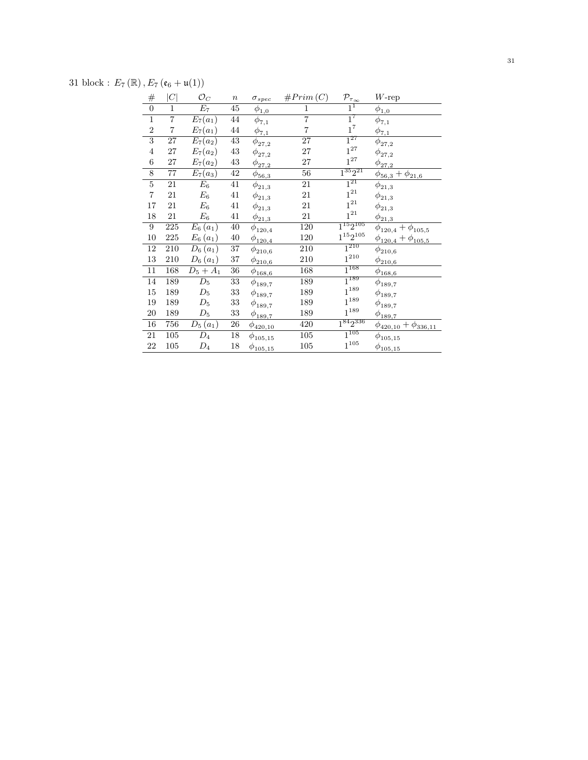31 block : $E_7(\mathbb{R}), E_7(\mathfrak{e}_6 + \mathfrak{u}(1))$

| # | $\|C\|$ | $\mathcal{O}_C$ | $n$ | $\sigma_{spec}$ | $\#Prim(C)$ | $\mathcal{P}_{\tau_\infty}$ | $W$-rep |
|---|---|---|---|---|---|---|---|
| 0 | 1 | $E_7$ | 45 | $\phi_{1,0}$ | 1 | $1^1$ | $\phi_{1,0}$ |
| 1 | 7 | $E_7(a_1)$ | 44 | $\phi_{7,1}$ | 7 | $1^7$ | $\phi_{7,1}$ |
| 2 | 7 | $E_7(a_1)$ | 44 | $\phi_{7,1}$ | 7 | $1^7$ | $\phi_{7,1}$ |
| 3 | 27 | $E_7(a_2)$ | 43 | $\phi_{27,2}$ | 27 | $1^{27}$ | $\phi_{27,2}$ |
| 4 | 27 | $E_7(a_2)$ | 43 | $\phi_{27,2}$ | 27 | $1^{27}$ | $\phi_{27,2}$ |
| 6 | 27 | $E_7(a_2)$ | 43 | $\phi_{27,2}$ | 27 | $1^{27}$ | $\phi_{27,2}$ |
| 8 | 77 | $E_7(a_3)$ | 42 | $\phi_{56,3}$ | 56 | $1^{35}2^{21}$ | $\phi_{56,3} + \phi_{21,6}$ |
| 5 | 21 | $E_6$ | 41 | $\phi_{21,3}$ | 21 | $1^{21}$ | $\phi_{21,3}$ |
| 7 | 21 | $E_6$ | 41 | $\phi_{21,3}$ | 21 | $1^{21}$ | $\phi_{21,3}$ |
| 17 | 21 | $E_6$ | 41 | $\phi_{21,3}$ | 21 | $1^{21}$ | $\phi_{21,3}$ |
| 18 | 21 | $E_6$ | 41 | $\phi_{21,3}$ | 21 | $1^{21}$ | $\phi_{21,3}$ |
| 9 | 225 | $E_6(a_1)$ | 40 | $\phi_{120,4}$ | 120 | $1^{15}2^{105}$ | $\phi_{120,4} + \phi_{105,5}$ |
| 10 | 225 | $E_6(a_1)$ | 40 | $\phi_{120,4}$ | 120 | $1^{15}2^{105}$ | $\phi_{120,4} + \phi_{105,5}$ |
| 12 | 210 | $D_6(a_1)$ | 37 | $\phi_{210,6}$ | 210 | $1^{210}$ | $\phi_{210,6}$ |
| 13 | 210 | $D_6(a_1)$ | 37 | $\phi_{210,6}$ | 210 | $1^{210}$ | $\phi_{210,6}$ |
| 11 | 168 | $D_5 + A_1$ | 36 | $\phi_{168,6}$ | 168 | $1^{168}$ | $\phi_{168,6}$ |
| 14 | 189 | $D_5$ | 33 | $\phi_{189,7}$ | 189 | $1^{189}$ | $\phi_{189,7}$ |
| 15 | 189 | $D_5$ | 33 | $\phi_{189,7}$ | 189 | $1^{189}$ | $\phi_{189,7}$ |
| 19 | 189 | $D_5$ | 33 | $\phi_{189,7}$ | 189 | $1^{189}$ | $\phi_{189,7}$ |
| 20 | 189 | $D_5$ | 33 | $\phi_{189,7}$ | 189 | $1^{189}$ | $\phi_{189,7}$ |
| 16 | 756 | $D_5(a_1)$ | 26 | $\phi_{420,10}$ | 420 | $1^{84}2^{336}$ | $\phi_{420,10} + \phi_{336,11}$ |
| 21 | 105 | $D_4$ | 18 | $\phi_{105,15}$ | 105 | $1^{105}$ | $\phi_{105,15}$ |
| 22 | 105 | $D_4$ | 18 | $\phi_{105,15}$ | 105 | $1^{105}$ | $\phi_{105,15}$ |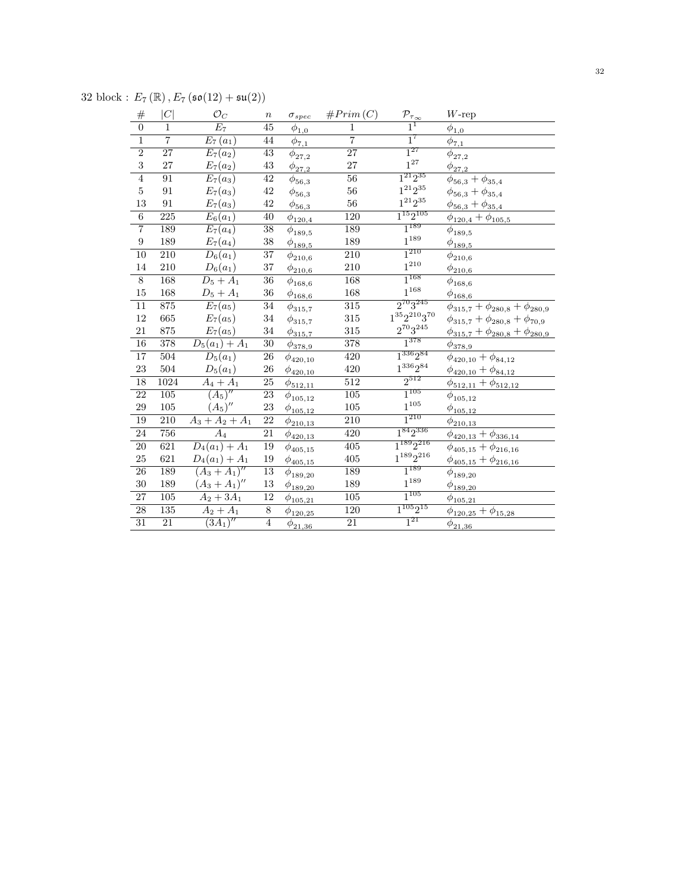32 block : $E_7(\mathbb{R}), E_7(\mathfrak{so}(12)+\mathfrak{su}(2))$

| # | $\lvert C\rvert$ | $\mathcal{O}_C$ | $n$ | $\sigma_{spec}$ | $\#Prim(C)$ | $\mathcal{P}_{\tau_\infty}$ | $W$-rep |
|---|---|---|---|---|---|---|---|
| 0 | 1 | $E_7$ | 45 | $\phi_{1,0}$ | 1 | $1^1$ | $\phi_{1,0}$ |
| 1 | 7 | $E_7(a_1)$ | 44 | $\phi_{7,1}$ | 7 | $1^7$ | $\phi_{7,1}$ |
| 2 | 27 | $E_7(a_2)$ | 43 | $\phi_{27,2}$ | 27 | $1^{27}$ | $\phi_{27,2}$ |
| 3 | 27 | $E_7(a_2)$ | 43 | $\phi_{27,2}$ | 27 | $1^{27}$ | $\phi_{27,2}$ |
| 4 | 91 | $E_7(a_3)$ | 42 | $\phi_{56,3}$ | 56 | $1^{21}2^{35}$ | $\phi_{56,3}+\phi_{35,4}$ |
| 5 | 91 | $E_7(a_3)$ | 42 | $\phi_{56,3}$ | 56 | $1^{21}2^{35}$ | $\phi_{56,3}+\phi_{35,4}$ |
| 13 | 91 | $E_7(a_3)$ | 42 | $\phi_{56,3}$ | 56 | $1^{21}2^{35}$ | $\phi_{56,3}+\phi_{35,4}$ |
| 6 | 225 | $E_6(a_1)$ | 40 | $\phi_{120,4}$ | 120 | $1^{15}2^{105}$ | $\phi_{120,4}+\phi_{105,5}$ |
| 7 | 189 | $E_7(a_4)$ | 38 | $\phi_{189,5}$ | 189 | $1^{189}$ | $\phi_{189,5}$ |
| 9 | 189 | $E_7(a_4)$ | 38 | $\phi_{189,5}$ | 189 | $1^{189}$ | $\phi_{189,5}$ |
| 10 | 210 | $D_6(a_1)$ | 37 | $\phi_{210,6}$ | 210 | $1^{210}$ | $\phi_{210,6}$ |
| 14 | 210 | $D_6(a_1)$ | 37 | $\phi_{210,6}$ | 210 | $1^{210}$ | $\phi_{210,6}$ |
| 8 | 168 | $D_5+A_1$ | 36 | $\phi_{168,6}$ | 168 | $1^{168}$ | $\phi_{168,6}$ |
| 15 | 168 | $D_5+A_1$ | 36 | $\phi_{168,6}$ | 168 | $1^{168}$ | $\phi_{168,6}$ |
| 11 | 875 | $E_7(a_5)$ | 34 | $\phi_{315,7}$ | 315 | $2^{70}3^{245}$ | $\phi_{315,7}+\phi_{280,8}+\phi_{280,9}$ |
| 12 | 665 | $E_7(a_5)$ | 34 | $\phi_{315,7}$ | 315 | $1^{35}2^{210}3^{70}$ | $\phi_{315,7}+\phi_{280,8}+\phi_{70,9}$ |
| 21 | 875 | $E_7(a_5)$ | 34 | $\phi_{315,7}$ | 315 | $2^{70}3^{245}$ | $\phi_{315,7}+\phi_{280,8}+\phi_{280,9}$ |
| 16 | 378 | $D_5(a_1)+A_1$ | 30 | $\phi_{378,9}$ | 378 | $1^{378}$ | $\phi_{378,9}$ |
| 17 | 504 | $D_5(a_1)$ | 26 | $\phi_{420,10}$ | 420 | $1^{336}2^{84}$ | $\phi_{420,10}+\phi_{84,12}$ |
| 23 | 504 | $D_5(a_1)$ | 26 | $\phi_{420,10}$ | 420 | $1^{336}2^{84}$ | $\phi_{420,10}+\phi_{84,12}$ |
| 18 | 1024 | $A_4+A_1$ | 25 | $\phi_{512,11}$ | 512 | $2^{512}$ | $\phi_{512,11}+\phi_{512,12}$ |
| 22 | 105 | $(A_5)''$ | 23 | $\phi_{105,12}$ | 105 | $1^{105}$ | $\phi_{105,12}$ |
| 29 | 105 | $(A_5)''$ | 23 | $\phi_{105,12}$ | 105 | $1^{105}$ | $\phi_{105,12}$ |
| 19 | 210 | $A_3+A_2+A_1$ | 22 | $\phi_{210,13}$ | 210 | $1^{210}$ | $\phi_{210,13}$ |
| 24 | 756 | $A_4$ | 21 | $\phi_{420,13}$ | 420 | $1^{84}2^{336}$ | $\phi_{420,13}+\phi_{336,14}$ |
| 20 | 621 | $D_4(a_1)+A_1$ | 19 | $\phi_{405,15}$ | 405 | $1^{189}2^{216}$ | $\phi_{405,15}+\phi_{216,16}$ |
| 25 | 621 | $D_4(a_1)+A_1$ | 19 | $\phi_{405,15}$ | 405 | $1^{189}2^{216}$ | $\phi_{405,15}+\phi_{216,16}$ |
| 26 | 189 | $(A_3+A_1)''$ | 13 | $\phi_{189,20}$ | 189 | $1^{189}$ | $\phi_{189,20}$ |
| 30 | 189 | $(A_3+A_1)''$ | 13 | $\phi_{189,20}$ | 189 | $1^{189}$ | $\phi_{189,20}$ |
| 27 | 105 | $A_2+3A_1$ | 12 | $\phi_{105,21}$ | 105 | $1^{105}$ | $\phi_{105,21}$ |
| 28 | 135 | $A_2+A_1$ | 8 | $\phi_{120,25}$ | 120 | $1^{105}2^{15}$ | $\phi_{120,25}+\phi_{15,28}$ |
| 31 | 21 | $(3A_1)''$ | 4 | $\phi_{21,36}$ | 21 | $1^{21}$ | $\phi_{21,36}$ |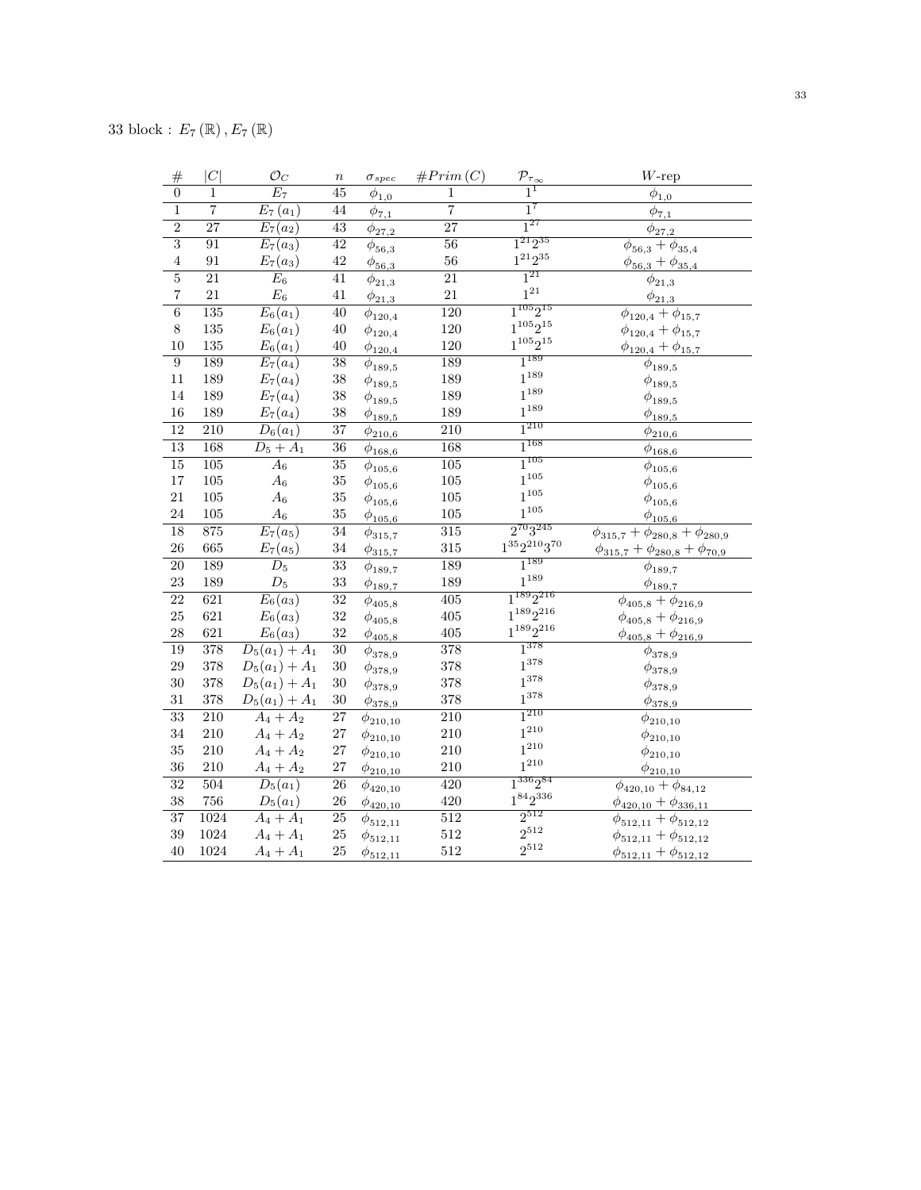33 block : $E_7(\mathbb{R}), E_7(\mathbb{R})$

| # | $\|C\|$ | $\mathcal{O}_C$ | $n$ | $\sigma_{spec}$ | $\#Prim(C)$ | $\mathcal{P}_{\tau_\infty}$ | $W$-rep |
|---|---|---|---|---|---|---|---|
| 0 | 1 | $E_7$ | 45 | $\phi_{1,0}$ | 1 | $1^1$ | $\phi_{1,0}$ |
| 1 | 7 | $E_7(a_1)$ | 44 | $\phi_{7,1}$ | 7 | $1^7$ | $\phi_{7,1}$ |
| 2 | 27 | $E_7(a_2)$ | 43 | $\phi_{27,2}$ | 27 | $1^{27}$ | $\phi_{27,2}$ |
| 3 | 91 | $E_7(a_3)$ | 42 | $\phi_{56,3}$ | 56 | $1^{21}2^{35}$ | $\phi_{56,3}+\phi_{35,4}$ |
| 4 | 91 | $E_7(a_3)$ | 42 | $\phi_{56,3}$ | 56 | $1^{21}2^{35}$ | $\phi_{56,3}+\phi_{35,4}$ |
| 5 | 21 | $E_6$ | 41 | $\phi_{21,3}$ | 21 | $1^{21}$ | $\phi_{21,3}$ |
| 7 | 21 | $E_6$ | 41 | $\phi_{21,3}$ | 21 | $1^{21}$ | $\phi_{21,3}$ |
| 6 | 135 | $E_6(a_1)$ | 40 | $\phi_{120,4}$ | 120 | $1^{105}2^{15}$ | $\phi_{120,4}+\phi_{15,7}$ |
| 8 | 135 | $E_6(a_1)$ | 40 | $\phi_{120,4}$ | 120 | $1^{105}2^{15}$ | $\phi_{120,4}+\phi_{15,7}$ |
| 10 | 135 | $E_6(a_1)$ | 40 | $\phi_{120,4}$ | 120 | $1^{105}2^{15}$ | $\phi_{120,4}+\phi_{15,7}$ |
| 9 | 189 | $E_7(a_4)$ | 38 | $\phi_{189,5}$ | 189 | $1^{189}$ | $\phi_{189,5}$ |
| 11 | 189 | $E_7(a_4)$ | 38 | $\phi_{189,5}$ | 189 | $1^{189}$ | $\phi_{189,5}$ |
| 14 | 189 | $E_7(a_4)$ | 38 | $\phi_{189,5}$ | 189 | $1^{189}$ | $\phi_{189,5}$ |
| 16 | 189 | $E_7(a_4)$ | 38 | $\phi_{189,5}$ | 189 | $1^{189}$ | $\phi_{189,5}$ |
| 12 | 210 | $D_6(a_1)$ | 37 | $\phi_{210,6}$ | 210 | $1^{210}$ | $\phi_{210,6}$ |
| 13 | 168 | $D_5+A_1$ | 36 | $\phi_{168,6}$ | 168 | $1^{168}$ | $\phi_{168,6}$ |
| 15 | 105 | $A_6$ | 35 | $\phi_{105,6}$ | 105 | $1^{105}$ | $\phi_{105,6}$ |
| 17 | 105 | $A_6$ | 35 | $\phi_{105,6}$ | 105 | $1^{105}$ | $\phi_{105,6}$ |
| 21 | 105 | $A_6$ | 35 | $\phi_{105,6}$ | 105 | $1^{105}$ | $\phi_{105,6}$ |
| 24 | 105 | $A_6$ | 35 | $\phi_{105,6}$ | 105 | $1^{105}$ | $\phi_{105,6}$ |
| 18 | 875 | $E_7(a_5)$ | 34 | $\phi_{315,7}$ | 315 | $2^{70}3^{245}$ | $\phi_{315,7}+\phi_{280,8}+\phi_{280,9}$ |
| 26 | 665 | $E_7(a_5)$ | 34 | $\phi_{315,7}$ | 315 | $1^{35}2^{210}3^{70}$ | $\phi_{315,7}+\phi_{280,8}+\phi_{70,9}$ |
| 20 | 189 | $D_5$ | 33 | $\phi_{189,7}$ | 189 | $1^{189}$ | $\phi_{189,7}$ |
| 23 | 189 | $D_5$ | 33 | $\phi_{189,7}$ | 189 | $1^{189}$ | $\phi_{189,7}$ |
| 22 | 621 | $E_6(a_3)$ | 32 | $\phi_{405,8}$ | 405 | $1^{189}2^{216}$ | $\phi_{405,8}+\phi_{216,9}$ |
| 25 | 621 | $E_6(a_3)$ | 32 | $\phi_{405,8}$ | 405 | $1^{189}2^{216}$ | $\phi_{405,8}+\phi_{216,9}$ |
| 28 | 621 | $E_6(a_3)$ | 32 | $\phi_{405,8}$ | 405 | $1^{189}2^{216}$ | $\phi_{405,8}+\phi_{216,9}$ |
| 19 | 378 | $D_5(a_1)+A_1$ | 30 | $\phi_{378,9}$ | 378 | $1^{378}$ | $\phi_{378,9}$ |
| 29 | 378 | $D_5(a_1)+A_1$ | 30 | $\phi_{378,9}$ | 378 | $1^{378}$ | $\phi_{378,9}$ |
| 30 | 378 | $D_5(a_1)+A_1$ | 30 | $\phi_{378,9}$ | 378 | $1^{378}$ | $\phi_{378,9}$ |
| 31 | 378 | $D_5(a_1)+A_1$ | 30 | $\phi_{378,9}$ | 378 | $1^{378}$ | $\phi_{378,9}$ |
| 33 | 210 | $A_4+A_2$ | 27 | $\phi_{210,10}$ | 210 | $1^{210}$ | $\phi_{210,10}$ |
| 34 | 210 | $A_4+A_2$ | 27 | $\phi_{210,10}$ | 210 | $1^{210}$ | $\phi_{210,10}$ |
| 35 | 210 | $A_4+A_2$ | 27 | $\phi_{210,10}$ | 210 | $1^{210}$ | $\phi_{210,10}$ |
| 36 | 210 | $A_4+A_2$ | 27 | $\phi_{210,10}$ | 210 | $1^{210}$ | $\phi_{210,10}$ |
| 32 | 504 | $D_5(a_1)$ | 26 | $\phi_{420,10}$ | 420 | $1^{336}2^{84}$ | $\phi_{420,10}+\phi_{84,12}$ |
| 38 | 756 | $D_5(a_1)$ | 26 | $\phi_{420,10}$ | 420 | $1^{84}2^{336}$ | $\phi_{420,10}+\phi_{336,11}$ |
| 37 | 1024 | $A_4+A_1$ | 25 | $\phi_{512,11}$ | 512 | $2^{512}$ | $\phi_{512,11}+\phi_{512,12}$ |
| 39 | 1024 | $A_4+A_1$ | 25 | $\phi_{512,11}$ | 512 | $2^{512}$ | $\phi_{512,11}+\phi_{512,12}$ |
| 40 | 1024 | $A_4+A_1$ | 25 | $\phi_{512,11}$ | 512 | $2^{512}$ | $\phi_{512,11}+\phi_{512,12}$ |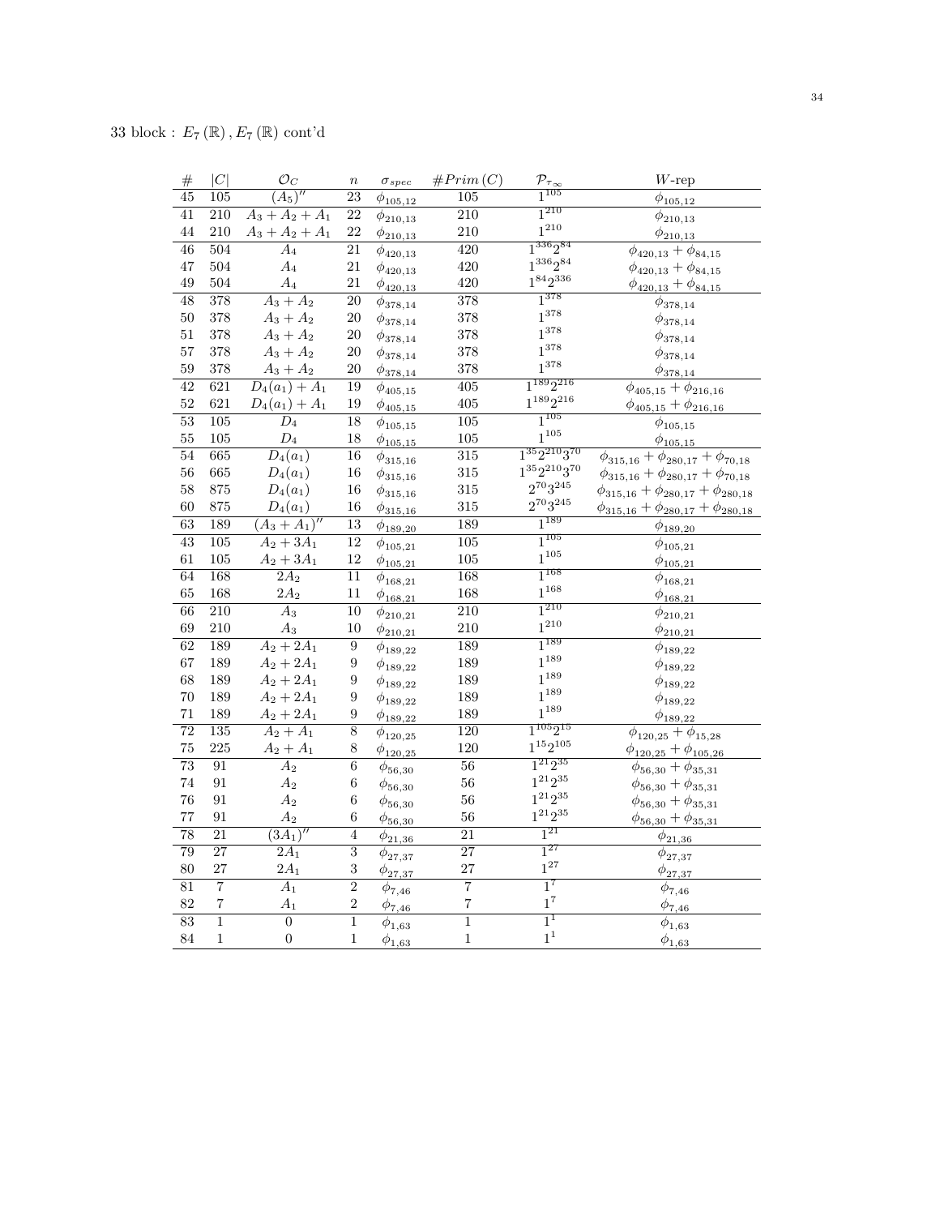33 block : $E_7(\mathbb{R}), E_7(\mathbb{R})$ cont'd

| # | $\|C\|$ | $\mathcal{O}_C$ | $n$ | $\sigma_{spec}$ | $\#Prim(C)$ | $\mathcal{P}_{\tau_\infty}$ | $W$-rep |
|---|---|---|---|---|---|---|---|
| 45 | 105 | $(A_5)''$ | 23 | $\phi_{105,12}$ | 105 | $1^{105}$ | $\phi_{105,12}$ |
| 41 | 210 | $A_3+A_2+A_1$ | 22 | $\phi_{210,13}$ | 210 | $1^{210}$ | $\phi_{210,13}$ |
| 44 | 210 | $A_3+A_2+A_1$ | 22 | $\phi_{210,13}$ | 210 | $1^{210}$ | $\phi_{210,13}$ |
| 46 | 504 | $A_4$ | 21 | $\phi_{420,13}$ | 420 | $1^{336}2^{84}$ | $\phi_{420,13}+\phi_{84,15}$ |
| 47 | 504 | $A_4$ | 21 | $\phi_{420,13}$ | 420 | $1^{336}2^{84}$ | $\phi_{420,13}+\phi_{84,15}$ |
| 49 | 504 | $A_4$ | 21 | $\phi_{420,13}$ | 420 | $1^{84}2^{336}$ | $\phi_{420,13}+\phi_{84,15}$ |
| 48 | 378 | $A_3+A_2$ | 20 | $\phi_{378,14}$ | 378 | $1^{378}$ | $\phi_{378,14}$ |
| 50 | 378 | $A_3+A_2$ | 20 | $\phi_{378,14}$ | 378 | $1^{378}$ | $\phi_{378,14}$ |
| 51 | 378 | $A_3+A_2$ | 20 | $\phi_{378,14}$ | 378 | $1^{378}$ | $\phi_{378,14}$ |
| 57 | 378 | $A_3+A_2$ | 20 | $\phi_{378,14}$ | 378 | $1^{378}$ | $\phi_{378,14}$ |
| 59 | 378 | $A_3+A_2$ | 20 | $\phi_{378,14}$ | 378 | $1^{378}$ | $\phi_{378,14}$ |
| 42 | 621 | $D_4(a_1)+A_1$ | 19 | $\phi_{405,15}$ | 405 | $1^{189}2^{216}$ | $\phi_{405,15}+\phi_{216,16}$ |
| 52 | 621 | $D_4(a_1)+A_1$ | 19 | $\phi_{405,15}$ | 405 | $1^{189}2^{216}$ | $\phi_{405,15}+\phi_{216,16}$ |
| 53 | 105 | $D_4$ | 18 | $\phi_{105,15}$ | 105 | $1^{105}$ | $\phi_{105,15}$ |
| 55 | 105 | $D_4$ | 18 | $\phi_{105,15}$ | 105 | $1^{105}$ | $\phi_{105,15}$ |
| 54 | 665 | $D_4(a_1)$ | 16 | $\phi_{315,16}$ | 315 | $1^{35}2^{210}3^{70}$ | $\phi_{315,16}+\phi_{280,17}+\phi_{70,18}$ |
| 56 | 665 | $D_4(a_1)$ | 16 | $\phi_{315,16}$ | 315 | $1^{35}2^{210}3^{70}$ | $\phi_{315,16}+\phi_{280,17}+\phi_{70,18}$ |
| 58 | 875 | $D_4(a_1)$ | 16 | $\phi_{315,16}$ | 315 | $2^{70}3^{245}$ | $\phi_{315,16}+\phi_{280,17}+\phi_{280,18}$ |
| 60 | 875 | $D_4(a_1)$ | 16 | $\phi_{315,16}$ | 315 | $2^{70}3^{245}$ | $\phi_{315,16}+\phi_{280,17}+\phi_{280,18}$ |
| 63 | 189 | $(A_3+A_1)''$ | 13 | $\phi_{189,20}$ | 189 | $1^{189}$ | $\phi_{189,20}$ |
| 43 | 105 | $A_2+3A_1$ | 12 | $\phi_{105,21}$ | 105 | $1^{105}$ | $\phi_{105,21}$ |
| 61 | 105 | $A_2+3A_1$ | 12 | $\phi_{105,21}$ | 105 | $1^{105}$ | $\phi_{105,21}$ |
| 64 | 168 | $2A_2$ | 11 | $\phi_{168,21}$ | 168 | $1^{168}$ | $\phi_{168,21}$ |
| 65 | 168 | $2A_2$ | 11 | $\phi_{168,21}$ | 168 | $1^{168}$ | $\phi_{168,21}$ |
| 66 | 210 | $A_3$ | 10 | $\phi_{210,21}$ | 210 | $1^{210}$ | $\phi_{210,21}$ |
| 69 | 210 | $A_3$ | 10 | $\phi_{210,21}$ | 210 | $1^{210}$ | $\phi_{210,21}$ |
| 62 | 189 | $A_2+2A_1$ | 9 | $\phi_{189,22}$ | 189 | $1^{189}$ | $\phi_{189,22}$ |
| 67 | 189 | $A_2+2A_1$ | 9 | $\phi_{189,22}$ | 189 | $1^{189}$ | $\phi_{189,22}$ |
| 68 | 189 | $A_2+2A_1$ | 9 | $\phi_{189,22}$ | 189 | $1^{189}$ | $\phi_{189,22}$ |
| 70 | 189 | $A_2+2A_1$ | 9 | $\phi_{189,22}$ | 189 | $1^{189}$ | $\phi_{189,22}$ |
| 71 | 189 | $A_2+2A_1$ | 9 | $\phi_{189,22}$ | 189 | $1^{189}$ | $\phi_{189,22}$ |
| 72 | 135 | $A_2+A_1$ | 8 | $\phi_{120,25}$ | 120 | $1^{105}2^{15}$ | $\phi_{120,25}+\phi_{15,28}$ |
| 75 | 225 | $A_2+A_1$ | 8 | $\phi_{120,25}$ | 120 | $1^{15}2^{105}$ | $\phi_{120,25}+\phi_{105,26}$ |
| 73 | 91 | $A_2$ | 6 | $\phi_{56,30}$ | 56 | $1^{21}2^{35}$ | $\phi_{56,30}+\phi_{35,31}$ |
| 74 | 91 | $A_2$ | 6 | $\phi_{56,30}$ | 56 | $1^{21}2^{35}$ | $\phi_{56,30}+\phi_{35,31}$ |
| 76 | 91 | $A_2$ | 6 | $\phi_{56,30}$ | 56 | $1^{21}2^{35}$ | $\phi_{56,30}+\phi_{35,31}$ |
| 77 | 91 | $A_2$ | 6 | $\phi_{56,30}$ | 56 | $1^{21}2^{35}$ | $\phi_{56,30}+\phi_{35,31}$ |
| 78 | 21 | $(3A_1)''$ | 4 | $\phi_{21,36}$ | 21 | $1^{21}$ | $\phi_{21,36}$ |
| 79 | 27 | $2A_1$ | 3 | $\phi_{27,37}$ | 27 | $1^{27}$ | $\phi_{27,37}$ |
| 80 | 27 | $2A_1$ | 3 | $\phi_{27,37}$ | 27 | $1^{27}$ | $\phi_{27,37}$ |
| 81 | 7 | $A_1$ | 2 | $\phi_{7,46}$ | 7 | $1^{7}$ | $\phi_{7,46}$ |
| 82 | 7 | $A_1$ | 2 | $\phi_{7,46}$ | 7 | $1^{7}$ | $\phi_{7,46}$ |
| 83 | 1 | 0 | 1 | $\phi_{1,63}$ | 1 | $1^{1}$ | $\phi_{1,63}$ |
| 84 | 1 | 0 | 1 | $\phi_{1,63}$ | 1 | $1^{1}$ | $\phi_{1,63}$ |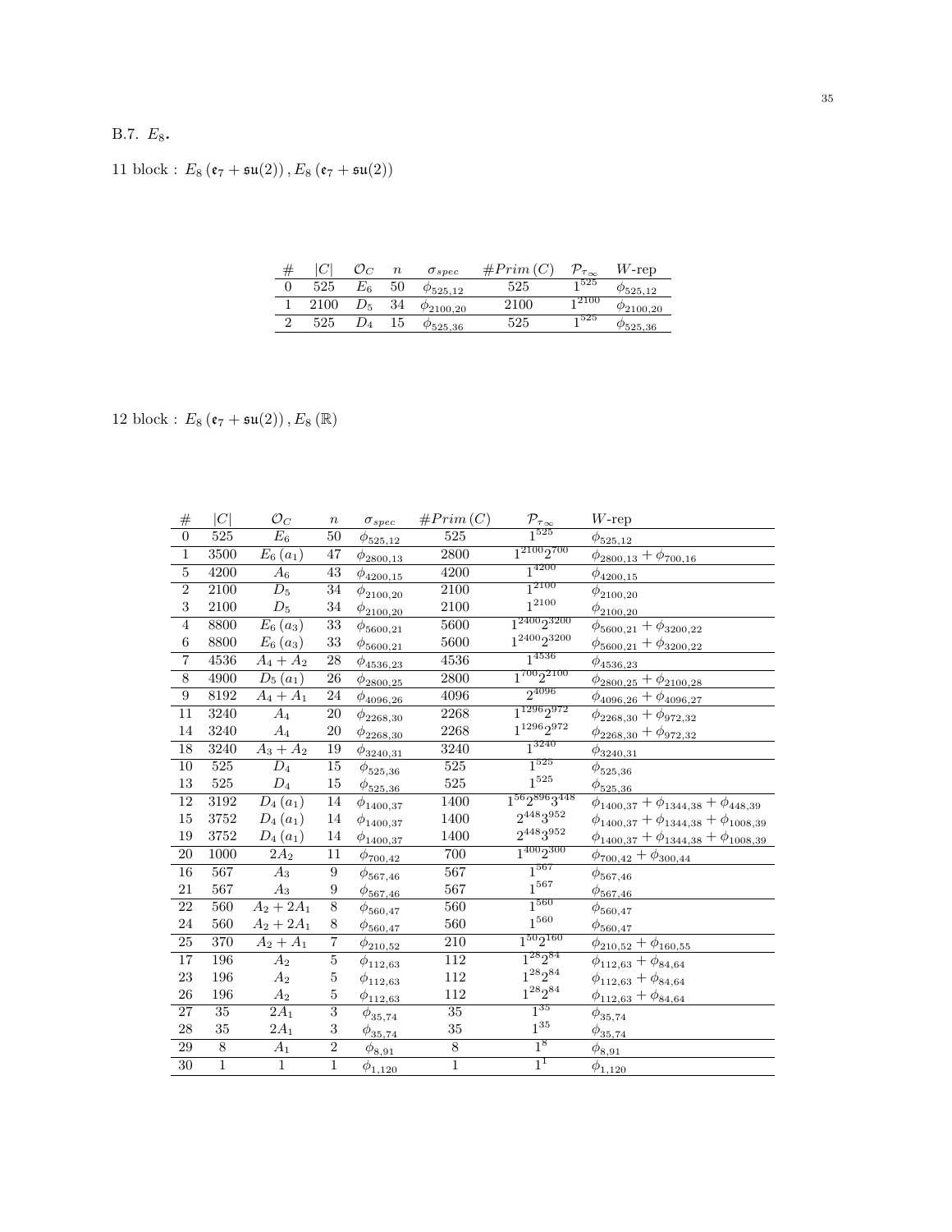B.7. $E_8$.

11 block : $E_8\left(\mathfrak{e}_7+\mathfrak{su}(2)\right), E_8\left(\mathfrak{e}_7+\mathfrak{su}(2)\right)$

| # | $\lvert C\rvert$ | $\mathcal{O}_C$ | $n$ | $\sigma_{spec}$ | $\#Prim\,(C)$ | $\mathcal{P}_{\tau_\infty}$ | $W$-rep |
|---|---|---|---|---|---|---|---|
| 0 | 525 | $E_6$ | 50 | $\phi_{525,12}$ | 525 | $1^{525}$ | $\phi_{525,12}$ |
| 1 | 2100 | $D_5$ | 34 | $\phi_{2100,20}$ | 2100 | $1^{2100}$ | $\phi_{2100,20}$ |
| 2 | 525 | $D_4$ | 15 | $\phi_{525,36}$ | 525 | $1^{525}$ | $\phi_{525,36}$ |

12 block : $E_8\left(\mathfrak{e}_7+\mathfrak{su}(2)\right), E_8\left(\mathbb{R}\right)$

| # | $\lvert C\rvert$ | $\mathcal{O}_C$ | $n$ | $\sigma_{spec}$ | $\#Prim\,(C)$ | $\mathcal{P}_{\tau_\infty}$ | $W$-rep |
|---|---|---|---|---|---|---|---|
| 0 | 525 | $E_6$ | 50 | $\phi_{525,12}$ | 525 | $1^{525}$ | $\phi_{525,12}$ |
| 1 | 3500 | $E_6\,(a_1)$ | 47 | $\phi_{2800,13}$ | 2800 | $1^{2100}2^{700}$ | $\phi_{2800,13}+\phi_{700,16}$ |
| 5 | 4200 | $A_6$ | 43 | $\phi_{4200,15}$ | 4200 | $1^{4200}$ | $\phi_{4200,15}$ |
| 2 | 2100 | $D_5$ | 34 | $\phi_{2100,20}$ | 2100 | $1^{2100}$ | $\phi_{2100,20}$ |
| 3 | 2100 | $D_5$ | 34 | $\phi_{2100,20}$ | 2100 | $1^{2100}$ | $\phi_{2100,20}$ |
| 4 | 8800 | $E_6\,(a_3)$ | 33 | $\phi_{5600,21}$ | 5600 | $1^{2400}2^{3200}$ | $\phi_{5600,21}+\phi_{3200,22}$ |
| 6 | 8800 | $E_6\,(a_3)$ | 33 | $\phi_{5600,21}$ | 5600 | $1^{2400}2^{3200}$ | $\phi_{5600,21}+\phi_{3200,22}$ |
| 7 | 4536 | $A_4+A_2$ | 28 | $\phi_{4536,23}$ | 4536 | $1^{4536}$ | $\phi_{4536,23}$ |
| 8 | 4900 | $D_5\,(a_1)$ | 26 | $\phi_{2800,25}$ | 2800 | $1^{700}2^{2100}$ | $\phi_{2800,25}+\phi_{2100,28}$ |
| 9 | 8192 | $A_4+A_1$ | 24 | $\phi_{4096,26}$ | 4096 | $2^{4096}$ | $\phi_{4096,26}+\phi_{4096,27}$ |
| 11 | 3240 | $A_4$ | 20 | $\phi_{2268,30}$ | 2268 | $1^{1296}2^{972}$ | $\phi_{2268,30}+\phi_{972,32}$ |
| 14 | 3240 | $A_4$ | 20 | $\phi_{2268,30}$ | 2268 | $1^{1296}2^{972}$ | $\phi_{2268,30}+\phi_{972,32}$ |
| 18 | 3240 | $A_3+A_2$ | 19 | $\phi_{3240,31}$ | 3240 | $1^{3240}$ | $\phi_{3240,31}$ |
| 10 | 525 | $D_4$ | 15 | $\phi_{525,36}$ | 525 | $1^{525}$ | $\phi_{525,36}$ |
| 13 | 525 | $D_4$ | 15 | $\phi_{525,36}$ | 525 | $1^{525}$ | $\phi_{525,36}$ |
| 12 | 3192 | $D_4\,(a_1)$ | 14 | $\phi_{1400,37}$ | 1400 | $1^{56}2^{896}3^{448}$ | $\phi_{1400,37}+\phi_{1344,38}+\phi_{448,39}$ |
| 15 | 3752 | $D_4\,(a_1)$ | 14 | $\phi_{1400,37}$ | 1400 | $2^{448}3^{952}$ | $\phi_{1400,37}+\phi_{1344,38}+\phi_{1008,39}$ |
| 19 | 3752 | $D_4\,(a_1)$ | 14 | $\phi_{1400,37}$ | 1400 | $2^{448}3^{952}$ | $\phi_{1400,37}+\phi_{1344,38}+\phi_{1008,39}$ |
| 20 | 1000 | $2A_2$ | 11 | $\phi_{700,42}$ | 700 | $1^{400}2^{300}$ | $\phi_{700,42}+\phi_{300,44}$ |
| 16 | 567 | $A_3$ | 9 | $\phi_{567,46}$ | 567 | $1^{567}$ | $\phi_{567,46}$ |
| 21 | 567 | $A_3$ | 9 | $\phi_{567,46}$ | 567 | $1^{567}$ | $\phi_{567,46}$ |
| 22 | 560 | $A_2+2A_1$ | 8 | $\phi_{560,47}$ | 560 | $1^{560}$ | $\phi_{560,47}$ |
| 24 | 560 | $A_2+2A_1$ | 8 | $\phi_{560,47}$ | 560 | $1^{560}$ | $\phi_{560,47}$ |
| 25 | 370 | $A_2+A_1$ | 7 | $\phi_{210,52}$ | 210 | $1^{50}2^{160}$ | $\phi_{210,52}+\phi_{160,55}$ |
| 17 | 196 | $A_2$ | 5 | $\phi_{112,63}$ | 112 | $1^{28}2^{84}$ | $\phi_{112,63}+\phi_{84,64}$ |
| 23 | 196 | $A_2$ | 5 | $\phi_{112,63}$ | 112 | $1^{28}2^{84}$ | $\phi_{112,63}+\phi_{84,64}$ |
| 26 | 196 | $A_2$ | 5 | $\phi_{112,63}$ | 112 | $1^{28}2^{84}$ | $\phi_{112,63}+\phi_{84,64}$ |
| 27 | 35 | $2A_1$ | 3 | $\phi_{35,74}$ | 35 | $1^{35}$ | $\phi_{35,74}$ |
| 28 | 35 | $2A_1$ | 3 | $\phi_{35,74}$ | 35 | $1^{35}$ | $\phi_{35,74}$ |
| 29 | 8 | $A_1$ | 2 | $\phi_{8,91}$ | 8 | $1^{8}$ | $\phi_{8,91}$ |
| 30 | 1 | 1 | 1 | $\phi_{1,120}$ | 1 | $1^{1}$ | $\phi_{1,120}$ |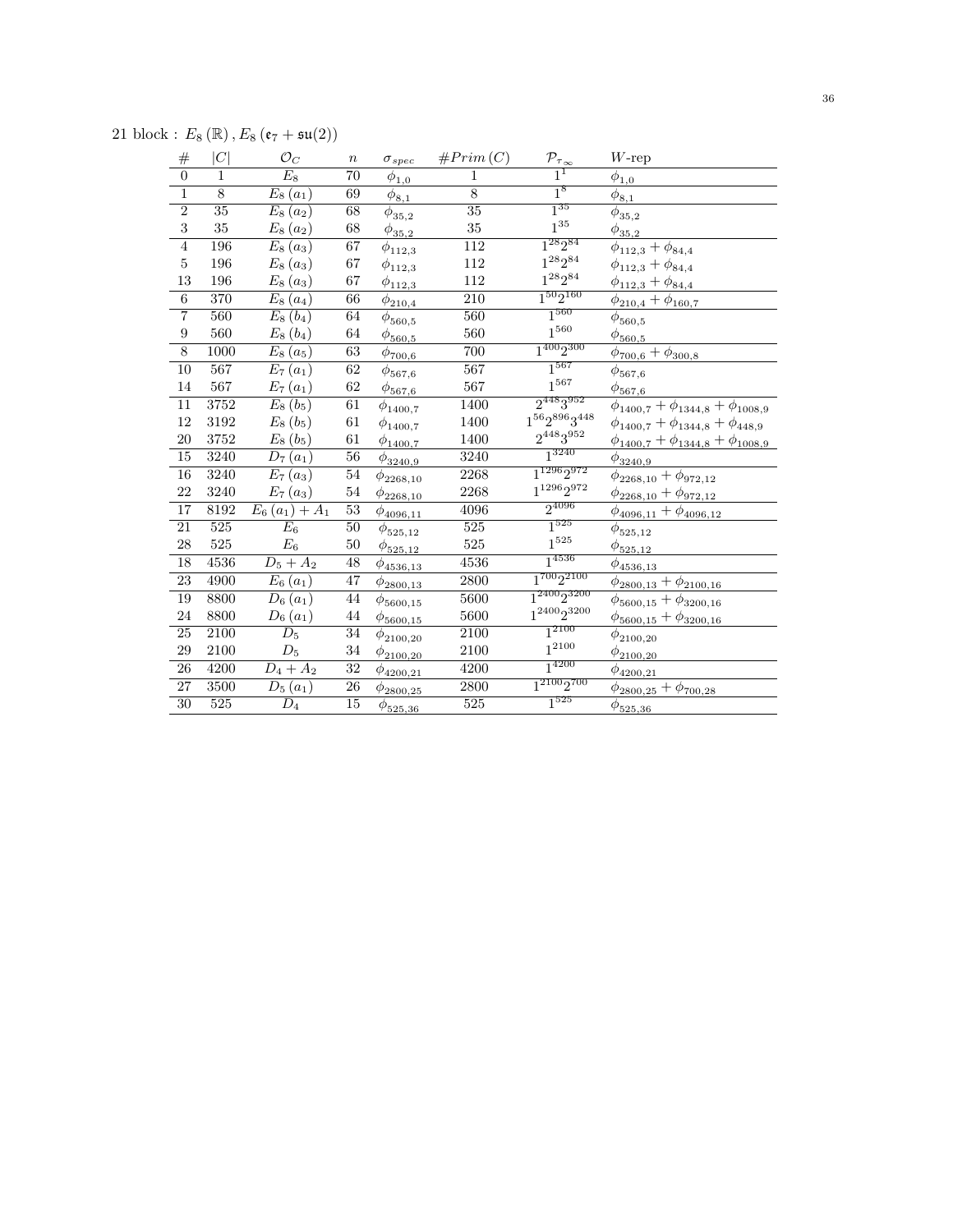21 block : $E_8(\mathbb{R}), E_8(\mathfrak{e}_7 + \mathfrak{su}(2))$

| # | $\lvert C \rvert$ | $\mathcal{O}_C$ | $n$ | $\sigma_{spec}$ | $\#Prim(C)$ | $\mathcal{P}_{\tau_\infty}$ | $W$-rep |
|---|---|---|---|---|---|---|---|
| 0 | 1 | $E_8$ | 70 | $\phi_{1,0}$ | 1 | $1^1$ | $\phi_{1,0}$ |
| 1 | 8 | $E_8(a_1)$ | 69 | $\phi_{8,1}$ | 8 | $1^8$ | $\phi_{8,1}$ |
| 2 | 35 | $E_8(a_2)$ | 68 | $\phi_{35,2}$ | 35 | $1^{35}$ | $\phi_{35,2}$ |
| 3 | 35 | $E_8(a_2)$ | 68 | $\phi_{35,2}$ | 35 | $1^{35}$ | $\phi_{35,2}$ |
| 4 | 196 | $E_8(a_3)$ | 67 | $\phi_{112,3}$ | 112 | $1^{28}2^{84}$ | $\phi_{112,3}+\phi_{84,4}$ |
| 5 | 196 | $E_8(a_3)$ | 67 | $\phi_{112,3}$ | 112 | $1^{28}2^{84}$ | $\phi_{112,3}+\phi_{84,4}$ |
| 13 | 196 | $E_8(a_3)$ | 67 | $\phi_{112,3}$ | 112 | $1^{28}2^{84}$ | $\phi_{112,3}+\phi_{84,4}$ |
| 6 | 370 | $E_8(a_4)$ | 66 | $\phi_{210,4}$ | 210 | $1^{50}2^{160}$ | $\phi_{210,4}+\phi_{160,7}$ |
| 7 | 560 | $E_8(b_4)$ | 64 | $\phi_{560,5}$ | 560 | $1^{560}$ | $\phi_{560,5}$ |
| 9 | 560 | $E_8(b_4)$ | 64 | $\phi_{560,5}$ | 560 | $1^{560}$ | $\phi_{560,5}$ |
| 8 | 1000 | $E_8(a_5)$ | 63 | $\phi_{700,6}$ | 700 | $1^{400}2^{300}$ | $\phi_{700,6}+\phi_{300,8}$ |
| 10 | 567 | $E_7(a_1)$ | 62 | $\phi_{567,6}$ | 567 | $1^{567}$ | $\phi_{567,6}$ |
| 14 | 567 | $E_7(a_1)$ | 62 | $\phi_{567,6}$ | 567 | $1^{567}$ | $\phi_{567,6}$ |
| 11 | 3752 | $E_8(b_5)$ | 61 | $\phi_{1400,7}$ | 1400 | $2^{448}3^{952}$ | $\phi_{1400,7}+\phi_{1344,8}+\phi_{1008,9}$ |
| 12 | 3192 | $E_8(b_5)$ | 61 | $\phi_{1400,7}$ | 1400 | $1^{56}2^{896}3^{448}$ | $\phi_{1400,7}+\phi_{1344,8}+\phi_{448,9}$ |
| 20 | 3752 | $E_8(b_5)$ | 61 | $\phi_{1400,7}$ | 1400 | $2^{448}3^{952}$ | $\phi_{1400,7}+\phi_{1344,8}+\phi_{1008,9}$ |
| 15 | 3240 | $D_7(a_1)$ | 56 | $\phi_{3240,9}$ | 3240 | $1^{3240}$ | $\phi_{3240,9}$ |
| 16 | 3240 | $E_7(a_3)$ | 54 | $\phi_{2268,10}$ | 2268 | $1^{1296}2^{972}$ | $\phi_{2268,10}+\phi_{972,12}$ |
| 22 | 3240 | $E_7(a_3)$ | 54 | $\phi_{2268,10}$ | 2268 | $1^{1296}2^{972}$ | $\phi_{2268,10}+\phi_{972,12}$ |
| 17 | 8192 | $E_6(a_1)+A_1$ | 53 | $\phi_{4096,11}$ | 4096 | $2^{4096}$ | $\phi_{4096,11}+\phi_{4096,12}$ |
| 21 | 525 | $E_6$ | 50 | $\phi_{525,12}$ | 525 | $1^{525}$ | $\phi_{525,12}$ |
| 28 | 525 | $E_6$ | 50 | $\phi_{525,12}$ | 525 | $1^{525}$ | $\phi_{525,12}$ |
| 18 | 4536 | $D_5+A_2$ | 48 | $\phi_{4536,13}$ | 4536 | $1^{4536}$ | $\phi_{4536,13}$ |
| 23 | 4900 | $E_6(a_1)$ | 47 | $\phi_{2800,13}$ | 2800 | $1^{700}2^{2100}$ | $\phi_{2800,13}+\phi_{2100,16}$ |
| 19 | 8800 | $D_6(a_1)$ | 44 | $\phi_{5600,15}$ | 5600 | $1^{2400}2^{3200}$ | $\phi_{5600,15}+\phi_{3200,16}$ |
| 24 | 8800 | $D_6(a_1)$ | 44 | $\phi_{5600,15}$ | 5600 | $1^{2400}2^{3200}$ | $\phi_{5600,15}+\phi_{3200,16}$ |
| 25 | 2100 | $D_5$ | 34 | $\phi_{2100,20}$ | 2100 | $1^{2100}$ | $\phi_{2100,20}$ |
| 29 | 2100 | $D_5$ | 34 | $\phi_{2100,20}$ | 2100 | $1^{2100}$ | $\phi_{2100,20}$ |
| 26 | 4200 | $D_4+A_2$ | 32 | $\phi_{4200,21}$ | 4200 | $1^{4200}$ | $\phi_{4200,21}$ |
| 27 | 3500 | $D_5(a_1)$ | 26 | $\phi_{2800,25}$ | 2800 | $1^{2100}2^{700}$ | $\phi_{2800,25}+\phi_{700,28}$ |
| 30 | 525 | $D_4$ | 15 | $\phi_{525,36}$ | 525 | $1^{525}$ | $\phi_{525,36}$ |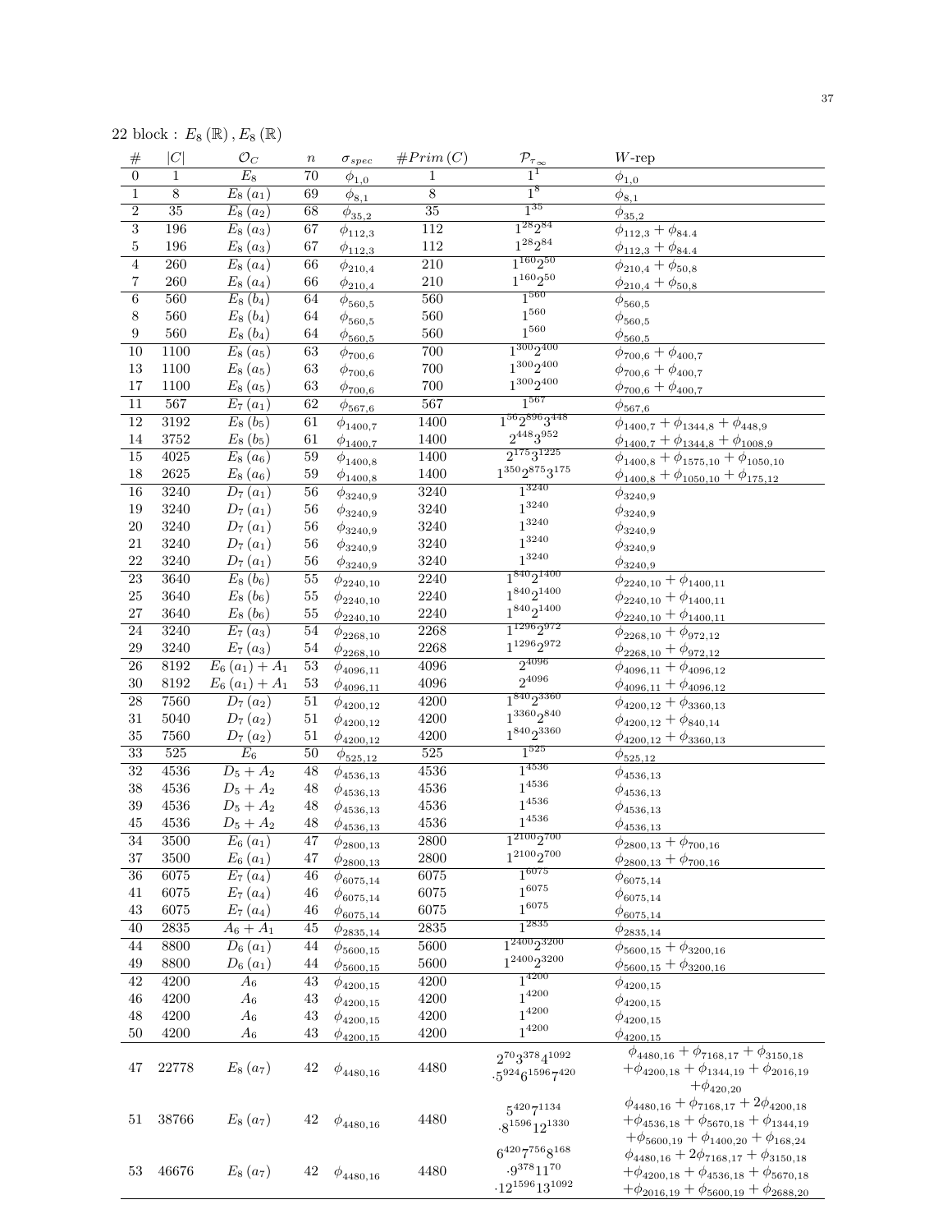22 block : $E_8(\mathbb{R}), E_8(\mathbb{R})$

| # | $\|C\|$ | $\mathcal{O}_C$ | $n$ | $\sigma_{spec}$ | $\#Prim(C)$ | $\mathcal{P}_{\tau_\infty}$ | $W$-rep |
|---|---|---|---|---|---|---|---|
| 0 | 1 | $E_8$ | 70 | $\phi_{1,0}$ | 1 | $1^1$ | $\phi_{1,0}$ |
| 1 | 8 | $E_8(a_1)$ | 69 | $\phi_{8,1}$ | 8 | $1^8$ | $\phi_{8,1}$ |
| 2 | 35 | $E_8(a_2)$ | 68 | $\phi_{35,2}$ | 35 | $1^{35}$ | $\phi_{35,2}$ |
| 3 | 196 | $E_8(a_3)$ | 67 | $\phi_{112,3}$ | 112 | $1^{28}2^{84}$ | $\phi_{112,3}+\phi_{84,4}$ |
| 5 | 196 | $E_8(a_3)$ | 67 | $\phi_{112,3}$ | 112 | $1^{28}2^{84}$ | $\phi_{112,3}+\phi_{84,4}$ |
| 4 | 260 | $E_8(a_4)$ | 66 | $\phi_{210,4}$ | 210 | $1^{160}2^{50}$ | $\phi_{210,4}+\phi_{50,8}$ |
| 7 | 260 | $E_8(a_4)$ | 66 | $\phi_{210,4}$ | 210 | $1^{160}2^{50}$ | $\phi_{210,4}+\phi_{50,8}$ |
| 6 | 560 | $E_8(b_4)$ | 64 | $\phi_{560,5}$ | 560 | $1^{560}$ | $\phi_{560,5}$ |
| 8 | 560 | $E_8(b_4)$ | 64 | $\phi_{560,5}$ | 560 | $1^{560}$ | $\phi_{560,5}$ |
| 9 | 560 | $E_8(b_4)$ | 64 | $\phi_{560,5}$ | 560 | $1^{560}$ | $\phi_{560,5}$ |
| 10 | 1100 | $E_8(a_5)$ | 63 | $\phi_{700,6}$ | 700 | $1^{300}2^{400}$ | $\phi_{700,6}+\phi_{400,7}$ |
| 13 | 1100 | $E_8(a_5)$ | 63 | $\phi_{700,6}$ | 700 | $1^{300}2^{400}$ | $\phi_{700,6}+\phi_{400,7}$ |
| 17 | 1100 | $E_8(a_5)$ | 63 | $\phi_{700,6}$ | 700 | $1^{300}2^{400}$ | $\phi_{700,6}+\phi_{400,7}$ |
| 11 | 567 | $E_7(a_1)$ | 62 | $\phi_{567,6}$ | 567 | $1^{567}$ | $\phi_{567,6}$ |
| 12 | 3192 | $E_8(b_5)$ | 61 | $\phi_{1400,7}$ | 1400 | $1^{56}2^{896}3^{448}$ | $\phi_{1400,7}+\phi_{1344,8}+\phi_{448,9}$ |
| 14 | 3752 | $E_8(b_5)$ | 61 | $\phi_{1400,7}$ | 1400 | $2^{448}3^{952}$ | $\phi_{1400,7}+\phi_{1344,8}+\phi_{1008,9}$ |
| 15 | 4025 | $E_8(a_6)$ | 59 | $\phi_{1400,8}$ | 1400 | $2^{175}3^{1225}$ | $\phi_{1400,8}+\phi_{1575,10}+\phi_{1050,10}$ |
| 18 | 2625 | $E_8(a_6)$ | 59 | $\phi_{1400,8}$ | 1400 | $1^{350}2^{875}3^{175}$ | $\phi_{1400,8}+\phi_{1050,10}+\phi_{175,12}$ |
| 16 | 3240 | $D_7(a_1)$ | 56 | $\phi_{3240,9}$ | 3240 | $1^{3240}$ | $\phi_{3240,9}$ |
| 19 | 3240 | $D_7(a_1)$ | 56 | $\phi_{3240,9}$ | 3240 | $1^{3240}$ | $\phi_{3240,9}$ |
| 20 | 3240 | $D_7(a_1)$ | 56 | $\phi_{3240,9}$ | 3240 | $1^{3240}$ | $\phi_{3240,9}$ |
| 21 | 3240 | $D_7(a_1)$ | 56 | $\phi_{3240,9}$ | 3240 | $1^{3240}$ | $\phi_{3240,9}$ |
| 22 | 3240 | $D_7(a_1)$ | 56 | $\phi_{3240,9}$ | 3240 | $1^{3240}$ | $\phi_{3240,9}$ |
| 23 | 3640 | $E_8(b_6)$ | 55 | $\phi_{2240,10}$ | 2240 | $1^{840}2^{1400}$ | $\phi_{2240,10}+\phi_{1400,11}$ |
| 25 | 3640 | $E_8(b_6)$ | 55 | $\phi_{2240,10}$ | 2240 | $1^{840}2^{1400}$ | $\phi_{2240,10}+\phi_{1400,11}$ |
| 27 | 3640 | $E_8(b_6)$ | 55 | $\phi_{2240,10}$ | 2240 | $1^{840}2^{1400}$ | $\phi_{2240,10}+\phi_{1400,11}$ |
| 24 | 3240 | $E_7(a_3)$ | 54 | $\phi_{2268,10}$ | 2268 | $1^{1296}2^{972}$ | $\phi_{2268,10}+\phi_{972,12}$ |
| 29 | 3240 | $E_7(a_3)$ | 54 | $\phi_{2268,10}$ | 2268 | $1^{1296}2^{972}$ | $\phi_{2268,10}+\phi_{972,12}$ |
| 26 | 8192 | $E_6(a_1)+A_1$ | 53 | $\phi_{4096,11}$ | 4096 | $2^{4096}$ | $\phi_{4096,11}+\phi_{4096,12}$ |
| 30 | 8192 | $E_6(a_1)+A_1$ | 53 | $\phi_{4096,11}$ | 4096 | $2^{4096}$ | $\phi_{4096,11}+\phi_{4096,12}$ |
| 28 | 7560 | $D_7(a_2)$ | 51 | $\phi_{4200,12}$ | 4200 | $1^{840}2^{3360}$ | $\phi_{4200,12}+\phi_{3360,13}$ |
| 31 | 5040 | $D_7(a_2)$ | 51 | $\phi_{4200,12}$ | 4200 | $1^{3360}2^{840}$ | $\phi_{4200,12}+\phi_{840,14}$ |
| 35 | 7560 | $D_7(a_2)$ | 51 | $\phi_{4200,12}$ | 4200 | $1^{840}2^{3360}$ | $\phi_{4200,12}+\phi_{3360,13}$ |
| 33 | 525 | $E_6$ | 50 | $\phi_{525,12}$ | 525 | $1^{525}$ | $\phi_{525,12}$ |
| 32 | 4536 | $D_5+A_2$ | 48 | $\phi_{4536,13}$ | 4536 | $1^{4536}$ | $\phi_{4536,13}$ |
| 38 | 4536 | $D_5+A_2$ | 48 | $\phi_{4536,13}$ | 4536 | $1^{4536}$ | $\phi_{4536,13}$ |
| 39 | 4536 | $D_5+A_2$ | 48 | $\phi_{4536,13}$ | 4536 | $1^{4536}$ | $\phi_{4536,13}$ |
| 45 | 4536 | $D_5+A_2$ | 48 | $\phi_{4536,13}$ | 4536 | $1^{4536}$ | $\phi_{4536,13}$ |
| 34 | 3500 | $E_6(a_1)$ | 47 | $\phi_{2800,13}$ | 2800 | $1^{2100}2^{700}$ | $\phi_{2800,13}+\phi_{700,16}$ |
| 37 | 3500 | $E_6(a_1)$ | 47 | $\phi_{2800,13}$ | 2800 | $1^{2100}2^{700}$ | $\phi_{2800,13}+\phi_{700,16}$ |
| 36 | 6075 | $E_7(a_4)$ | 46 | $\phi_{6075,14}$ | 6075 | $1^{6075}$ | $\phi_{6075,14}$ |
| 41 | 6075 | $E_7(a_4)$ | 46 | $\phi_{6075,14}$ | 6075 | $1^{6075}$ | $\phi_{6075,14}$ |
| 43 | 6075 | $E_7(a_4)$ | 46 | $\phi_{6075,14}$ | 6075 | $1^{6075}$ | $\phi_{6075,14}$ |
| 40 | 2835 | $A_6+A_1$ | 45 | $\phi_{2835,14}$ | 2835 | $1^{2835}$ | $\phi_{2835,14}$ |
| 44 | 8800 | $D_6(a_1)$ | 44 | $\phi_{5600,15}$ | 5600 | $1^{2400}2^{3200}$ | $\phi_{5600,15}+\phi_{3200,16}$ |
| 49 | 8800 | $D_6(a_1)$ | 44 | $\phi_{5600,15}$ | 5600 | $1^{2400}2^{3200}$ | $\phi_{5600,15}+\phi_{3200,16}$ |
| 42 | 4200 | $A_6$ | 43 | $\phi_{4200,15}$ | 4200 | $1^{4200}$ | $\phi_{4200,15}$ |
| 46 | 4200 | $A_6$ | 43 | $\phi_{4200,15}$ | 4200 | $1^{4200}$ | $\phi_{4200,15}$ |
| 48 | 4200 | $A_6$ | 43 | $\phi_{4200,15}$ | 4200 | $1^{4200}$ | $\phi_{4200,15}$ |
| 50 | 4200 | $A_6$ | 43 | $\phi_{4200,15}$ | 4200 | $1^{4200}$ | $\phi_{4200,15}$ |
| 47 | 22778 | $E_8(a_7)$ | 42 | $\phi_{4480,16}$ | 4480 | $2^{70}3^{378}4^{1092}\cdot 5^{924}6^{1596}7^{420}$ | $\phi_{4480,16}+\phi_{7168,17}+\phi_{3150,18}+\phi_{4200,18}+\phi_{1344,19}+\phi_{2016,19}+\phi_{420,20}$ |
| 51 | 38766 | $E_8(a_7)$ | 42 | $\phi_{4480,16}$ | 4480 | $5^{420}7^{1134}\cdot 8^{1596}12^{1330}$ | $\phi_{4480,16}+\phi_{7168,17}+2\phi_{4200,18}+\phi_{4536,18}+\phi_{5670,18}+\phi_{1344,19}+\phi_{5600,19}+\phi_{1400,20}+\phi_{168,24}$ |
| 53 | 46676 | $E_8(a_7)$ | 42 | $\phi_{4480,16}$ | 4480 | $6^{420}7^{756}8^{168}\cdot 9^{378}11^{70}\cdot 12^{1596}13^{1092}$ | $\phi_{4480,16}+2\phi_{7168,17}+\phi_{3150,18}+\phi_{4200,18}+\phi_{4536,18}+\phi_{5670,18}+\phi_{2016,19}+\phi_{5600,19}+\phi_{2688,20}$ |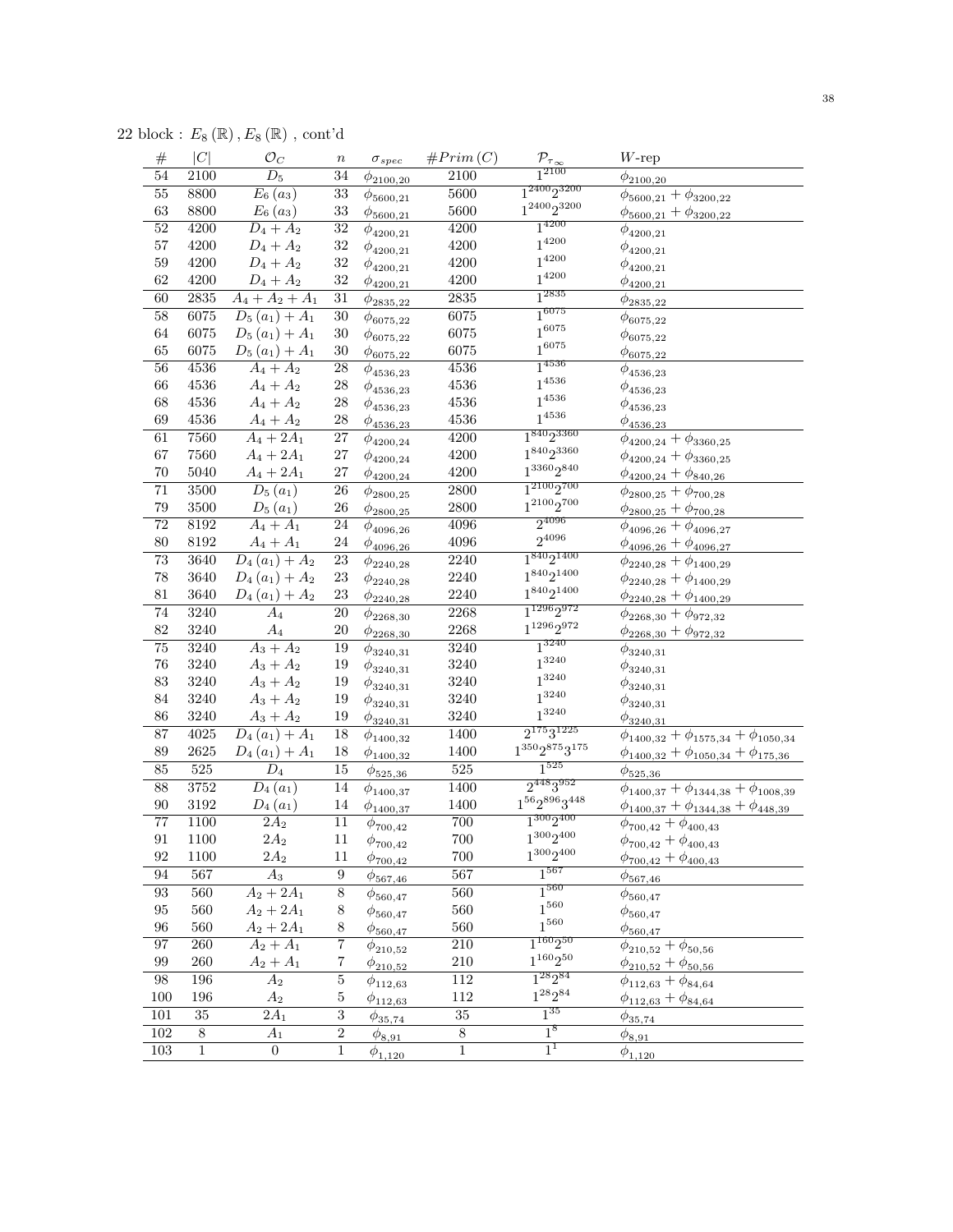22 block : $E_8(\mathbb{R}), E_8(\mathbb{R})$ , cont'd

| # | $\|C\|$ | $\mathcal{O}_C$ | $n$ | $\sigma_{spec}$ | $\#Prim(C)$ | $\mathcal{P}_{\tau_\infty}$ | $W$-rep |
|---|---|---|---|---|---|---|---|
| 54 | 2100 | $D_5$ | 34 | $\phi_{2100,20}$ | 2100 | $1^{2100}$ | $\phi_{2100,20}$ |
| 55 | 8800 | $E_6(a_3)$ | 33 | $\phi_{5600,21}$ | 5600 | $1^{2400}2^{3200}$ | $\phi_{5600,21}+\phi_{3200,22}$ |
| 63 | 8800 | $E_6(a_3)$ | 33 | $\phi_{5600,21}$ | 5600 | $1^{2400}2^{3200}$ | $\phi_{5600,21}+\phi_{3200,22}$ |
| 52 | 4200 | $D_4+A_2$ | 32 | $\phi_{4200,21}$ | 4200 | $1^{4200}$ | $\phi_{4200,21}$ |
| 57 | 4200 | $D_4+A_2$ | 32 | $\phi_{4200,21}$ | 4200 | $1^{4200}$ | $\phi_{4200,21}$ |
| 59 | 4200 | $D_4+A_2$ | 32 | $\phi_{4200,21}$ | 4200 | $1^{4200}$ | $\phi_{4200,21}$ |
| 62 | 4200 | $D_4+A_2$ | 32 | $\phi_{4200,21}$ | 4200 | $1^{4200}$ | $\phi_{4200,21}$ |
| 60 | 2835 | $A_4+A_2+A_1$ | 31 | $\phi_{2835,22}$ | 2835 | $1^{2835}$ | $\phi_{2835,22}$ |
| 58 | 6075 | $D_5(a_1)+A_1$ | 30 | $\phi_{6075,22}$ | 6075 | $1^{6075}$ | $\phi_{6075,22}$ |
| 64 | 6075 | $D_5(a_1)+A_1$ | 30 | $\phi_{6075,22}$ | 6075 | $1^{6075}$ | $\phi_{6075,22}$ |
| 65 | 6075 | $D_5(a_1)+A_1$ | 30 | $\phi_{6075,22}$ | 6075 | $1^{6075}$ | $\phi_{6075,22}$ |
| 56 | 4536 | $A_4+A_2$ | 28 | $\phi_{4536,23}$ | 4536 | $1^{4536}$ | $\phi_{4536,23}$ |
| 66 | 4536 | $A_4+A_2$ | 28 | $\phi_{4536,23}$ | 4536 | $1^{4536}$ | $\phi_{4536,23}$ |
| 68 | 4536 | $A_4+A_2$ | 28 | $\phi_{4536,23}$ | 4536 | $1^{4536}$ | $\phi_{4536,23}$ |
| 69 | 4536 | $A_4+A_2$ | 28 | $\phi_{4536,23}$ | 4536 | $1^{4536}$ | $\phi_{4536,23}$ |
| 61 | 7560 | $A_4+2A_1$ | 27 | $\phi_{4200,24}$ | 4200 | $1^{840}2^{3360}$ | $\phi_{4200,24}+\phi_{3360,25}$ |
| 67 | 7560 | $A_4+2A_1$ | 27 | $\phi_{4200,24}$ | 4200 | $1^{840}2^{3360}$ | $\phi_{4200,24}+\phi_{3360,25}$ |
| 70 | 5040 | $A_4+2A_1$ | 27 | $\phi_{4200,24}$ | 4200 | $1^{3360}2^{840}$ | $\phi_{4200,24}+\phi_{840,26}$ |
| 71 | 3500 | $D_5(a_1)$ | 26 | $\phi_{2800,25}$ | 2800 | $1^{2100}2^{700}$ | $\phi_{2800,25}+\phi_{700,28}$ |
| 79 | 3500 | $D_5(a_1)$ | 26 | $\phi_{2800,25}$ | 2800 | $1^{2100}2^{700}$ | $\phi_{2800,25}+\phi_{700,28}$ |
| 72 | 8192 | $A_4+A_1$ | 24 | $\phi_{4096,26}$ | 4096 | $2^{4096}$ | $\phi_{4096,26}+\phi_{4096,27}$ |
| 80 | 8192 | $A_4+A_1$ | 24 | $\phi_{4096,26}$ | 4096 | $2^{4096}$ | $\phi_{4096,26}+\phi_{4096,27}$ |
| 73 | 3640 | $D_4(a_1)+A_2$ | 23 | $\phi_{2240,28}$ | 2240 | $1^{840}2^{1400}$ | $\phi_{2240,28}+\phi_{1400,29}$ |
| 78 | 3640 | $D_4(a_1)+A_2$ | 23 | $\phi_{2240,28}$ | 2240 | $1^{840}2^{1400}$ | $\phi_{2240,28}+\phi_{1400,29}$ |
| 81 | 3640 | $D_4(a_1)+A_2$ | 23 | $\phi_{2240,28}$ | 2240 | $1^{840}2^{1400}$ | $\phi_{2240,28}+\phi_{1400,29}$ |
| 74 | 3240 | $A_4$ | 20 | $\phi_{2268,30}$ | 2268 | $1^{1296}2^{972}$ | $\phi_{2268,30}+\phi_{972,32}$ |
| 82 | 3240 | $A_4$ | 20 | $\phi_{2268,30}$ | 2268 | $1^{1296}2^{972}$ | $\phi_{2268,30}+\phi_{972,32}$ |
| 75 | 3240 | $A_3+A_2$ | 19 | $\phi_{3240,31}$ | 3240 | $1^{3240}$ | $\phi_{3240,31}$ |
| 76 | 3240 | $A_3+A_2$ | 19 | $\phi_{3240,31}$ | 3240 | $1^{3240}$ | $\phi_{3240,31}$ |
| 83 | 3240 | $A_3+A_2$ | 19 | $\phi_{3240,31}$ | 3240 | $1^{3240}$ | $\phi_{3240,31}$ |
| 84 | 3240 | $A_3+A_2$ | 19 | $\phi_{3240,31}$ | 3240 | $1^{3240}$ | $\phi_{3240,31}$ |
| 86 | 3240 | $A_3+A_2$ | 19 | $\phi_{3240,31}$ | 3240 | $1^{3240}$ | $\phi_{3240,31}$ |
| 87 | 4025 | $D_4(a_1)+A_1$ | 18 | $\phi_{1400,32}$ | 1400 | $2^{175}3^{1225}$ | $\phi_{1400,32}+\phi_{1575,34}+\phi_{1050,34}$ |
| 89 | 2625 | $D_4(a_1)+A_1$ | 18 | $\phi_{1400,32}$ | 1400 | $1^{350}2^{875}3^{175}$ | $\phi_{1400,32}+\phi_{1050,34}+\phi_{175,36}$ |
| 85 | 525 | $D_4$ | 15 | $\phi_{525,36}$ | 525 | $1^{525}$ | $\phi_{525,36}$ |
| 88 | 3752 | $D_4(a_1)$ | 14 | $\phi_{1400,37}$ | 1400 | $2^{448}3^{952}$ | $\phi_{1400,37}+\phi_{1344,38}+\phi_{1008,39}$ |
| 90 | 3192 | $D_4(a_1)$ | 14 | $\phi_{1400,37}$ | 1400 | $1^{56}2^{896}3^{448}$ | $\phi_{1400,37}+\phi_{1344,38}+\phi_{448,39}$ |
| 77 | 1100 | $2A_2$ | 11 | $\phi_{700,42}$ | 700 | $1^{300}2^{400}$ | $\phi_{700,42}+\phi_{400,43}$ |
| 91 | 1100 | $2A_2$ | 11 | $\phi_{700,42}$ | 700 | $1^{300}2^{400}$ | $\phi_{700,42}+\phi_{400,43}$ |
| 92 | 1100 | $2A_2$ | 11 | $\phi_{700,42}$ | 700 | $1^{300}2^{400}$ | $\phi_{700,42}+\phi_{400,43}$ |
| 94 | 567 | $A_3$ | 9 | $\phi_{567,46}$ | 567 | $1^{567}$ | $\phi_{567,46}$ |
| 93 | 560 | $A_2+2A_1$ | 8 | $\phi_{560,47}$ | 560 | $1^{560}$ | $\phi_{560,47}$ |
| 95 | 560 | $A_2+2A_1$ | 8 | $\phi_{560,47}$ | 560 | $1^{560}$ | $\phi_{560,47}$ |
| 96 | 560 | $A_2+2A_1$ | 8 | $\phi_{560,47}$ | 560 | $1^{560}$ | $\phi_{560,47}$ |
| 97 | 260 | $A_2+A_1$ | 7 | $\phi_{210,52}$ | 210 | $1^{160}2^{50}$ | $\phi_{210,52}+\phi_{50,56}$ |
| 99 | 260 | $A_2+A_1$ | 7 | $\phi_{210,52}$ | 210 | $1^{160}2^{50}$ | $\phi_{210,52}+\phi_{50,56}$ |
| 98 | 196 | $A_2$ | 5 | $\phi_{112,63}$ | 112 | $1^{28}2^{84}$ | $\phi_{112,63}+\phi_{84,64}$ |
| 100 | 196 | $A_2$ | 5 | $\phi_{112,63}$ | 112 | $1^{28}2^{84}$ | $\phi_{112,63}+\phi_{84,64}$ |
| 101 | 35 | $2A_1$ | 3 | $\phi_{35,74}$ | 35 | $1^{35}$ | $\phi_{35,74}$ |
| 102 | 8 | $A_1$ | 2 | $\phi_{8,91}$ | 8 | $1^{8}$ | $\phi_{8,91}$ |
| 103 | 1 | 0 | 1 | $\phi_{1,120}$ | 1 | $1^{1}$ | $\phi_{1,120}$ |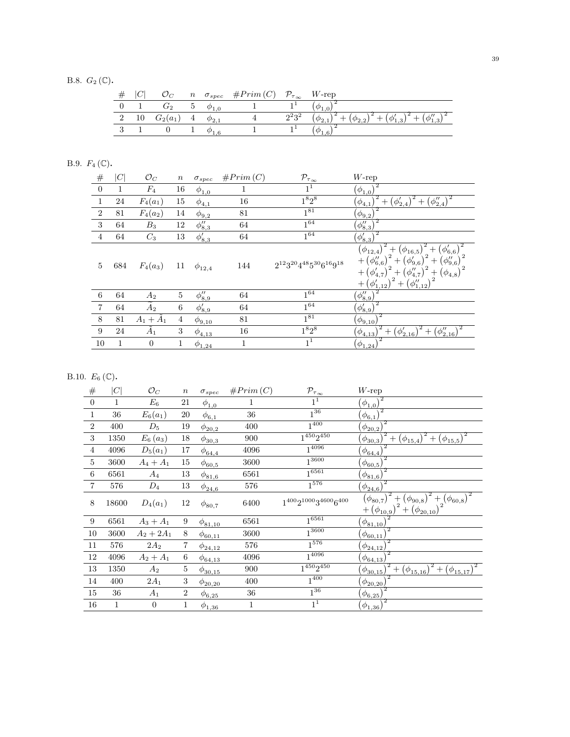B.8. $G_2(\mathbb{C})$.

| # | $\|C\|$ | $\mathcal{O}_C$ | $n$ | $\sigma_{spec}$ | $\#Prim(C)$ | $\mathcal{P}_{\tau_\infty}$ | $W$-rep |
|---|---|---|---|---|---|---|---|
| 0 | 1 | $G_2$ | 5 | $\phi_{1,0}$ | 1 | $1^1$ | $(\phi_{1,0})^2$ |
| 2 | 10 | $G_2(a_1)$ | 4 | $\phi_{2,1}$ | 4 | $2^2 3^2$ | $(\phi_{2,1})^2 + (\phi_{2,2})^2 + (\phi'_{1,3})^2 + (\phi''_{1,3})^2$ |
| 3 | 1 | 0 | 1 | $\phi_{1,6}$ | 1 | $1^1$ | $(\phi_{1,6})^2$ |

B.9. $F_4(\mathbb{C})$.

| # | $\|C\|$ | $\mathcal{O}_C$ | $n$ | $\sigma_{spec}$ | $\#Prim(C)$ | $\mathcal{P}_{\tau_\infty}$ | $W$-rep |
|---|---|---|---|---|---|---|---|
| 0 | 1 | $F_4$ | 16 | $\phi_{1,0}$ | 1 | $1^1$ | $(\phi_{1,0})^2$ |
| 1 | 24 | $F_4(a_1)$ | 15 | $\phi_{4,1}$ | 16 | $1^8 2^8$ | $(\phi_{4,1})^2 + (\phi'_{2,4})^2 + (\phi''_{2,4})^2$ |
| 2 | 81 | $F_4(a_2)$ | 14 | $\phi_{9,2}$ | 81 | $1^{81}$ | $(\phi_{9,2})^2$ |
| 3 | 64 | $B_3$ | 12 | $\phi''_{8,3}$ | 64 | $1^{64}$ | $(\phi''_{8,3})^2$ |
| 4 | 64 | $C_3$ | 13 | $\phi'_{8,3}$ | 64 | $1^{64}$ | $(\phi'_{8,3})^2$ |
| 5 | 684 | $F_4(a_3)$ | 11 | $\phi_{12,4}$ | 144 | $2^{12} 3^{20} 4^{48} 5^{30} 6^{16} 9^{18}$ | $(\phi_{12,4})^2 + (\phi_{16,5})^2 + (\phi'_{6,6})^2 + (\phi''_{6,6})^2 + (\phi'_{9,6})^2 + (\phi''_{9,6})^2 + (\phi'_{4,7})^2 + (\phi''_{4,7})^2 + (\phi_{4,8})^2 + (\phi'_{1,12})^2 + (\phi''_{1,12})^2$ |
| 6 | 64 | $A_2$ | 5 | $\phi''_{8,9}$ | 64 | $1^{64}$ | $(\phi''_{8,9})^2$ |
| 7 | 64 | $\tilde{A}_2$ | 6 | $\phi'_{8,9}$ | 64 | $1^{64}$ | $(\phi'_{8,9})^2$ |
| 8 | 81 | $A_1 + \tilde{A}_1$ | 4 | $\phi_{9,10}$ | 81 | $1^{81}$ | $(\phi_{9,10})^2$ |
| 9 | 24 | $\tilde{A}_1$ | 3 | $\phi_{4,13}$ | 16 | $1^8 2^8$ | $(\phi_{4,13})^2 + (\phi'_{2,16})^2 + (\phi''_{2,16})^2$ |
| 10 | 1 | 0 | 1 | $\phi_{1,24}$ | 1 | $1^1$ | $(\phi_{1,24})^2$ |

B.10. $E_6(\mathbb{C})$.

| # | $\|C\|$ | $\mathcal{O}_C$ | $n$ | $\sigma_{spec}$ | $\#Prim(C)$ | $\mathcal{P}_{\tau_\infty}$ | $W$-rep |
|---|---|---|---|---|---|---|---|
| 0 | 1 | $E_6$ | 21 | $\phi_{1,0}$ | 1 | $1^1$ | $(\phi_{1,0})^2$ |
| 1 | 36 | $E_6(a_1)$ | 20 | $\phi_{6,1}$ | 36 | $1^{36}$ | $(\phi_{6,1})^2$ |
| 2 | 400 | $D_5$ | 19 | $\phi_{20,2}$ | 400 | $1^{400}$ | $(\phi_{20,2})^2$ |
| 3 | 1350 | $E_6(a_3)$ | 18 | $\phi_{30,3}$ | 900 | $1^{450} 2^{450}$ | $(\phi_{30,3})^2 + (\phi_{15,4})^2 + (\phi_{15,5})^2$ |
| 4 | 4096 | $D_5(a_1)$ | 17 | $\phi_{64,4}$ | 4096 | $1^{4096}$ | $(\phi_{64,4})^2$ |
| 5 | 3600 | $A_4 + A_1$ | 15 | $\phi_{60,5}$ | 3600 | $1^{3600}$ | $(\phi_{60,5})^2$ |
| 6 | 6561 | $A_4$ | 13 | $\phi_{81,6}$ | 6561 | $1^{6561}$ | $(\phi_{81,6})^2$ |
| 7 | 576 | $D_4$ | 13 | $\phi_{24,6}$ | 576 | $1^{576}$ | $(\phi_{24,6})^2$ |
| 8 | 18600 | $D_4(a_1)$ | 12 | $\phi_{80,7}$ | 6400 | $1^{400} 2^{1000} 3^{4600} 6^{400}$ | $(\phi_{80,7})^2 + (\phi_{90,8})^2 + (\phi_{60,8})^2 + (\phi_{10,9})^2 + (\phi_{20,10})^2$ |
| 9 | 6561 | $A_3 + A_1$ | 9 | $\phi_{81,10}$ | 6561 | $1^{6561}$ | $(\phi_{81,10})^2$ |
| 10 | 3600 | $A_2 + 2A_1$ | 8 | $\phi_{60,11}$ | 3600 | $1^{3600}$ | $(\phi_{60,11})^2$ |
| 11 | 576 | $2A_2$ | 7 | $\phi_{24,12}$ | 576 | $1^{576}$ | $(\phi_{24,12})^2$ |
| 12 | 4096 | $A_2 + A_1$ | 6 | $\phi_{64,13}$ | 4096 | $1^{4096}$ | $(\phi_{64,13})^2$ |
| 13 | 1350 | $A_2$ | 5 | $\phi_{30,15}$ | 900 | $1^{450} 2^{450}$ | $(\phi_{30,15})^2 + (\phi_{15,16})^2 + (\phi_{15,17})^2$ |
| 14 | 400 | $2A_1$ | 3 | $\phi_{20,20}$ | 400 | $1^{400}$ | $(\phi_{20,20})^2$ |
| 15 | 36 | $A_1$ | 2 | $\phi_{6,25}$ | 36 | $1^{36}$ | $(\phi_{6,25})^2$ |
| 16 | 1 | 0 | 1 | $\phi_{1,36}$ | 1 | $1^1$ | $(\phi_{1,36})^2$ |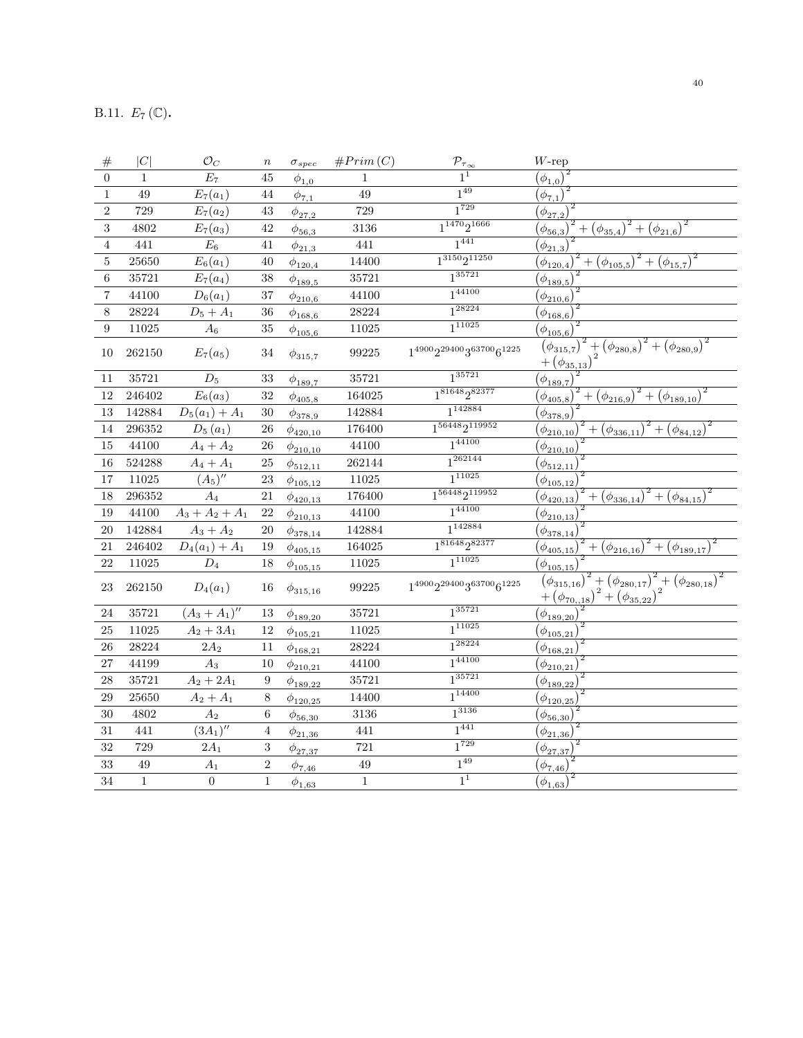B.11. $E_7(\mathbb{C})$.

| # | $\|C\|$ | $\mathcal{O}_C$ | $n$ | $\sigma_{spec}$ | $\#Prim(C)$ | $\mathcal{P}_{\tau_\infty}$ | $W$-rep |
|---|---|---|---|---|---|---|---|
| 0 | 1 | $E_7$ | 45 | $\phi_{1,0}$ | 1 | $1^1$ | $(\phi_{1,0})^2$ |
| 1 | 49 | $E_7(a_1)$ | 44 | $\phi_{7,1}$ | 49 | $1^{49}$ | $(\phi_{7,1})^2$ |
| 2 | 729 | $E_7(a_2)$ | 43 | $\phi_{27,2}$ | 729 | $1^{729}$ | $(\phi_{27,2})^2$ |
| 3 | 4802 | $E_7(a_3)$ | 42 | $\phi_{56,3}$ | 3136 | $1^{1470}2^{1666}$ | $(\phi_{56,3})^2+(\phi_{35,4})^2+(\phi_{21,6})^2$ |
| 4 | 441 | $E_6$ | 41 | $\phi_{21,3}$ | 441 | $1^{441}$ | $(\phi_{21,3})^2$ |
| 5 | 25650 | $E_6(a_1)$ | 40 | $\phi_{120,4}$ | 14400 | $1^{3150}2^{11250}$ | $(\phi_{120,4})^2+(\phi_{105,5})^2+(\phi_{15,7})^2$ |
| 6 | 35721 | $E_7(a_4)$ | 38 | $\phi_{189,5}$ | 35721 | $1^{35721}$ | $(\phi_{189,5})^2$ |
| 7 | 44100 | $D_6(a_1)$ | 37 | $\phi_{210,6}$ | 44100 | $1^{44100}$ | $(\phi_{210,6})^2$ |
| 8 | 28224 | $D_5+A_1$ | 36 | $\phi_{168,6}$ | 28224 | $1^{28224}$ | $(\phi_{168,6})^2$ |
| 9 | 11025 | $A_6$ | 35 | $\phi_{105,6}$ | 11025 | $1^{11025}$ | $(\phi_{105,6})^2$ |
| 10 | 262150 | $E_7(a_5)$ | 34 | $\phi_{315,7}$ | 99225 | $1^{4900}2^{29400}3^{63700}6^{1225}$ | $(\phi_{315,7})^2+(\phi_{280,8})^2+(\phi_{280,9})^2$ $+(\phi_{35,13})^2$ |
| 11 | 35721 | $D_5$ | 33 | $\phi_{189,7}$ | 35721 | $1^{35721}$ | $(\phi_{189,7})^2$ |
| 12 | 246402 | $E_6(a_3)$ | 32 | $\phi_{405,8}$ | 164025 | $1^{81648}2^{82377}$ | $(\phi_{405,8})^2+(\phi_{216,9})^2+(\phi_{189,10})^2$ |
| 13 | 142884 | $D_5(a_1)+A_1$ | 30 | $\phi_{378,9}$ | 142884 | $1^{142884}$ | $(\phi_{378,9})^2$ |
| 14 | 296352 | $D_5(a_1)$ | 26 | $\phi_{420,10}$ | 176400 | $1^{56448}2^{119952}$ | $(\phi_{210,10})^2+(\phi_{336,11})^2+(\phi_{84,12})^2$ |
| 15 | 44100 | $A_4+A_2$ | 26 | $\phi_{210,10}$ | 44100 | $1^{44100}$ | $(\phi_{210,10})^2$ |
| 16 | 524288 | $A_4+A_1$ | 25 | $\phi_{512,11}$ | 262144 | $1^{262144}$ | $(\phi_{512,11})^2$ |
| 17 | 11025 | $(A_5)''$ | 23 | $\phi_{105,12}$ | 11025 | $1^{11025}$ | $(\phi_{105,12})^2$ |
| 18 | 296352 | $A_4$ | 21 | $\phi_{420,13}$ | 176400 | $1^{56448}2^{119952}$ | $(\phi_{420,13})^2+(\phi_{336,14})^2+(\phi_{84,15})^2$ |
| 19 | 44100 | $A_3+A_2+A_1$ | 22 | $\phi_{210,13}$ | 44100 | $1^{44100}$ | $(\phi_{210,13})^2$ |
| 20 | 142884 | $A_3+A_2$ | 20 | $\phi_{378,14}$ | 142884 | $1^{142884}$ | $(\phi_{378,14})^2$ |
| 21 | 246402 | $D_4(a_1)+A_1$ | 19 | $\phi_{405,15}$ | 164025 | $1^{81648}2^{82377}$ | $(\phi_{405,15})^2+(\phi_{216,16})^2+(\phi_{189,17})^2$ |
| 22 | 11025 | $D_4$ | 18 | $\phi_{105,15}$ | 11025 | $1^{11025}$ | $(\phi_{105,15})^2$ |
| 23 | 262150 | $D_4(a_1)$ | 16 | $\phi_{315,16}$ | 99225 | $1^{4900}2^{29400}3^{63700}6^{1225}$ | $(\phi_{315,16})^2+(\phi_{280,17})^2+(\phi_{280,18})^2$ $+(\phi_{70,,18})^2+(\phi_{35,22})^2$ |
| 24 | 35721 | $(A_3+A_1)''$ | 13 | $\phi_{189,20}$ | 35721 | $1^{35721}$ | $(\phi_{189,20})^2$ |
| 25 | 11025 | $A_2+3A_1$ | 12 | $\phi_{105,21}$ | 11025 | $1^{11025}$ | $(\phi_{105,21})^2$ |
| 26 | 28224 | $2A_2$ | 11 | $\phi_{168,21}$ | 28224 | $1^{28224}$ | $(\phi_{168,21})^2$ |
| 27 | 44199 | $A_3$ | 10 | $\phi_{210,21}$ | 44100 | $1^{44100}$ | $(\phi_{210,21})^2$ |
| 28 | 35721 | $A_2+2A_1$ | 9 | $\phi_{189,22}$ | 35721 | $1^{35721}$ | $(\phi_{189,22})^2$ |
| 29 | 25650 | $A_2+A_1$ | 8 | $\phi_{120,25}$ | 14400 | $1^{14400}$ | $(\phi_{120,25})^2$ |
| 30 | 4802 | $A_2$ | 6 | $\phi_{56,30}$ | 3136 | $1^{3136}$ | $(\phi_{56,30})^2$ |
| 31 | 441 | $(3A_1)''$ | 4 | $\phi_{21,36}$ | 441 | $1^{441}$ | $(\phi_{21,36})^2$ |
| 32 | 729 | $2A_1$ | 3 | $\phi_{27,37}$ | 721 | $1^{729}$ | $(\phi_{27,37})^2$ |
| 33 | 49 | $A_1$ | 2 | $\phi_{7,46}$ | 49 | $1^{49}$ | $(\phi_{7,46})^2$ |
| 34 | 1 | 0 | 1 | $\phi_{1,63}$ | 1 | $1^1$ | $(\phi_{1,63})^2$ |